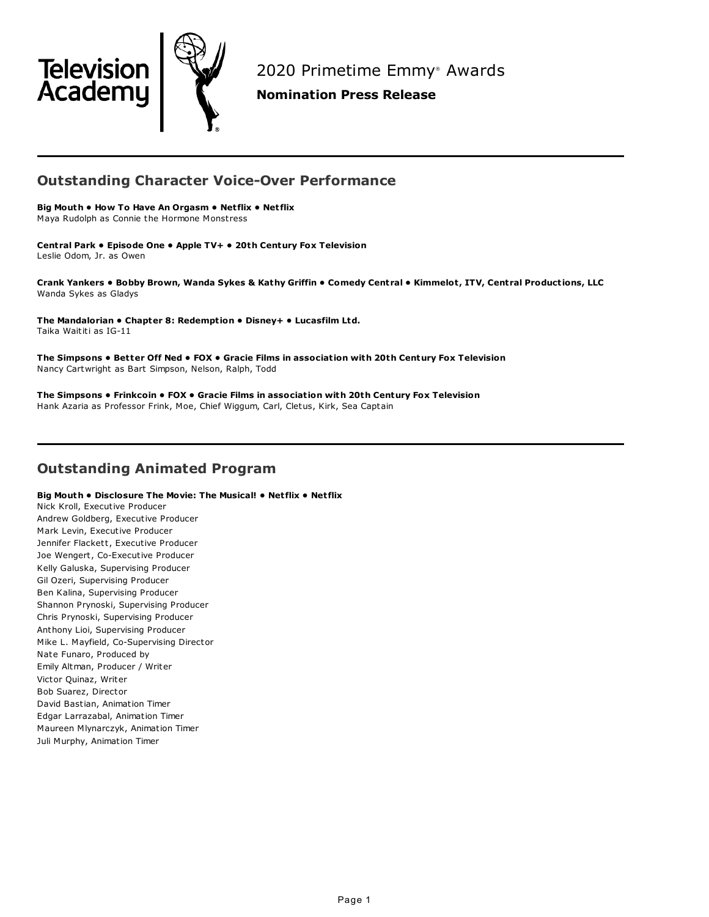Television Academy

# 2020 Primetime Emmy® Awards

**Nomination Press Release**

## Outstanding Character Voice-Over Performance

**Big Mouth • How To Have An Orgasm • Netflix • Netflix**
Maya Rudolph as Connie the Hormone Monstress

**Central Park • Episode One • Apple TV+ • 20th Century Fox Television**
Leslie Odom, Jr. as Owen

**Crank Yankers • Bobby Brown, Wanda Sykes & Kathy Griffin • Comedy Central • Kimmelot, ITV, Central Productions, LLC**
Wanda Sykes as Gladys

**The Mandalorian • Chapter 8: Redemption • Disney+ • Lucasfilm Ltd.**
Taika Waititi as IG-11

**The Simpsons • Better Off Ned • FOX • Gracie Films in association with 20th Century Fox Television**
Nancy Cartwright as Bart Simpson, Nelson, Ralph, Todd

**The Simpsons • Frinkcoin • FOX • Gracie Films in association with 20th Century Fox Television**
Hank Azaria as Professor Frink, Moe, Chief Wiggum, Carl, Cletus, Kirk, Sea Captain

## Outstanding Animated Program

**Big Mouth • Disclosure The Movie: The Musical! • Netflix • Netflix**
Nick Kroll, Executive Producer
Andrew Goldberg, Executive Producer
Mark Levin, Executive Producer
Jennifer Flackett, Executive Producer
Joe Wengert, Co-Executive Producer
Kelly Galuska, Supervising Producer
Gil Ozeri, Supervising Producer
Ben Kalina, Supervising Producer
Shannon Prynoski, Supervising Producer
Chris Prynoski, Supervising Producer
Anthony Lioi, Supervising Producer
Mike L. Mayfield, Co-Supervising Director
Nate Funaro, Produced by
Emily Altman, Producer / Writer
Victor Quinaz, Writer
Bob Suarez, Director
David Bastian, Animation Timer
Edgar Larrazabal, Animation Timer
Maureen Mlynarczyk, Animation Timer
Juli Murphy, Animation Timer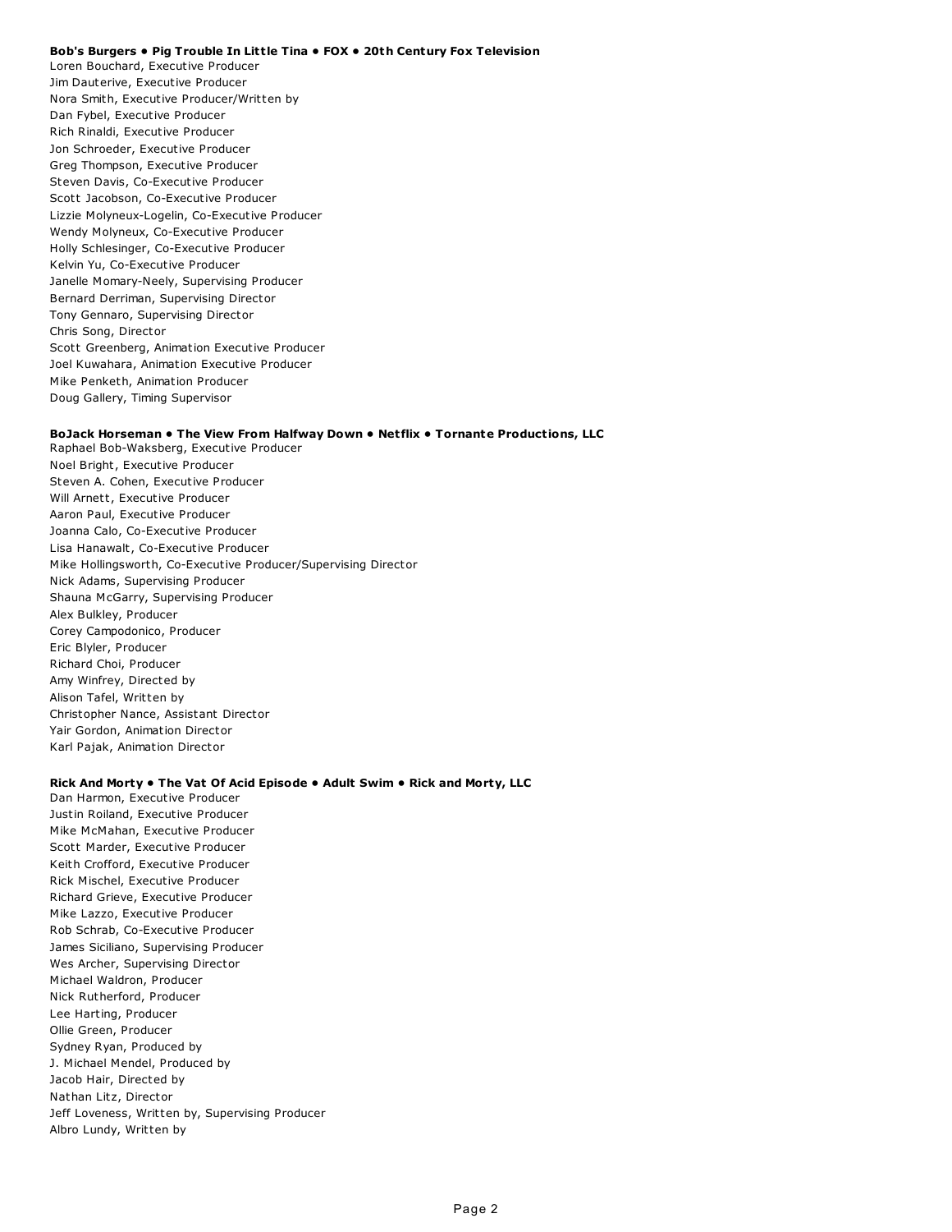**Bob's Burgers • Pig Trouble In Little Tina • FOX • 20th Century Fox Television**

Loren Bouchard, Executive Producer
Jim Dauterive, Executive Producer
Nora Smith, Executive Producer/Written by
Dan Fybel, Executive Producer
Rich Rinaldi, Executive Producer
Jon Schroeder, Executive Producer
Greg Thompson, Executive Producer
Steven Davis, Co-Executive Producer
Scott Jacobson, Co-Executive Producer
Lizzie Molyneux-Logelin, Co-Executive Producer
Wendy Molyneux, Co-Executive Producer
Holly Schlesinger, Co-Executive Producer
Kelvin Yu, Co-Executive Producer
Janelle Momary-Neely, Supervising Producer
Bernard Derriman, Supervising Director
Tony Gennaro, Supervising Director
Chris Song, Director
Scott Greenberg, Animation Executive Producer
Joel Kuwahara, Animation Executive Producer
Mike Penketh, Animation Producer
Doug Gallery, Timing Supervisor

**BoJack Horseman • The View From Halfway Down • Netflix • Tornante Productions, LLC**

Raphael Bob-Waksberg, Executive Producer
Noel Bright, Executive Producer
Steven A. Cohen, Executive Producer
Will Arnett, Executive Producer
Aaron Paul, Executive Producer
Joanna Calo, Co-Executive Producer
Lisa Hanawalt, Co-Executive Producer
Mike Hollingsworth, Co-Executive Producer/Supervising Director
Nick Adams, Supervising Producer
Shauna McGarry, Supervising Producer
Alex Bulkley, Producer
Corey Campodonico, Producer
Eric Blyler, Producer
Richard Choi, Producer
Amy Winfrey, Directed by
Alison Tafel, Written by
Christopher Nance, Assistant Director
Yair Gordon, Animation Director
Karl Pajak, Animation Director

**Rick And Morty • The Vat Of Acid Episode • Adult Swim • Rick and Morty, LLC**

Dan Harmon, Executive Producer
Justin Roiland, Executive Producer
Mike McMahan, Executive Producer
Scott Marder, Executive Producer
Keith Crofford, Executive Producer
Rick Mischel, Executive Producer
Richard Grieve, Executive Producer
Mike Lazzo, Executive Producer
Rob Schrab, Co-Executive Producer
James Siciliano, Supervising Producer
Wes Archer, Supervising Director
Michael Waldron, Producer
Nick Rutherford, Producer
Lee Harting, Producer
Ollie Green, Producer
Sydney Ryan, Produced by
J. Michael Mendel, Produced by
Jacob Hair, Directed by
Nathan Litz, Director
Jeff Loveness, Written by, Supervising Producer
Albro Lundy, Written by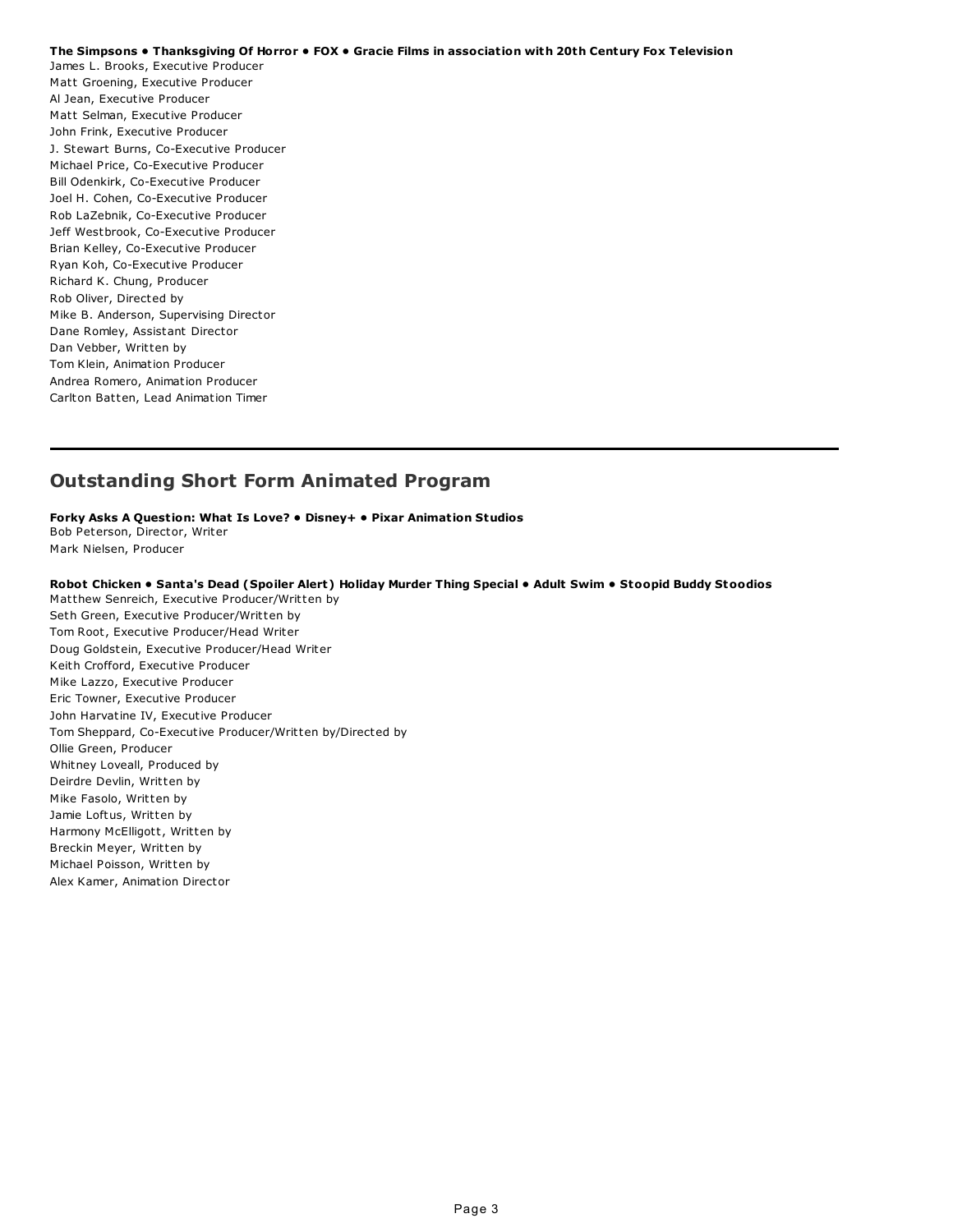**The Simpsons • Thanksgiving Of Horror • FOX • Gracie Films in association with 20th Century Fox Television**
James L. Brooks, Executive Producer
Matt Groening, Executive Producer
Al Jean, Executive Producer
Matt Selman, Executive Producer
John Frink, Executive Producer
J. Stewart Burns, Co-Executive Producer
Michael Price, Co-Executive Producer
Bill Odenkirk, Co-Executive Producer
Joel H. Cohen, Co-Executive Producer
Rob LaZebnik, Co-Executive Producer
Jeff Westbrook, Co-Executive Producer
Brian Kelley, Co-Executive Producer
Ryan Koh, Co-Executive Producer
Richard K. Chung, Producer
Rob Oliver, Directed by
Mike B. Anderson, Supervising Director
Dane Romley, Assistant Director
Dan Vebber, Written by
Tom Klein, Animation Producer
Andrea Romero, Animation Producer
Carlton Batten, Lead Animation Timer

---

## Outstanding Short Form Animated Program

**Forky Asks A Question: What Is Love? • Disney+ • Pixar Animation Studios**
Bob Peterson, Director, Writer
Mark Nielsen, Producer

**Robot Chicken • Santa's Dead (Spoiler Alert) Holiday Murder Thing Special • Adult Swim • Stoopid Buddy Stoodios**
Matthew Senreich, Executive Producer/Written by
Seth Green, Executive Producer/Written by
Tom Root, Executive Producer/Head Writer
Doug Goldstein, Executive Producer/Head Writer
Keith Crofford, Executive Producer
Mike Lazzo, Executive Producer
Eric Towner, Executive Producer
John Harvatine IV, Executive Producer
Tom Sheppard, Co-Executive Producer/Written by/Directed by
Ollie Green, Producer
Whitney Loveall, Produced by
Deirdre Devlin, Written by
Mike Fasolo, Written by
Jamie Loftus, Written by
Harmony McElligott, Written by
Breckin Meyer, Written by
Michael Poisson, Written by
Alex Kamer, Animation Director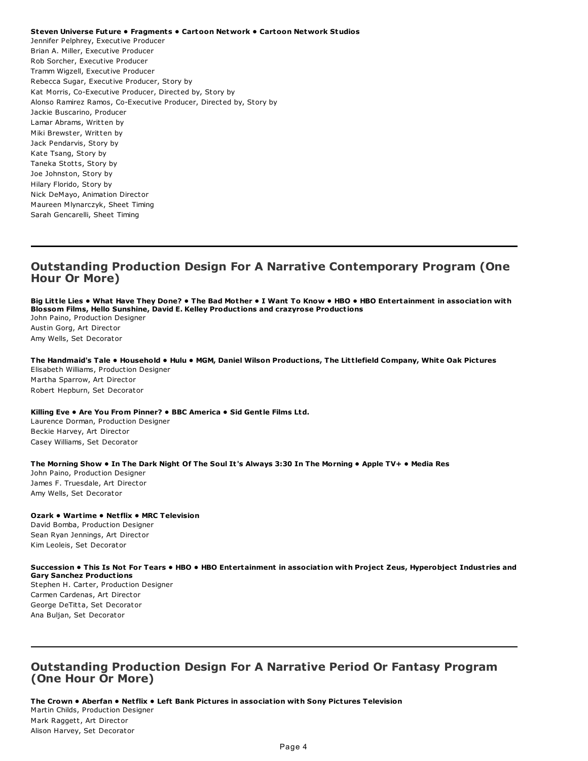**Steven Universe Future • Fragments • Cartoon Network • Cartoon Network Studios**
Jennifer Pelphrey, Executive Producer
Brian A. Miller, Executive Producer
Rob Sorcher, Executive Producer
Tramm Wigzell, Executive Producer
Rebecca Sugar, Executive Producer, Story by
Kat Morris, Co-Executive Producer, Directed by, Story by
Alonso Ramirez Ramos, Co-Executive Producer, Directed by, Story by
Jackie Buscarino, Producer
Lamar Abrams, Written by
Miki Brewster, Written by
Jack Pendarvis, Story by
Kate Tsang, Story by
Taneka Stotts, Story by
Joe Johnston, Story by
Hilary Florido, Story by
Nick DeMayo, Animation Director
Maureen Mlynarczyk, Sheet Timing
Sarah Gencarelli, Sheet Timing

---

## Outstanding Production Design For A Narrative Contemporary Program (One Hour Or More)

**Big Little Lies • What Have They Done? • The Bad Mother • I Want To Know • HBO • HBO Entertainment in association with Blossom Films, Hello Sunshine, David E. Kelley Productions and crazyrose Productions**
John Paino, Production Designer
Austin Gorg, Art Director
Amy Wells, Set Decorator

**The Handmaid's Tale • Household • Hulu • MGM, Daniel Wilson Productions, The Littlefield Company, White Oak Pictures**
Elisabeth Williams, Production Designer
Martha Sparrow, Art Director
Robert Hepburn, Set Decorator

**Killing Eve • Are You From Pinner? • BBC America • Sid Gentle Films Ltd.**
Laurence Dorman, Production Designer
Beckie Harvey, Art Director
Casey Williams, Set Decorator

**The Morning Show • In The Dark Night Of The Soul It's Always 3:30 In The Morning • Apple TV+ • Media Res**
John Paino, Production Designer
James F. Truesdale, Art Director
Amy Wells, Set Decorator

**Ozark • Wartime • Netflix • MRC Television**
David Bomba, Production Designer
Sean Ryan Jennings, Art Director
Kim Leoleis, Set Decorator

**Succession • This Is Not For Tears • HBO • HBO Entertainment in association with Project Zeus, Hyperobject Industries and Gary Sanchez Productions**
Stephen H. Carter, Production Designer
Carmen Cardenas, Art Director
George DeTitta, Set Decorator
Ana Buljan, Set Decorator

---

## Outstanding Production Design For A Narrative Period Or Fantasy Program (One Hour Or More)

**The Crown • Aberfan • Netflix • Left Bank Pictures in association with Sony Pictures Television**
Martin Childs, Production Designer
Mark Raggett, Art Director
Alison Harvey, Set Decorator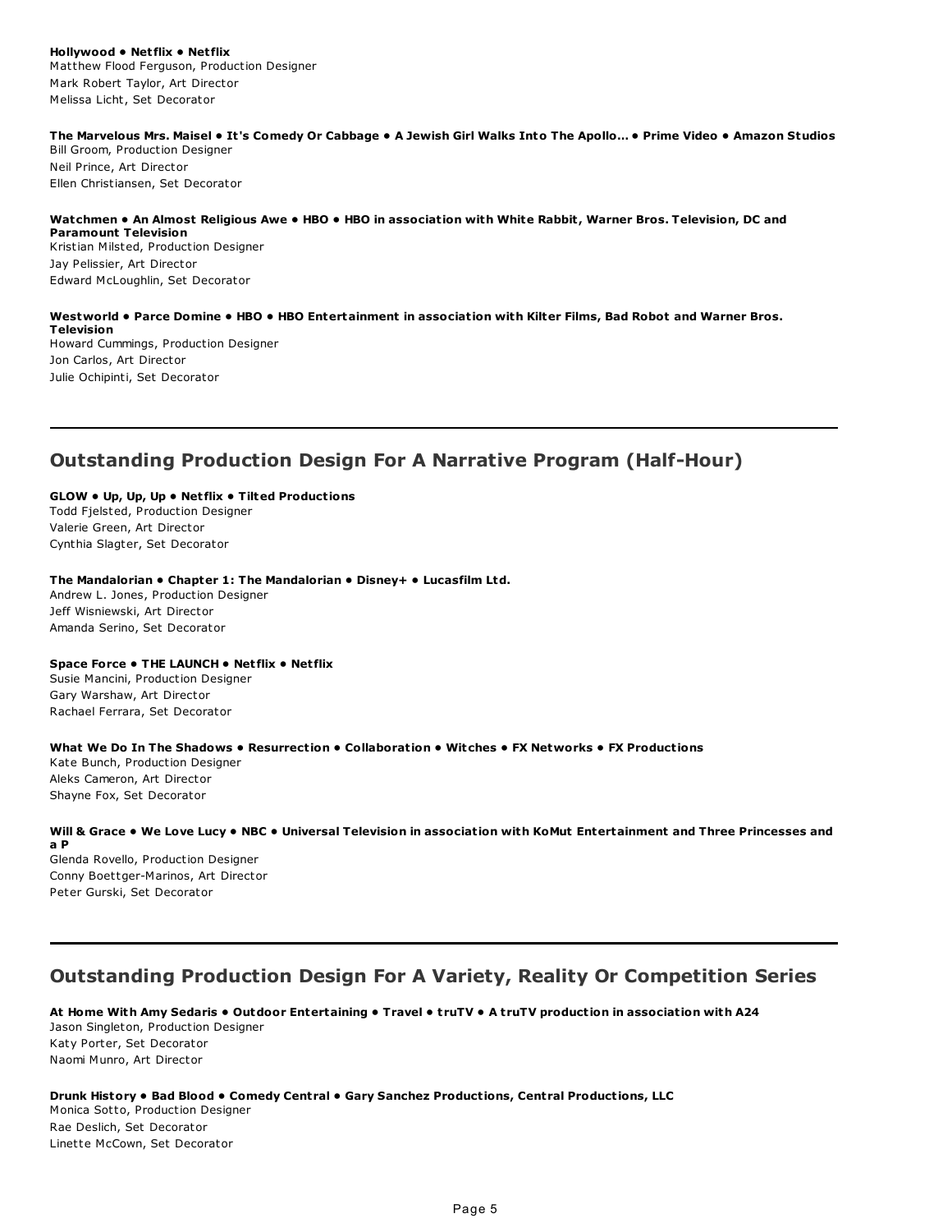**Hollywood • Netflix • Netflix**
Matthew Flood Ferguson, Production Designer
Mark Robert Taylor, Art Director
Melissa Licht, Set Decorator

**The Marvelous Mrs. Maisel • It's Comedy Or Cabbage • A Jewish Girl Walks Into The Apollo... • Prime Video • Amazon Studios**
Bill Groom, Production Designer
Neil Prince, Art Director
Ellen Christiansen, Set Decorator

**Watchmen • An Almost Religious Awe • HBO • HBO in association with White Rabbit, Warner Bros. Television, DC and Paramount Television**
Kristian Milsted, Production Designer
Jay Pelissier, Art Director
Edward McLoughlin, Set Decorator

**Westworld • Parce Domine • HBO • HBO Entertainment in association with Kilter Films, Bad Robot and Warner Bros. Television**
Howard Cummings, Production Designer
Jon Carlos, Art Director
Julie Ochipinti, Set Decorator

---

## Outstanding Production Design For A Narrative Program (Half-Hour)

**GLOW • Up, Up, Up • Netflix • Tilted Productions**
Todd Fjelsted, Production Designer
Valerie Green, Art Director
Cynthia Slagter, Set Decorator

**The Mandalorian • Chapter 1: The Mandalorian • Disney+ • Lucasfilm Ltd.**
Andrew L. Jones, Production Designer
Jeff Wisniewski, Art Director
Amanda Serino, Set Decorator

**Space Force • THE LAUNCH • Netflix • Netflix**
Susie Mancini, Production Designer
Gary Warshaw, Art Director
Rachael Ferrara, Set Decorator

**What We Do In The Shadows • Resurrection • Collaboration • Witches • FX Networks • FX Productions**
Kate Bunch, Production Designer
Aleks Cameron, Art Director
Shayne Fox, Set Decorator

**Will & Grace • We Love Lucy • NBC • Universal Television in association with KoMut Entertainment and Three Princesses and a P**
Glenda Rovello, Production Designer
Conny Boettger-Marinos, Art Director
Peter Gurski, Set Decorator

---

## Outstanding Production Design For A Variety, Reality Or Competition Series

**At Home With Amy Sedaris • Outdoor Entertaining • Travel • truTV • A truTV production in association with A24**
Jason Singleton, Production Designer
Katy Porter, Set Decorator
Naomi Munro, Art Director

**Drunk History • Bad Blood • Comedy Central • Gary Sanchez Productions, Central Productions, LLC**
Monica Sotto, Production Designer
Rae Deslich, Set Decorator
Linette McCown, Set Decorator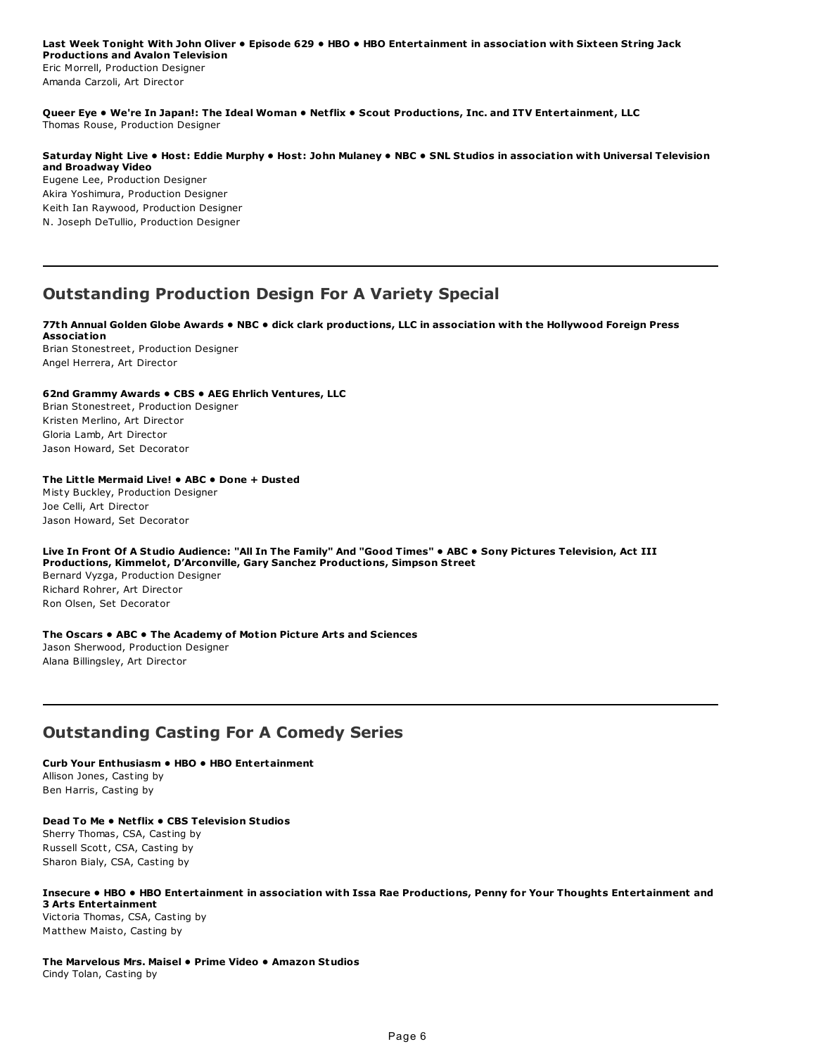**Last Week Tonight With John Oliver • Episode 629 • HBO • HBO Entertainment in association with Sixteen String Jack Productions and Avalon Television**
Eric Morrell, Production Designer
Amanda Carzoli, Art Director

**Queer Eye • We're In Japan!: The Ideal Woman • Netflix • Scout Productions, Inc. and ITV Entertainment, LLC**
Thomas Rouse, Production Designer

**Saturday Night Live • Host: Eddie Murphy • Host: John Mulaney • NBC • SNL Studios in association with Universal Television and Broadway Video**
Eugene Lee, Production Designer
Akira Yoshimura, Production Designer
Keith Ian Raywood, Production Designer
N. Joseph DeTullio, Production Designer

## Outstanding Production Design For A Variety Special

**77th Annual Golden Globe Awards • NBC • dick clark productions, LLC in association with the Hollywood Foreign Press Association**
Brian Stonestreet, Production Designer
Angel Herrera, Art Director

**62nd Grammy Awards • CBS • AEG Ehrlich Ventures, LLC**
Brian Stonestreet, Production Designer
Kristen Merlino, Art Director
Gloria Lamb, Art Director
Jason Howard, Set Decorator

**The Little Mermaid Live! • ABC • Done + Dusted**
Misty Buckley, Production Designer
Joe Celli, Art Director
Jason Howard, Set Decorator

**Live In Front Of A Studio Audience: "All In The Family" And "Good Times" • ABC • Sony Pictures Television, Act III Productions, Kimmelot, D'Arconville, Gary Sanchez Productions, Simpson Street**
Bernard Vyzga, Production Designer
Richard Rohrer, Art Director
Ron Olsen, Set Decorator

**The Oscars • ABC • The Academy of Motion Picture Arts and Sciences**
Jason Sherwood, Production Designer
Alana Billingsley, Art Director

## Outstanding Casting For A Comedy Series

**Curb Your Enthusiasm • HBO • HBO Entertainment**
Allison Jones, Casting by
Ben Harris, Casting by

**Dead To Me • Netflix • CBS Television Studios**
Sherry Thomas, CSA, Casting by
Russell Scott, CSA, Casting by
Sharon Bialy, CSA, Casting by

**Insecure • HBO • HBO Entertainment in association with Issa Rae Productions, Penny for Your Thoughts Entertainment and 3 Arts Entertainment**
Victoria Thomas, CSA, Casting by
Matthew Maisto, Casting by

**The Marvelous Mrs. Maisel • Prime Video • Amazon Studios**
Cindy Tolan, Casting by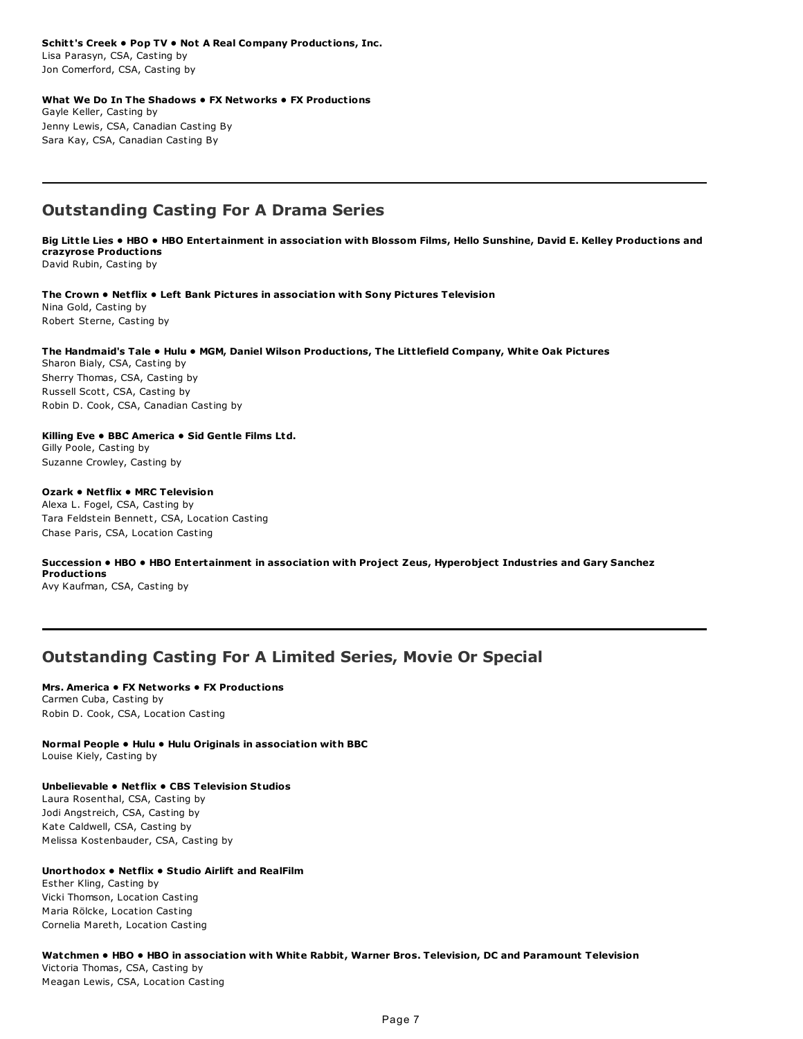**Schitt's Creek • Pop TV • Not A Real Company Productions, Inc.**
Lisa Parasyn, CSA, Casting by
Jon Comerford, CSA, Casting by

**What We Do In The Shadows • FX Networks • FX Productions**
Gayle Keller, Casting by
Jenny Lewis, CSA, Canadian Casting By
Sara Kay, CSA, Canadian Casting By

---

## Outstanding Casting For A Drama Series

**Big Little Lies • HBO • HBO Entertainment in association with Blossom Films, Hello Sunshine, David E. Kelley Productions and crazyrose Productions**
David Rubin, Casting by

**The Crown • Netflix • Left Bank Pictures in association with Sony Pictures Television**
Nina Gold, Casting by
Robert Sterne, Casting by

**The Handmaid's Tale • Hulu • MGM, Daniel Wilson Productions, The Littlefield Company, White Oak Pictures**
Sharon Bialy, CSA, Casting by
Sherry Thomas, CSA, Casting by
Russell Scott, CSA, Casting by
Robin D. Cook, CSA, Canadian Casting by

**Killing Eve • BBC America • Sid Gentle Films Ltd.**
Gilly Poole, Casting by
Suzanne Crowley, Casting by

**Ozark • Netflix • MRC Television**
Alexa L. Fogel, CSA, Casting by
Tara Feldstein Bennett, CSA, Location Casting
Chase Paris, CSA, Location Casting

**Succession • HBO • HBO Entertainment in association with Project Zeus, Hyperobject Industries and Gary Sanchez Productions**
Avy Kaufman, CSA, Casting by

---

## Outstanding Casting For A Limited Series, Movie Or Special

**Mrs. America • FX Networks • FX Productions**
Carmen Cuba, Casting by
Robin D. Cook, CSA, Location Casting

**Normal People • Hulu • Hulu Originals in association with BBC**
Louise Kiely, Casting by

**Unbelievable • Netflix • CBS Television Studios**
Laura Rosenthal, CSA, Casting by
Jodi Angstreich, CSA, Casting by
Kate Caldwell, CSA, Casting by
Melissa Kostenbauder, CSA, Casting by

**Unorthodox • Netflix • Studio Airlift and RealFilm**
Esther Kling, Casting by
Vicki Thomson, Location Casting
Maria Rölcke, Location Casting
Cornelia Mareth, Location Casting

**Watchmen • HBO • HBO in association with White Rabbit, Warner Bros. Television, DC and Paramount Television**
Victoria Thomas, CSA, Casting by
Meagan Lewis, CSA, Location Casting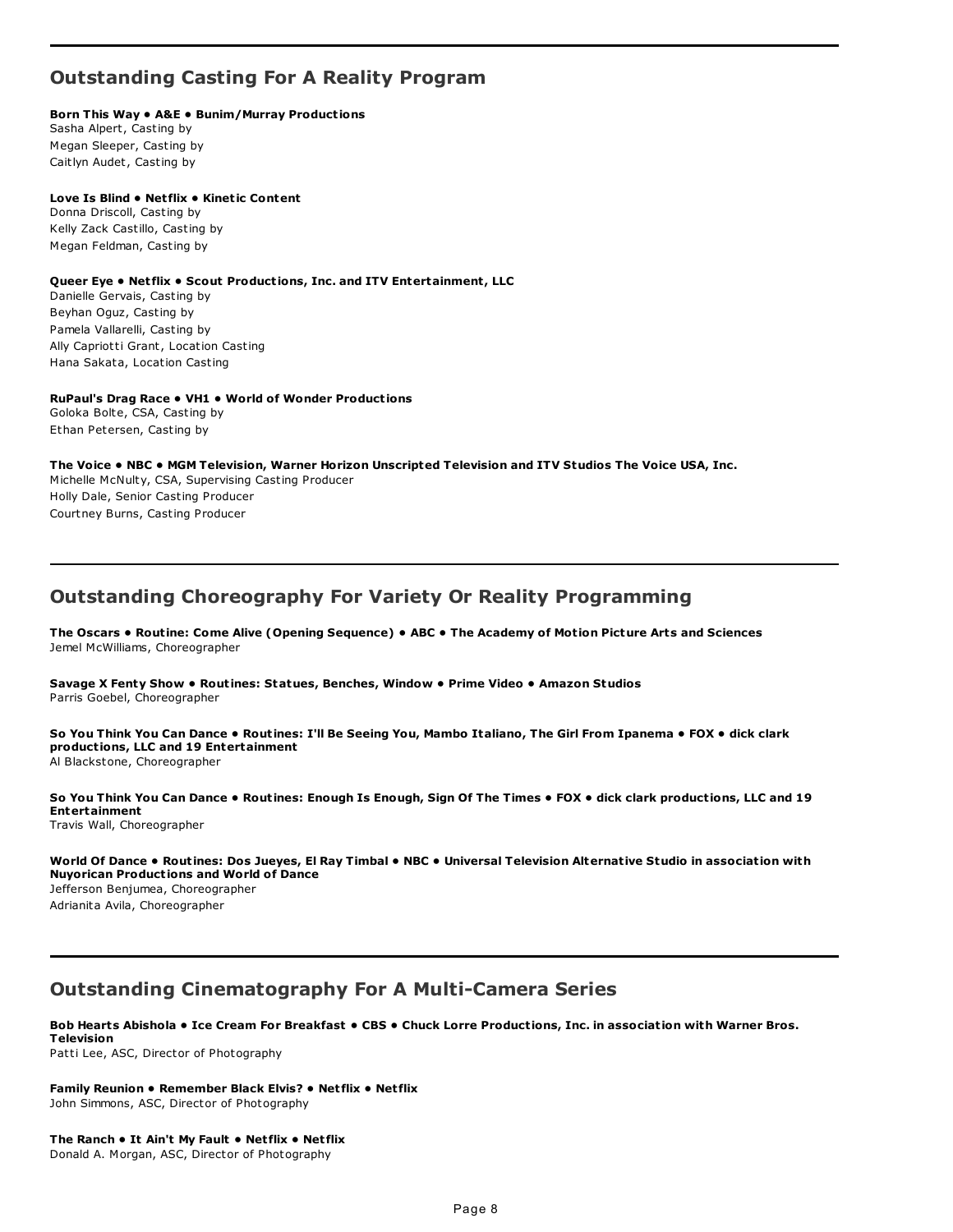## Outstanding Casting For A Reality Program

**Born This Way • A&E • Bunim/Murray Productions**
Sasha Alpert, Casting by
Megan Sleeper, Casting by
Caitlyn Audet, Casting by

**Love Is Blind • Netflix • Kinetic Content**
Donna Driscoll, Casting by
Kelly Zack Castillo, Casting by
Megan Feldman, Casting by

**Queer Eye • Netflix • Scout Productions, Inc. and ITV Entertainment, LLC**
Danielle Gervais, Casting by
Beyhan Oguz, Casting by
Pamela Vallarelli, Casting by
Ally Capriotti Grant, Location Casting
Hana Sakata, Location Casting

**RuPaul's Drag Race • VH1 • World of Wonder Productions**
Goloka Bolte, CSA, Casting by
Ethan Petersen, Casting by

**The Voice • NBC • MGM Television, Warner Horizon Unscripted Television and ITV Studios The Voice USA, Inc.**
Michelle McNulty, CSA, Supervising Casting Producer
Holly Dale, Senior Casting Producer
Courtney Burns, Casting Producer

## Outstanding Choreography For Variety Or Reality Programming

**The Oscars • Routine: Come Alive (Opening Sequence) • ABC • The Academy of Motion Picture Arts and Sciences**
Jemel McWilliams, Choreographer

**Savage X Fenty Show • Routines: Statues, Benches, Window • Prime Video • Amazon Studios**
Parris Goebel, Choreographer

**So You Think You Can Dance • Routines: I'll Be Seeing You, Mambo Italiano, The Girl From Ipanema • FOX • dick clark productions, LLC and 19 Entertainment**
Al Blackstone, Choreographer

**So You Think You Can Dance • Routines: Enough Is Enough, Sign Of The Times • FOX • dick clark productions, LLC and 19 Entertainment**
Travis Wall, Choreographer

**World Of Dance • Routines: Dos Jueyes, El Ray Timbal • NBC • Universal Television Alternative Studio in association with Nuyorican Productions and World of Dance**
Jefferson Benjumea, Choreographer
Adrianita Avila, Choreographer

## Outstanding Cinematography For A Multi-Camera Series

**Bob Hearts Abishola • Ice Cream For Breakfast • CBS • Chuck Lorre Productions, Inc. in association with Warner Bros. Television**
Patti Lee, ASC, Director of Photography

**Family Reunion • Remember Black Elvis? • Netflix • Netflix**
John Simmons, ASC, Director of Photography

**The Ranch • It Ain't My Fault • Netflix • Netflix**
Donald A. Morgan, ASC, Director of Photography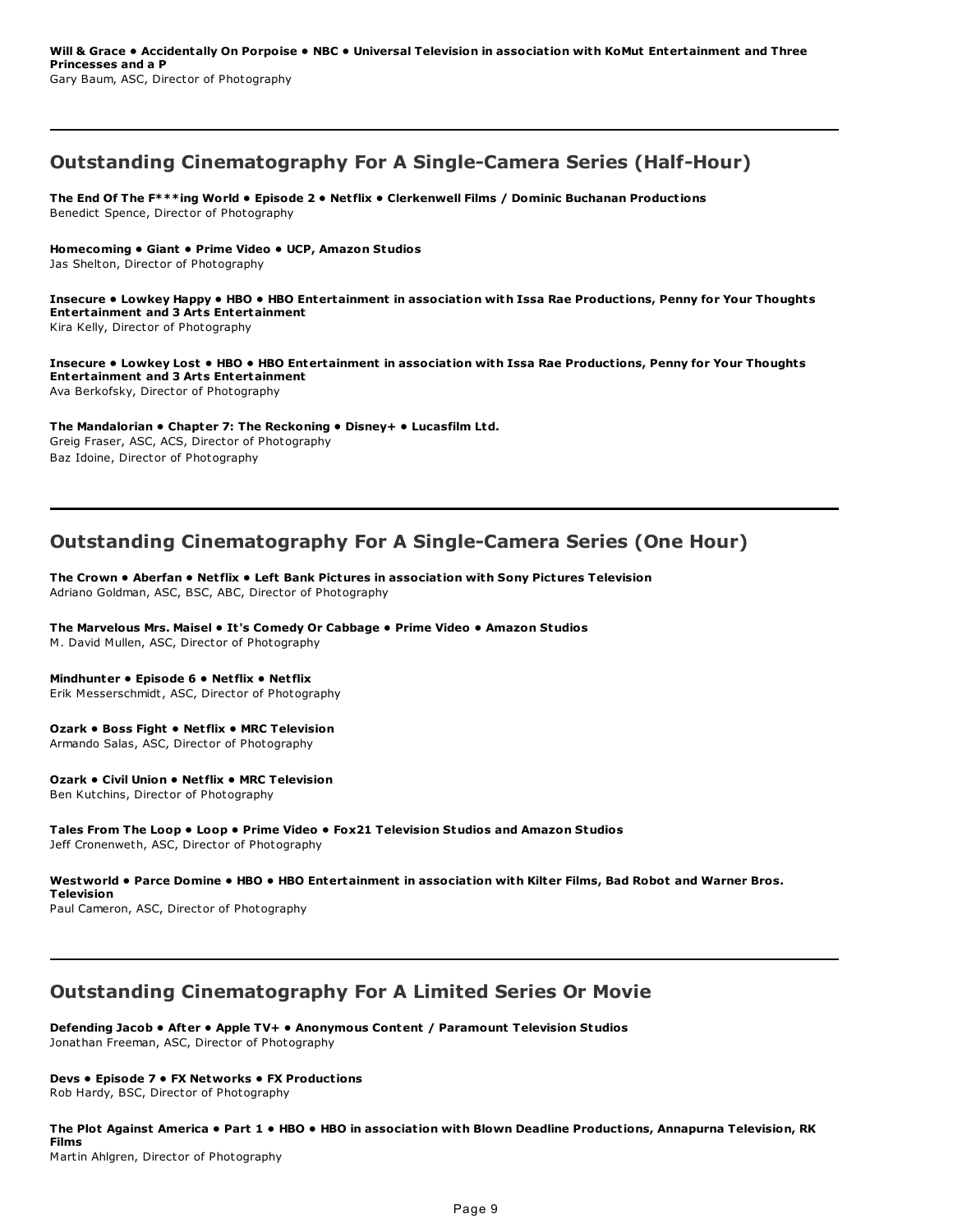**Will & Grace • Accidentally On Porpoise • NBC • Universal Television in association with KoMut Entertainment and Three Princesses and a P**
Gary Baum, ASC, Director of Photography

---

## Outstanding Cinematography For A Single-Camera Series (Half-Hour)

**The End Of The F***ing World • Episode 2 • Netflix • Clerkenwell Films / Dominic Buchanan Productions**
Benedict Spence, Director of Photography

**Homecoming • Giant • Prime Video • UCP, Amazon Studios**
Jas Shelton, Director of Photography

**Insecure • Lowkey Happy • HBO • HBO Entertainment in association with Issa Rae Productions, Penny for Your Thoughts Entertainment and 3 Arts Entertainment**
Kira Kelly, Director of Photography

**Insecure • Lowkey Lost • HBO • HBO Entertainment in association with Issa Rae Productions, Penny for Your Thoughts Entertainment and 3 Arts Entertainment**
Ava Berkofsky, Director of Photography

**The Mandalorian • Chapter 7: The Reckoning • Disney+ • Lucasfilm Ltd.**
Greig Fraser, ASC, ACS, Director of Photography
Baz Idoine, Director of Photography

---

## Outstanding Cinematography For A Single-Camera Series (One Hour)

**The Crown • Aberfan • Netflix • Left Bank Pictures in association with Sony Pictures Television**
Adriano Goldman, ASC, BSC, ABC, Director of Photography

**The Marvelous Mrs. Maisel • It's Comedy Or Cabbage • Prime Video • Amazon Studios**
M. David Mullen, ASC, Director of Photography

**Mindhunter • Episode 6 • Netflix • Netflix**
Erik Messerschmidt, ASC, Director of Photography

**Ozark • Boss Fight • Netflix • MRC Television**
Armando Salas, ASC, Director of Photography

**Ozark • Civil Union • Netflix • MRC Television**
Ben Kutchins, Director of Photography

**Tales From The Loop • Loop • Prime Video • Fox21 Television Studios and Amazon Studios**
Jeff Cronenweth, ASC, Director of Photography

**Westworld • Parce Domine • HBO • HBO Entertainment in association with Kilter Films, Bad Robot and Warner Bros. Television**
Paul Cameron, ASC, Director of Photography

---

## Outstanding Cinematography For A Limited Series Or Movie

**Defending Jacob • After • Apple TV+ • Anonymous Content / Paramount Television Studios**
Jonathan Freeman, ASC, Director of Photography

**Devs • Episode 7 • FX Networks • FX Productions**
Rob Hardy, BSC, Director of Photography

**The Plot Against America • Part 1 • HBO • HBO in association with Blown Deadline Productions, Annapurna Television, RK Films**
Martin Ahlgren, Director of Photography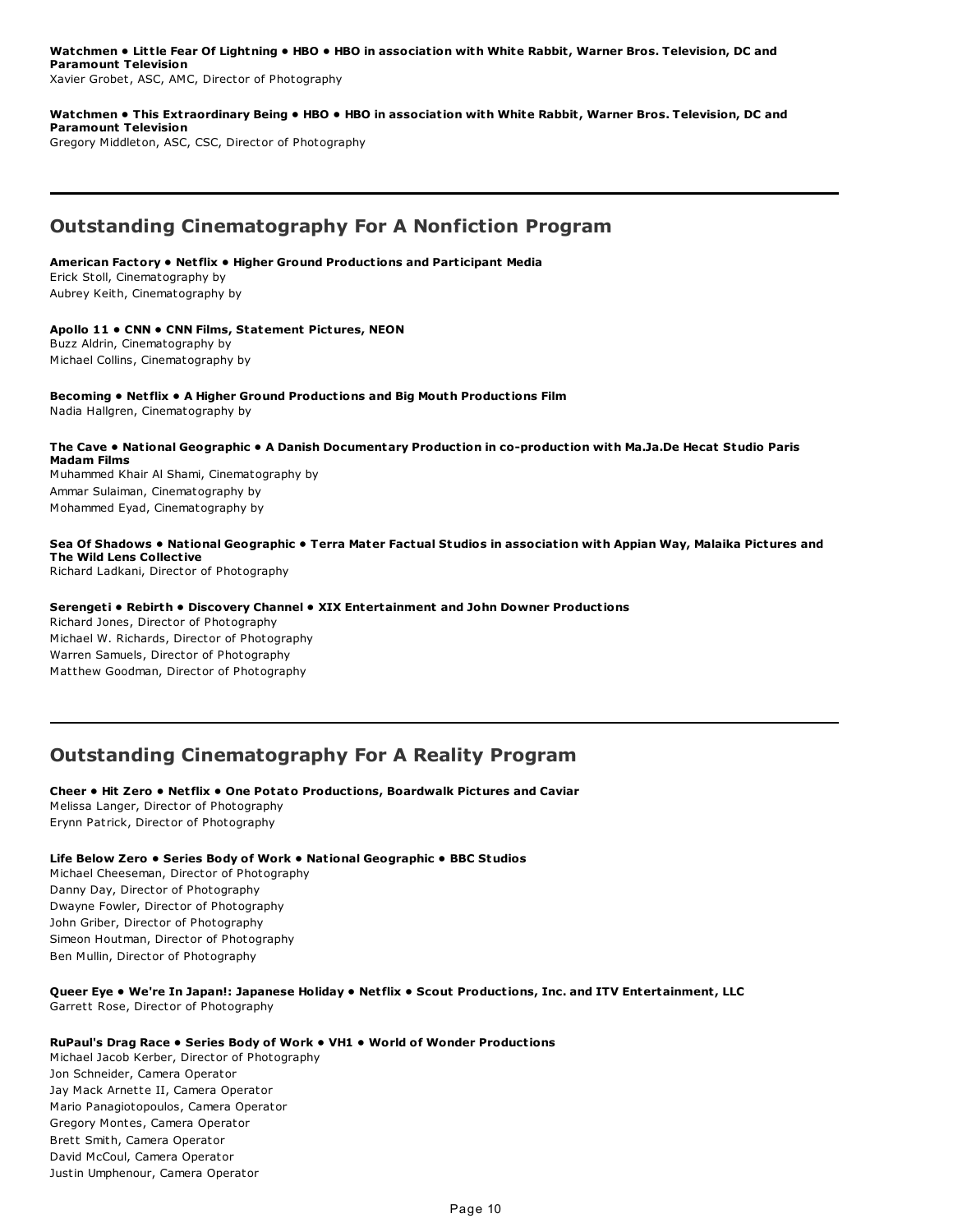**Watchmen • Little Fear Of Lightning • HBO • HBO in association with White Rabbit, Warner Bros. Television, DC and Paramount Television**
Xavier Grobet, ASC, AMC, Director of Photography

**Watchmen • This Extraordinary Being • HBO • HBO in association with White Rabbit, Warner Bros. Television, DC and Paramount Television**
Gregory Middleton, ASC, CSC, Director of Photography

## Outstanding Cinematography For A Nonfiction Program

**American Factory • Netflix • Higher Ground Productions and Participant Media**
Erick Stoll, Cinematography by
Aubrey Keith, Cinematography by

**Apollo 11 • CNN • CNN Films, Statement Pictures, NEON**
Buzz Aldrin, Cinematography by
Michael Collins, Cinematography by

**Becoming • Netflix • A Higher Ground Productions and Big Mouth Productions Film**
Nadia Hallgren, Cinematography by

**The Cave • National Geographic • A Danish Documentary Production in co-production with Ma.Ja.De Hecat Studio Paris Madam Films**
Muhammed Khair Al Shami, Cinematography by
Ammar Sulaiman, Cinematography by
Mohammed Eyad, Cinematography by

**Sea Of Shadows • National Geographic • Terra Mater Factual Studios in association with Appian Way, Malaika Pictures and The Wild Lens Collective**
Richard Ladkani, Director of Photography

**Serengeti • Rebirth • Discovery Channel • XIX Entertainment and John Downer Productions**
Richard Jones, Director of Photography
Michael W. Richards, Director of Photography
Warren Samuels, Director of Photography
Matthew Goodman, Director of Photography

## Outstanding Cinematography For A Reality Program

**Cheer • Hit Zero • Netflix • One Potato Productions, Boardwalk Pictures and Caviar**
Melissa Langer, Director of Photography
Erynn Patrick, Director of Photography

**Life Below Zero • Series Body of Work • National Geographic • BBC Studios**
Michael Cheeseman, Director of Photography
Danny Day, Director of Photography
Dwayne Fowler, Director of Photography
John Griber, Director of Photography
Simeon Houtman, Director of Photography
Ben Mullin, Director of Photography

**Queer Eye • We're In Japan!: Japanese Holiday • Netflix • Scout Productions, Inc. and ITV Entertainment, LLC**
Garrett Rose, Director of Photography

**RuPaul's Drag Race • Series Body of Work • VH1 • World of Wonder Productions**
Michael Jacob Kerber, Director of Photography
Jon Schneider, Camera Operator
Jay Mack Arnette II, Camera Operator
Mario Panagiotopoulos, Camera Operator
Gregory Montes, Camera Operator
Brett Smith, Camera Operator
David McCoul, Camera Operator
Justin Umphenour, Camera Operator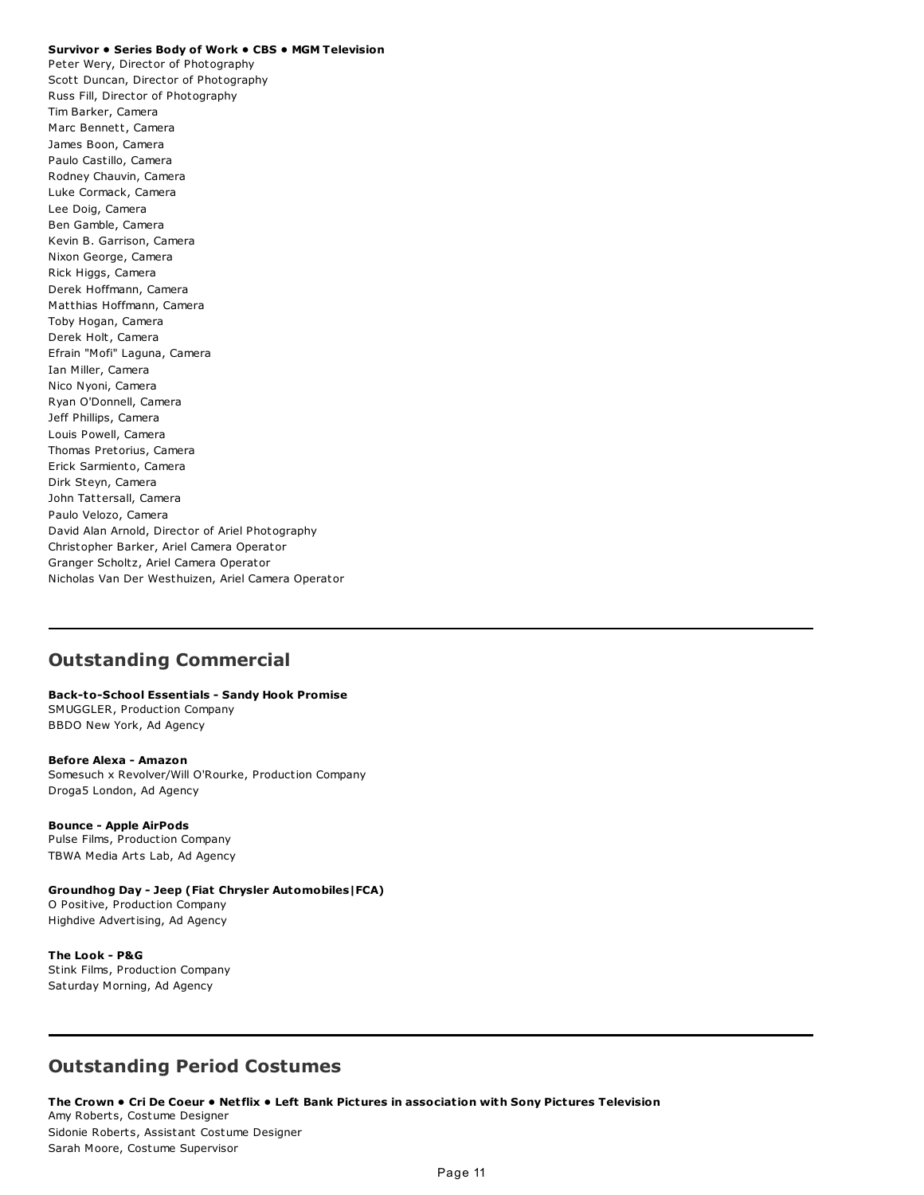**Survivor • Series Body of Work • CBS • MGM Television**
Peter Wery, Director of Photography
Scott Duncan, Director of Photography
Russ Fill, Director of Photography
Tim Barker, Camera
Marc Bennett, Camera
James Boon, Camera
Paulo Castillo, Camera
Rodney Chauvin, Camera
Luke Cormack, Camera
Lee Doig, Camera
Ben Gamble, Camera
Kevin B. Garrison, Camera
Nixon George, Camera
Rick Higgs, Camera
Derek Hoffmann, Camera
Matthias Hoffmann, Camera
Toby Hogan, Camera
Derek Holt, Camera
Efrain "Mofi" Laguna, Camera
Ian Miller, Camera
Nico Nyoni, Camera
Ryan O'Donnell, Camera
Jeff Phillips, Camera
Louis Powell, Camera
Thomas Pretorius, Camera
Erick Sarmiento, Camera
Dirk Steyn, Camera
John Tattersall, Camera
Paulo Velozo, Camera
David Alan Arnold, Director of Ariel Photography
Christopher Barker, Ariel Camera Operator
Granger Scholtz, Ariel Camera Operator
Nicholas Van Der Westhuizen, Ariel Camera Operator

---

## Outstanding Commercial

**Back-to-School Essentials - Sandy Hook Promise**
SMUGGLER, Production Company
BBDO New York, Ad Agency

**Before Alexa - Amazon**
Somesuch x Revolver/Will O'Rourke, Production Company
Droga5 London, Ad Agency

**Bounce - Apple AirPods**
Pulse Films, Production Company
TBWA Media Arts Lab, Ad Agency

**Groundhog Day - Jeep (Fiat Chrysler Automobiles|FCA)**
O Positive, Production Company
Highdive Advertising, Ad Agency

**The Look - P&G**
Stink Films, Production Company
Saturday Morning, Ad Agency

---

## Outstanding Period Costumes

**The Crown • Cri De Coeur • Netflix • Left Bank Pictures in association with Sony Pictures Television**
Amy Roberts, Costume Designer
Sidonie Roberts, Assistant Costume Designer
Sarah Moore, Costume Supervisor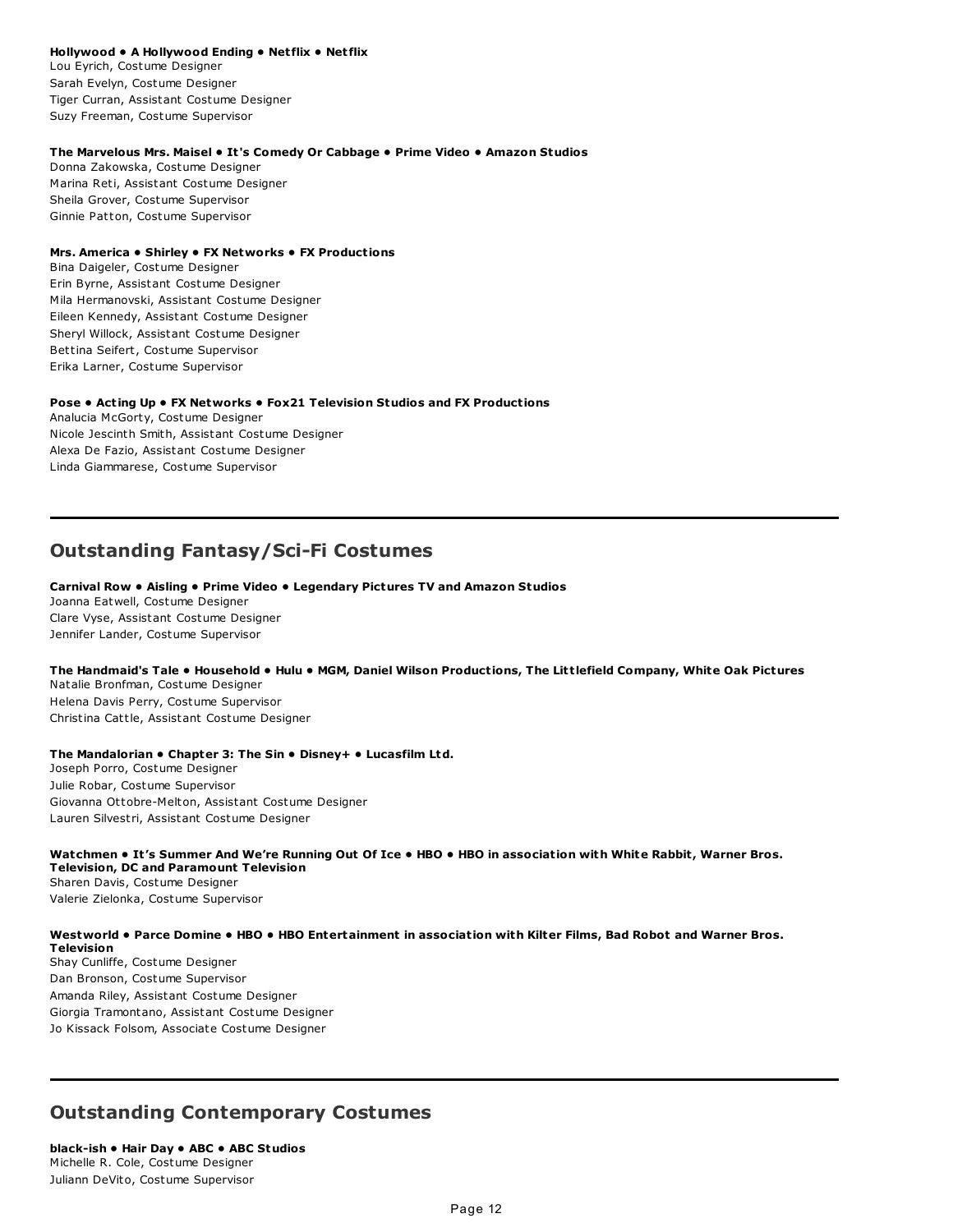**Hollywood • A Hollywood Ending • Netflix • Netflix**
Lou Eyrich, Costume Designer
Sarah Evelyn, Costume Designer
Tiger Curran, Assistant Costume Designer
Suzy Freeman, Costume Supervisor

**The Marvelous Mrs. Maisel • It's Comedy Or Cabbage • Prime Video • Amazon Studios**
Donna Zakowska, Costume Designer
Marina Reti, Assistant Costume Designer
Sheila Grover, Costume Supervisor
Ginnie Patton, Costume Supervisor

**Mrs. America • Shirley • FX Networks • FX Productions**
Bina Daigeler, Costume Designer
Erin Byrne, Assistant Costume Designer
Mila Hermanovski, Assistant Costume Designer
Eileen Kennedy, Assistant Costume Designer
Sheryl Willock, Assistant Costume Designer
Bettina Seifert, Costume Supervisor
Erika Larner, Costume Supervisor

**Pose • Acting Up • FX Networks • Fox21 Television Studios and FX Productions**
Analucia McGorty, Costume Designer
Nicole Jescinth Smith, Assistant Costume Designer
Alexa De Fazio, Assistant Costume Designer
Linda Giammarese, Costume Supervisor

---

## Outstanding Fantasy/Sci-Fi Costumes

**Carnival Row • Aisling • Prime Video • Legendary Pictures TV and Amazon Studios**
Joanna Eatwell, Costume Designer
Clare Vyse, Assistant Costume Designer
Jennifer Lander, Costume Supervisor

**The Handmaid's Tale • Household • Hulu • MGM, Daniel Wilson Productions, The Littlefield Company, White Oak Pictures**
Natalie Bronfman, Costume Designer
Helena Davis Perry, Costume Supervisor
Christina Cattle, Assistant Costume Designer

**The Mandalorian • Chapter 3: The Sin • Disney+ • Lucasfilm Ltd.**
Joseph Porro, Costume Designer
Julie Robar, Costume Supervisor
Giovanna Ottobre-Melton, Assistant Costume Designer
Lauren Silvestri, Assistant Costume Designer

**Watchmen • It's Summer And We're Running Out Of Ice • HBO • HBO in association with White Rabbit, Warner Bros. Television, DC and Paramount Television**
Sharen Davis, Costume Designer
Valerie Zielonka, Costume Supervisor

**Westworld • Parce Domine • HBO • HBO Entertainment in association with Kilter Films, Bad Robot and Warner Bros. Television**
Shay Cunliffe, Costume Designer
Dan Bronson, Costume Supervisor
Amanda Riley, Assistant Costume Designer
Giorgia Tramontano, Assistant Costume Designer
Jo Kissack Folsom, Associate Costume Designer

---

## Outstanding Contemporary Costumes

**black-ish • Hair Day • ABC • ABC Studios**
Michelle R. Cole, Costume Designer
Juliann DeVito, Costume Supervisor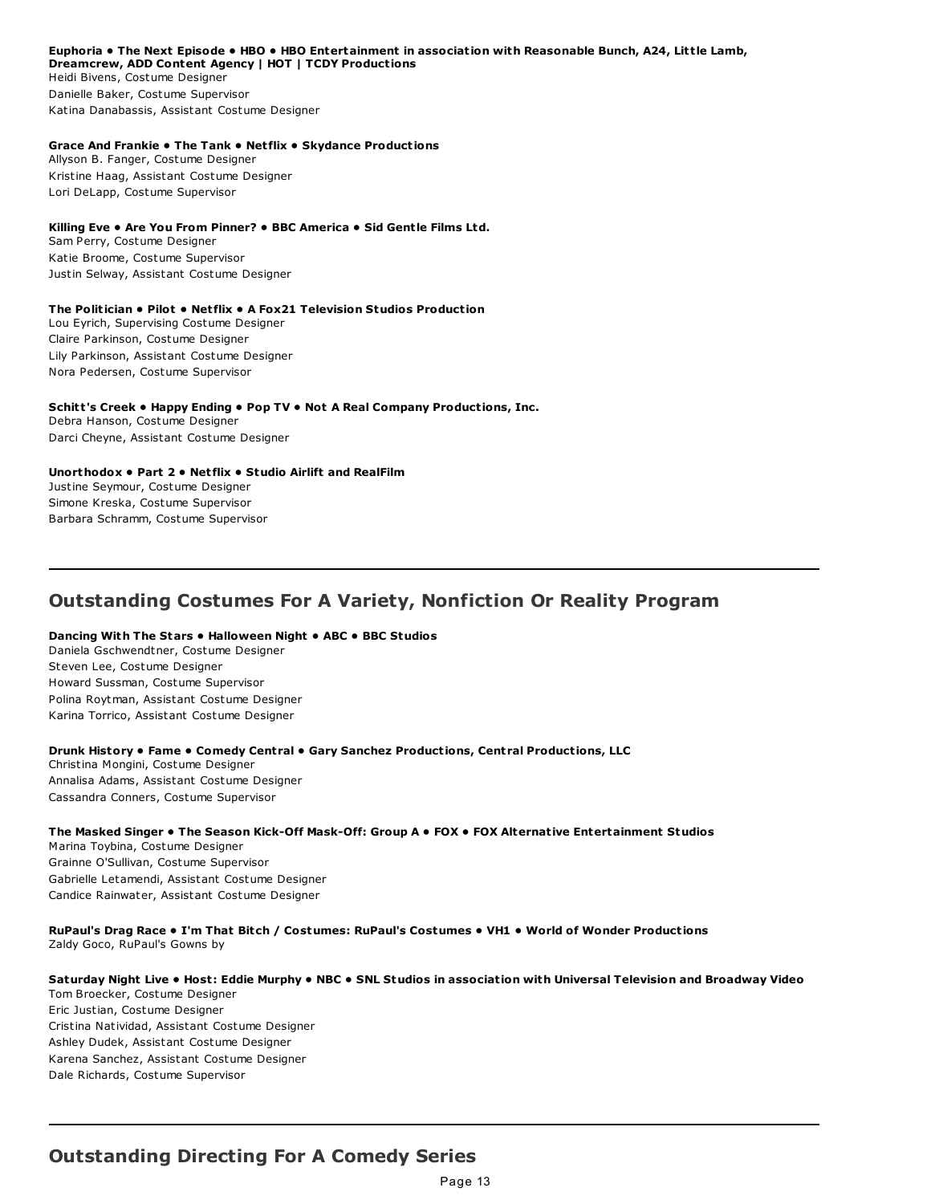**Euphoria • The Next Episode • HBO • HBO Entertainment in association with Reasonable Bunch, A24, Little Lamb, Dreamcrew, ADD Content Agency | HOT | TCDY Productions**
Heidi Bivens, Costume Designer
Danielle Baker, Costume Supervisor
Katina Danabassis, Assistant Costume Designer

**Grace And Frankie • The Tank • Netflix • Skydance Productions**
Allyson B. Fanger, Costume Designer
Kristine Haag, Assistant Costume Designer
Lori DeLapp, Costume Supervisor

**Killing Eve • Are You From Pinner? • BBC America • Sid Gentle Films Ltd.**
Sam Perry, Costume Designer
Katie Broome, Costume Supervisor
Justin Selway, Assistant Costume Designer

**The Politician • Pilot • Netflix • A Fox21 Television Studios Production**
Lou Eyrich, Supervising Costume Designer
Claire Parkinson, Costume Designer
Lily Parkinson, Assistant Costume Designer
Nora Pedersen, Costume Supervisor

**Schitt's Creek • Happy Ending • Pop TV • Not A Real Company Productions, Inc.**
Debra Hanson, Costume Designer
Darci Cheyne, Assistant Costume Designer

**Unorthodox • Part 2 • Netflix • Studio Airlift and RealFilm**
Justine Seymour, Costume Designer
Simone Kreska, Costume Supervisor
Barbara Schramm, Costume Supervisor

## Outstanding Costumes For A Variety, Nonfiction Or Reality Program

**Dancing With The Stars • Halloween Night • ABC • BBC Studios**
Daniela Gschwendtner, Costume Designer
Steven Lee, Costume Designer
Howard Sussman, Costume Supervisor
Polina Roytman, Assistant Costume Designer
Karina Torrico, Assistant Costume Designer

**Drunk History • Fame • Comedy Central • Gary Sanchez Productions, Central Productions, LLC**
Christina Mongini, Costume Designer
Annalisa Adams, Assistant Costume Designer
Cassandra Conners, Costume Supervisor

**The Masked Singer • The Season Kick-Off Mask-Off: Group A • FOX • FOX Alternative Entertainment Studios**
Marina Toybina, Costume Designer
Grainne O'Sullivan, Costume Supervisor
Gabrielle Letamendi, Assistant Costume Designer
Candice Rainwater, Assistant Costume Designer

**RuPaul's Drag Race • I'm That Bitch / Costumes: RuPaul's Costumes • VH1 • World of Wonder Productions**
Zaldy Goco, RuPaul's Gowns by

**Saturday Night Live • Host: Eddie Murphy • NBC • SNL Studios in association with Universal Television and Broadway Video**
Tom Broecker, Costume Designer
Eric Justian, Costume Designer
Cristina Natividad, Assistant Costume Designer
Ashley Dudek, Assistant Costume Designer
Karena Sanchez, Assistant Costume Designer
Dale Richards, Costume Supervisor

## Outstanding Directing For A Comedy Series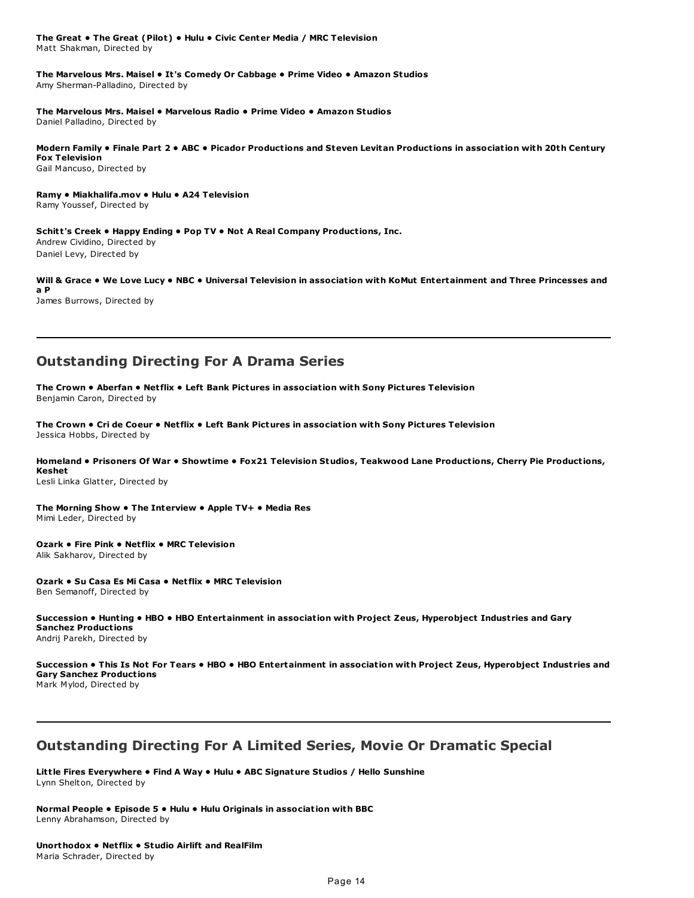**The Great • The Great (Pilot) • Hulu • Civic Center Media / MRC Television**
Matt Shakman, Directed by

**The Marvelous Mrs. Maisel • It's Comedy Or Cabbage • Prime Video • Amazon Studios**
Amy Sherman-Palladino, Directed by

**The Marvelous Mrs. Maisel • Marvelous Radio • Prime Video • Amazon Studios**
Daniel Palladino, Directed by

**Modern Family • Finale Part 2 • ABC • Picador Productions and Steven Levitan Productions in association with 20th Century Fox Television**
Gail Mancuso, Directed by

**Ramy • Miakhalifa.mov • Hulu • A24 Television**
Ramy Youssef, Directed by

**Schitt's Creek • Happy Ending • Pop TV • Not A Real Company Productions, Inc.**
Andrew Cividino, Directed by
Daniel Levy, Directed by

**Will & Grace • We Love Lucy • NBC • Universal Television in association with KoMut Entertainment and Three Princesses and a P**
James Burrows, Directed by

## Outstanding Directing For A Drama Series

**The Crown • Aberfan • Netflix • Left Bank Pictures in association with Sony Pictures Television**
Benjamin Caron, Directed by

**The Crown • Cri de Coeur • Netflix • Left Bank Pictures in association with Sony Pictures Television**
Jessica Hobbs, Directed by

**Homeland • Prisoners Of War • Showtime • Fox21 Television Studios, Teakwood Lane Productions, Cherry Pie Productions, Keshet**
Lesli Linka Glatter, Directed by

**The Morning Show • The Interview • Apple TV+ • Media Res**
Mimi Leder, Directed by

**Ozark • Fire Pink • Netflix • MRC Television**
Alik Sakharov, Directed by

**Ozark • Su Casa Es Mi Casa • Netflix • MRC Television**
Ben Semanoff, Directed by

**Succession • Hunting • HBO • HBO Entertainment in association with Project Zeus, Hyperobject Industries and Gary Sanchez Productions**
Andrij Parekh, Directed by

**Succession • This Is Not For Tears • HBO • HBO Entertainment in association with Project Zeus, Hyperobject Industries and Gary Sanchez Productions**
Mark Mylod, Directed by

## Outstanding Directing For A Limited Series, Movie Or Dramatic Special

**Little Fires Everywhere • Find A Way • Hulu • ABC Signature Studios / Hello Sunshine**
Lynn Shelton, Directed by

**Normal People • Episode 5 • Hulu • Hulu Originals in association with BBC**
Lenny Abrahamson, Directed by

**Unorthodox • Netflix • Studio Airlift and RealFilm**
Maria Schrader, Directed by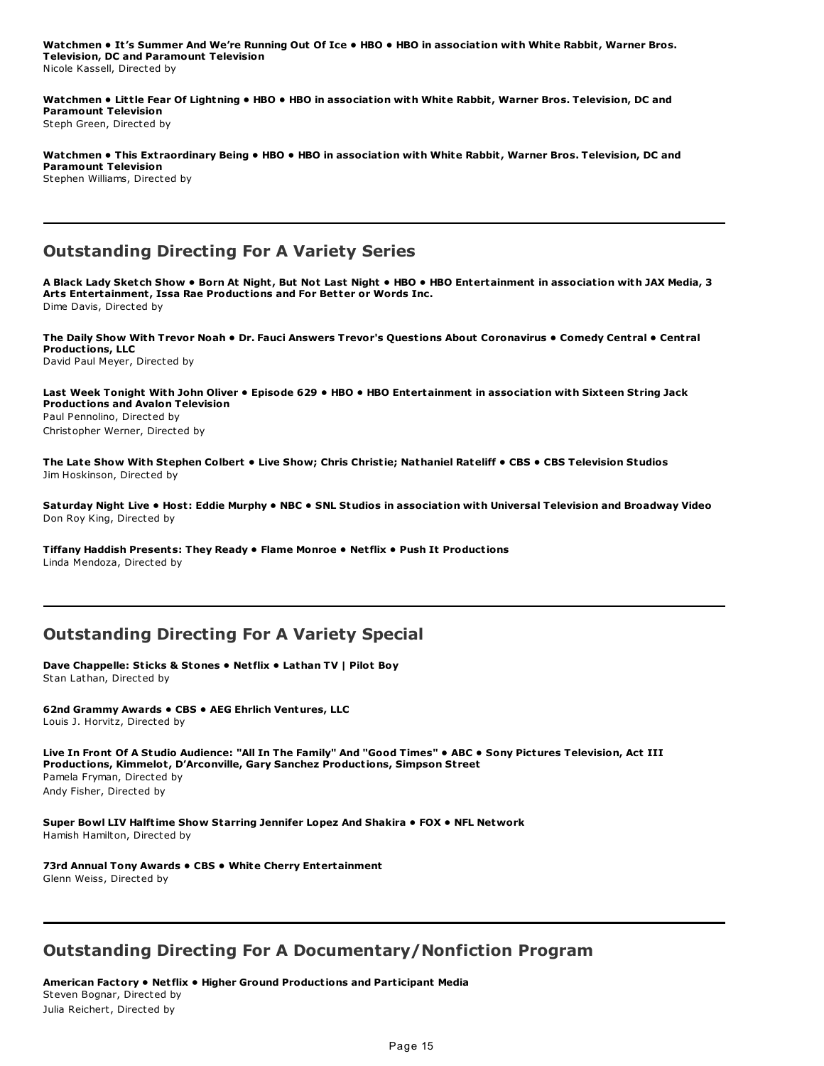**Watchmen • It's Summer And We're Running Out Of Ice • HBO • HBO in association with White Rabbit, Warner Bros. Television, DC and Paramount Television**
Nicole Kassell, Directed by

**Watchmen • Little Fear Of Lightning • HBO • HBO in association with White Rabbit, Warner Bros. Television, DC and Paramount Television**
Steph Green, Directed by

**Watchmen • This Extraordinary Being • HBO • HBO in association with White Rabbit, Warner Bros. Television, DC and Paramount Television**
Stephen Williams, Directed by

---

## Outstanding Directing For A Variety Series

**A Black Lady Sketch Show • Born At Night, But Not Last Night • HBO • HBO Entertainment in association with JAX Media, 3 Arts Entertainment, Issa Rae Productions and For Better or Words Inc.**
Dime Davis, Directed by

**The Daily Show With Trevor Noah • Dr. Fauci Answers Trevor's Questions About Coronavirus • Comedy Central • Central Productions, LLC**
David Paul Meyer, Directed by

**Last Week Tonight With John Oliver • Episode 629 • HBO • HBO Entertainment in association with Sixteen String Jack Productions and Avalon Television**
Paul Pennolino, Directed by
Christopher Werner, Directed by

**The Late Show With Stephen Colbert • Live Show; Chris Christie; Nathaniel Rateliff • CBS • CBS Television Studios**
Jim Hoskinson, Directed by

**Saturday Night Live • Host: Eddie Murphy • NBC • SNL Studios in association with Universal Television and Broadway Video**
Don Roy King, Directed by

**Tiffany Haddish Presents: They Ready • Flame Monroe • Netflix • Push It Productions**
Linda Mendoza, Directed by

---

## Outstanding Directing For A Variety Special

**Dave Chappelle: Sticks & Stones • Netflix • Lathan TV | Pilot Boy**
Stan Lathan, Directed by

**62nd Grammy Awards • CBS • AEG Ehrlich Ventures, LLC**
Louis J. Horvitz, Directed by

**Live In Front Of A Studio Audience: "All In The Family" And "Good Times" • ABC • Sony Pictures Television, Act III Productions, Kimmelot, D'Arconville, Gary Sanchez Productions, Simpson Street**
Pamela Fryman, Directed by
Andy Fisher, Directed by

**Super Bowl LIV Halftime Show Starring Jennifer Lopez And Shakira • FOX • NFL Network**
Hamish Hamilton, Directed by

**73rd Annual Tony Awards • CBS • White Cherry Entertainment**
Glenn Weiss, Directed by

---

## Outstanding Directing For A Documentary/Nonfiction Program

**American Factory • Netflix • Higher Ground Productions and Participant Media**
Steven Bognar, Directed by
Julia Reichert, Directed by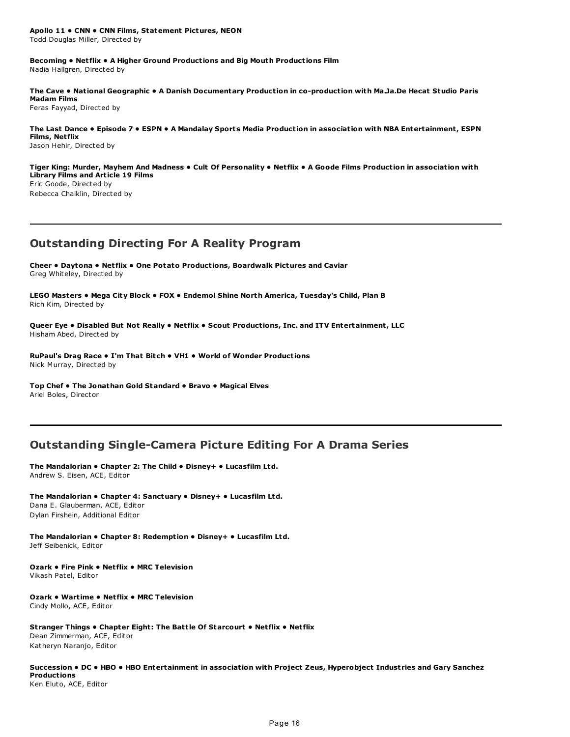**Apollo 11 • CNN • CNN Films, Statement Pictures, NEON**
Todd Douglas Miller, Directed by

**Becoming • Netflix • A Higher Ground Productions and Big Mouth Productions Film**
Nadia Hallgren, Directed by

**The Cave • National Geographic • A Danish Documentary Production in co-production with Ma.Ja.De Hecat Studio Paris Madam Films**
Feras Fayyad, Directed by

**The Last Dance • Episode 7 • ESPN • A Mandalay Sports Media Production in association with NBA Entertainment, ESPN Films, Netflix**
Jason Hehir, Directed by

**Tiger King: Murder, Mayhem And Madness • Cult Of Personality • Netflix • A Goode Films Production in association with Library Films and Article 19 Films**
Eric Goode, Directed by
Rebecca Chaiklin, Directed by

---

## Outstanding Directing For A Reality Program

**Cheer • Daytona • Netflix • One Potato Productions, Boardwalk Pictures and Caviar**
Greg Whiteley, Directed by

**LEGO Masters • Mega City Block • FOX • Endemol Shine North America, Tuesday's Child, Plan B**
Rich Kim, Directed by

**Queer Eye • Disabled But Not Really • Netflix • Scout Productions, Inc. and ITV Entertainment, LLC**
Hisham Abed, Directed by

**RuPaul's Drag Race • I'm That Bitch • VH1 • World of Wonder Productions**
Nick Murray, Directed by

**Top Chef • The Jonathan Gold Standard • Bravo • Magical Elves**
Ariel Boles, Director

---

## Outstanding Single-Camera Picture Editing For A Drama Series

**The Mandalorian • Chapter 2: The Child • Disney+ • Lucasfilm Ltd.**
Andrew S. Eisen, ACE, Editor

**The Mandalorian • Chapter 4: Sanctuary • Disney+ • Lucasfilm Ltd.**
Dana E. Glauberman, ACE, Editor
Dylan Firshein, Additional Editor

**The Mandalorian • Chapter 8: Redemption • Disney+ • Lucasfilm Ltd.**
Jeff Seibenick, Editor

**Ozark • Fire Pink • Netflix • MRC Television**
Vikash Patel, Editor

**Ozark • Wartime • Netflix • MRC Television**
Cindy Mollo, ACE, Editor

**Stranger Things • Chapter Eight: The Battle Of Starcourt • Netflix • Netflix**
Dean Zimmerman, ACE, Editor
Katheryn Naranjo, Editor

**Succession • DC • HBO • HBO Entertainment in association with Project Zeus, Hyperobject Industries and Gary Sanchez Productions**
Ken Eluto, ACE, Editor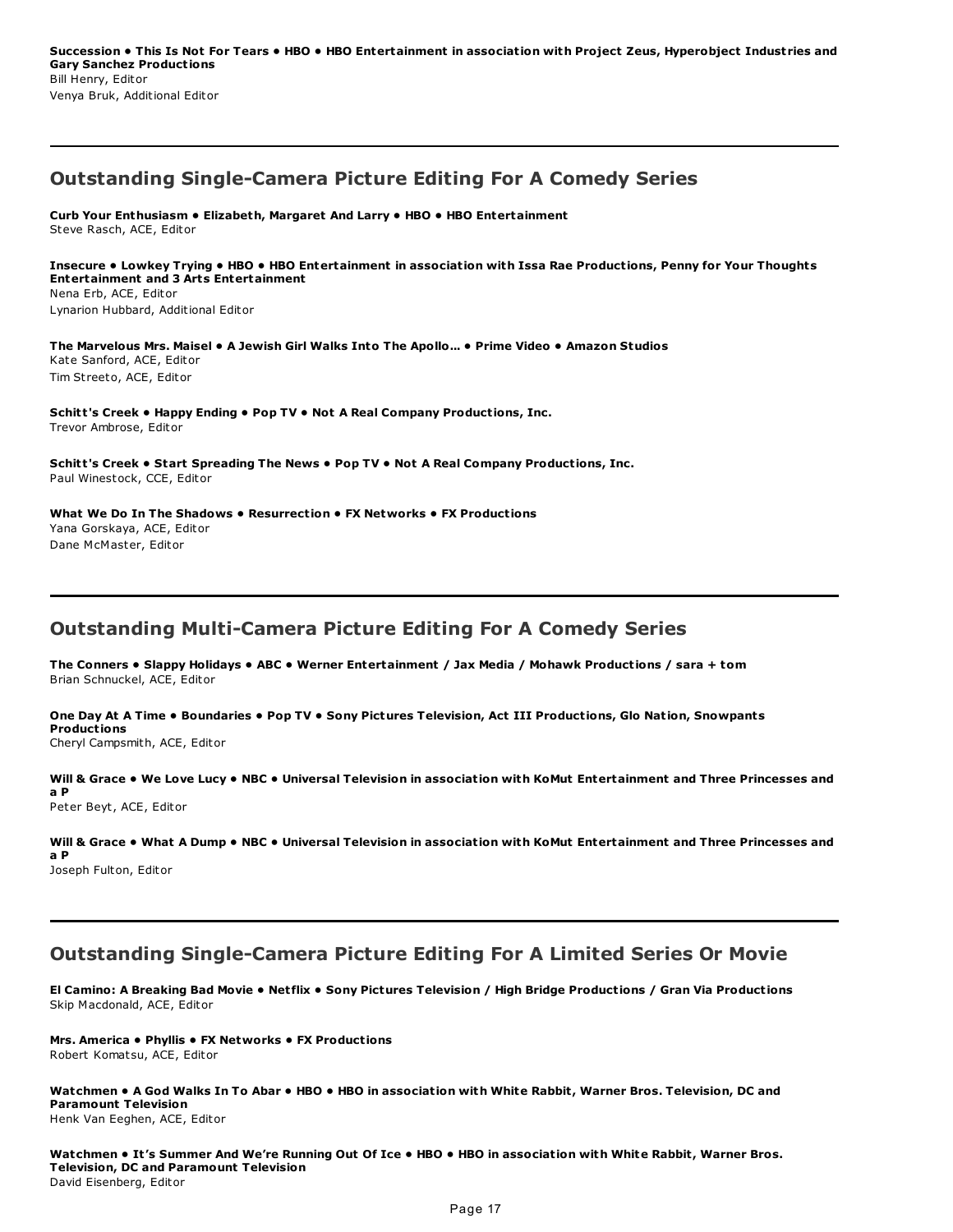**Succession • This Is Not For Tears • HBO • HBO Entertainment in association with Project Zeus, Hyperobject Industries and Gary Sanchez Productions**
Bill Henry, Editor
Venya Bruk, Additional Editor

---

## Outstanding Single-Camera Picture Editing For A Comedy Series

**Curb Your Enthusiasm • Elizabeth, Margaret And Larry • HBO • HBO Entertainment**
Steve Rasch, ACE, Editor

**Insecure • Lowkey Trying • HBO • HBO Entertainment in association with Issa Rae Productions, Penny for Your Thoughts Entertainment and 3 Arts Entertainment**
Nena Erb, ACE, Editor
Lynarion Hubbard, Additional Editor

**The Marvelous Mrs. Maisel • A Jewish Girl Walks Into The Apollo... • Prime Video • Amazon Studios**
Kate Sanford, ACE, Editor
Tim Streeto, ACE, Editor

**Schitt's Creek • Happy Ending • Pop TV • Not A Real Company Productions, Inc.**
Trevor Ambrose, Editor

**Schitt's Creek • Start Spreading The News • Pop TV • Not A Real Company Productions, Inc.**
Paul Winestock, CCE, Editor

**What We Do In The Shadows • Resurrection • FX Networks • FX Productions**
Yana Gorskaya, ACE, Editor
Dane McMaster, Editor

---

## Outstanding Multi-Camera Picture Editing For A Comedy Series

**The Conners • Slappy Holidays • ABC • Werner Entertainment / Jax Media / Mohawk Productions / sara + tom**
Brian Schnuckel, ACE, Editor

**One Day At A Time • Boundaries • Pop TV • Sony Pictures Television, Act III Productions, Glo Nation, Snowpants Productions**
Cheryl Campsmith, ACE, Editor

**Will & Grace • We Love Lucy • NBC • Universal Television in association with KoMut Entertainment and Three Princesses and a P**
Peter Beyt, ACE, Editor

**Will & Grace • What A Dump • NBC • Universal Television in association with KoMut Entertainment and Three Princesses and a P**
Joseph Fulton, Editor

---

## Outstanding Single-Camera Picture Editing For A Limited Series Or Movie

**El Camino: A Breaking Bad Movie • Netflix • Sony Pictures Television / High Bridge Productions / Gran Via Productions**
Skip Macdonald, ACE, Editor

**Mrs. America • Phyllis • FX Networks • FX Productions**
Robert Komatsu, ACE, Editor

**Watchmen • A God Walks In To Abar • HBO • HBO in association with White Rabbit, Warner Bros. Television, DC and Paramount Television**
Henk Van Eeghen, ACE, Editor

**Watchmen • It's Summer And We're Running Out Of Ice • HBO • HBO in association with White Rabbit, Warner Bros. Television, DC and Paramount Television**
David Eisenberg, Editor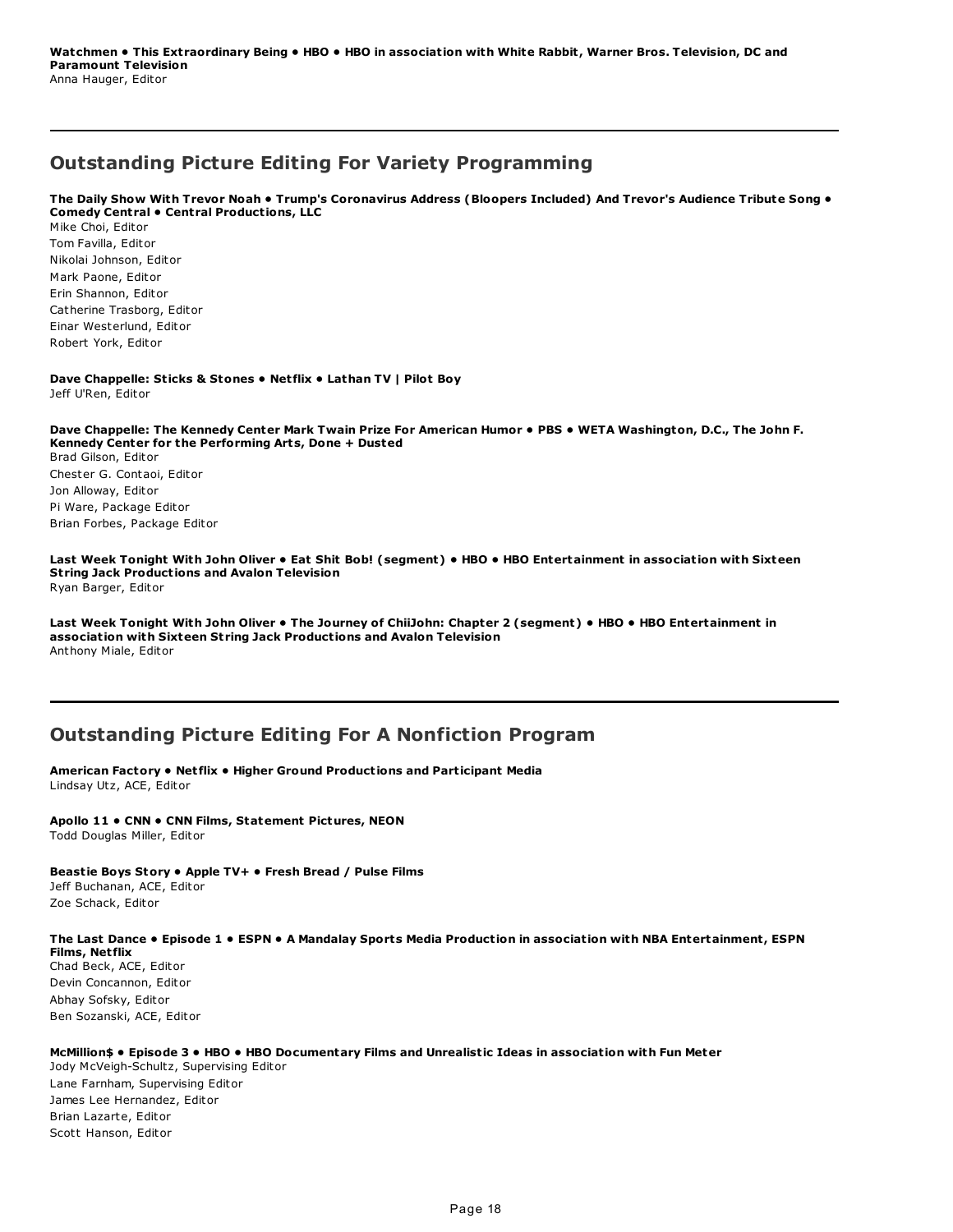**Watchmen • This Extraordinary Being • HBO • HBO in association with White Rabbit, Warner Bros. Television, DC and Paramount Television**
Anna Hauger, Editor

---

## Outstanding Picture Editing For Variety Programming

**The Daily Show With Trevor Noah • Trump's Coronavirus Address (Bloopers Included) And Trevor's Audience Tribute Song • Comedy Central • Central Productions, LLC**
Mike Choi, Editor
Tom Favilla, Editor
Nikolai Johnson, Editor
Mark Paone, Editor
Erin Shannon, Editor
Catherine Trasborg, Editor
Einar Westerlund, Editor
Robert York, Editor

**Dave Chappelle: Sticks & Stones • Netflix • Lathan TV | Pilot Boy**
Jeff U'Ren, Editor

**Dave Chappelle: The Kennedy Center Mark Twain Prize For American Humor • PBS • WETA Washington, D.C., The John F. Kennedy Center for the Performing Arts, Done + Dusted**
Brad Gilson, Editor
Chester G. Contaoi, Editor
Jon Alloway, Editor
Pi Ware, Package Editor
Brian Forbes, Package Editor

**Last Week Tonight With John Oliver • Eat Shit Bob! (segment) • HBO • HBO Entertainment in association with Sixteen String Jack Productions and Avalon Television**
Ryan Barger, Editor

**Last Week Tonight With John Oliver • The Journey of ChiiJohn: Chapter 2 (segment) • HBO • HBO Entertainment in association with Sixteen String Jack Productions and Avalon Television**
Anthony Miale, Editor

---

## Outstanding Picture Editing For A Nonfiction Program

**American Factory • Netflix • Higher Ground Productions and Participant Media**
Lindsay Utz, ACE, Editor

**Apollo 11 • CNN • CNN Films, Statement Pictures, NEON**
Todd Douglas Miller, Editor

**Beastie Boys Story • Apple TV+ • Fresh Bread / Pulse Films**
Jeff Buchanan, ACE, Editor
Zoe Schack, Editor

**The Last Dance • Episode 1 • ESPN • A Mandalay Sports Media Production in association with NBA Entertainment, ESPN Films, Netflix**
Chad Beck, ACE, Editor
Devin Concannon, Editor
Abhay Sofsky, Editor
Ben Sozanski, ACE, Editor

**McMillion$ • Episode 3 • HBO • HBO Documentary Films and Unrealistic Ideas in association with Fun Meter**
Jody McVeigh-Schultz, Supervising Editor
Lane Farnham, Supervising Editor
James Lee Hernandez, Editor
Brian Lazarte, Editor
Scott Hanson, Editor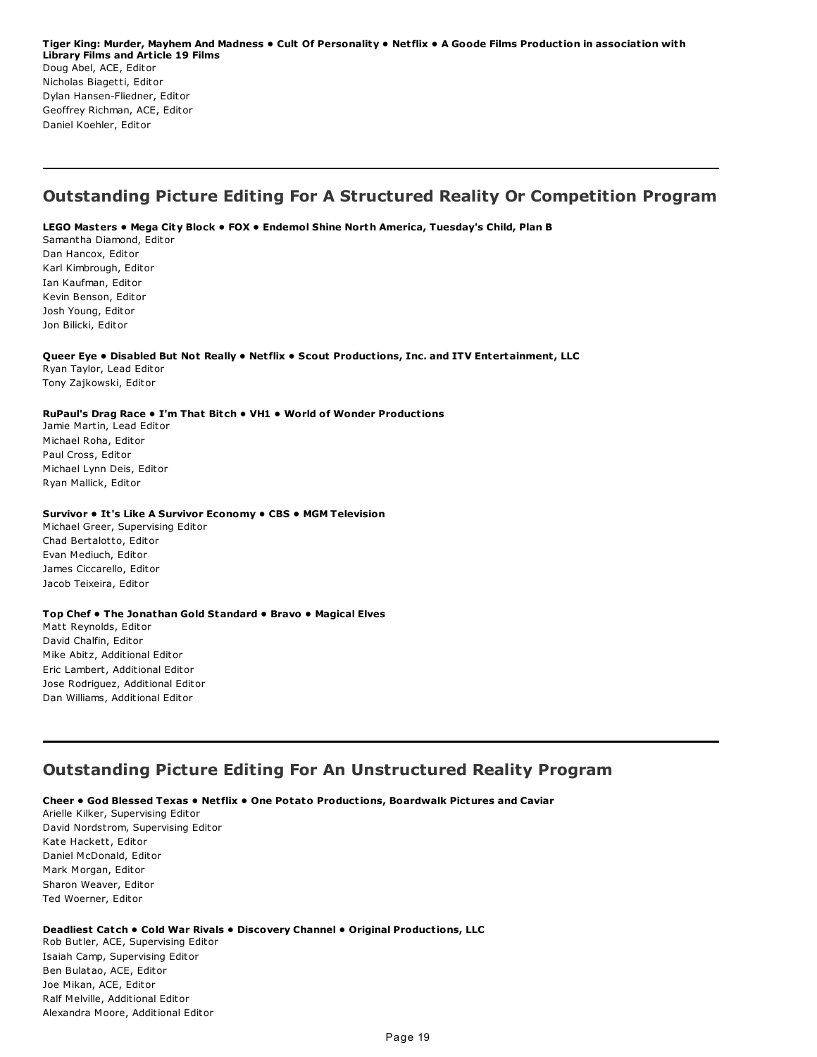**Tiger King: Murder, Mayhem And Madness • Cult Of Personality • Netflix • A Goode Films Production in association with Library Films and Article 19 Films**
Doug Abel, ACE, Editor
Nicholas Biagetti, Editor
Dylan Hansen-Fliedner, Editor
Geoffrey Richman, ACE, Editor
Daniel Koehler, Editor

---

## Outstanding Picture Editing For A Structured Reality Or Competition Program

**LEGO Masters • Mega City Block • FOX • Endemol Shine North America, Tuesday's Child, Plan B**
Samantha Diamond, Editor
Dan Hancox, Editor
Karl Kimbrough, Editor
Ian Kaufman, Editor
Kevin Benson, Editor
Josh Young, Editor
Jon Bilicki, Editor

**Queer Eye • Disabled But Not Really • Netflix • Scout Productions, Inc. and ITV Entertainment, LLC**
Ryan Taylor, Lead Editor
Tony Zajkowski, Editor

**RuPaul's Drag Race • I'm That Bitch • VH1 • World of Wonder Productions**
Jamie Martin, Lead Editor
Michael Roha, Editor
Paul Cross, Editor
Michael Lynn Deis, Editor
Ryan Mallick, Editor

**Survivor • It's Like A Survivor Economy • CBS • MGM Television**
Michael Greer, Supervising Editor
Chad Bertalotto, Editor
Evan Mediuch, Editor
James Ciccarello, Editor
Jacob Teixeira, Editor

**Top Chef • The Jonathan Gold Standard • Bravo • Magical Elves**
Matt Reynolds, Editor
David Chalfin, Editor
Mike Abitz, Additional Editor
Eric Lambert, Additional Editor
Jose Rodriguez, Additional Editor
Dan Williams, Additional Editor

---

## Outstanding Picture Editing For An Unstructured Reality Program

**Cheer • God Blessed Texas • Netflix • One Potato Productions, Boardwalk Pictures and Caviar**
Arielle Kilker, Supervising Editor
David Nordstrom, Supervising Editor
Kate Hackett, Editor
Daniel McDonald, Editor
Mark Morgan, Editor
Sharon Weaver, Editor
Ted Woerner, Editor

**Deadliest Catch • Cold War Rivals • Discovery Channel • Original Productions, LLC**
Rob Butler, ACE, Supervising Editor
Isaiah Camp, Supervising Editor
Ben Bulatao, ACE, Editor
Joe Mikan, ACE, Editor
Ralf Melville, Additional Editor
Alexandra Moore, Additional Editor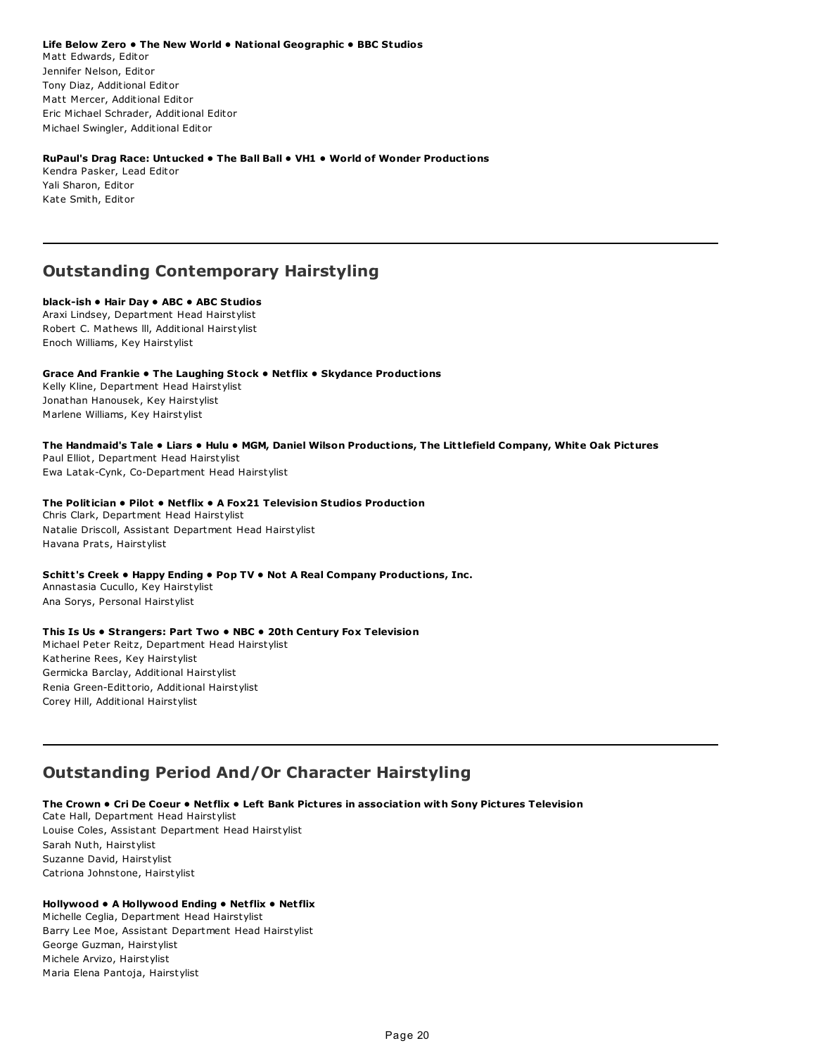**Life Below Zero • The New World • National Geographic • BBC Studios**
Matt Edwards, Editor
Jennifer Nelson, Editor
Tony Diaz, Additional Editor
Matt Mercer, Additional Editor
Eric Michael Schrader, Additional Editor
Michael Swingler, Additional Editor

**RuPaul's Drag Race: Untucked • The Ball Ball • VH1 • World of Wonder Productions**
Kendra Pasker, Lead Editor
Yali Sharon, Editor
Kate Smith, Editor

---

## Outstanding Contemporary Hairstyling

**black-ish • Hair Day • ABC • ABC Studios**
Araxi Lindsey, Department Head Hairstylist
Robert C. Mathews lll, Additional Hairstylist
Enoch Williams, Key Hairstylist

**Grace And Frankie • The Laughing Stock • Netflix • Skydance Productions**
Kelly Kline, Department Head Hairstylist
Jonathan Hanousek, Key Hairstylist
Marlene Williams, Key Hairstylist

**The Handmaid's Tale • Liars • Hulu • MGM, Daniel Wilson Productions, The Littlefield Company, White Oak Pictures**
Paul Elliot, Department Head Hairstylist
Ewa Latak-Cynk, Co-Department Head Hairstylist

**The Politician • Pilot • Netflix • A Fox21 Television Studios Production**
Chris Clark, Department Head Hairstylist
Natalie Driscoll, Assistant Department Head Hairstylist
Havana Prats, Hairstylist

**Schitt's Creek • Happy Ending • Pop TV • Not A Real Company Productions, Inc.**
Annastasia Cucullo, Key Hairstylist
Ana Sorys, Personal Hairstylist

**This Is Us • Strangers: Part Two • NBC • 20th Century Fox Television**
Michael Peter Reitz, Department Head Hairstylist
Katherine Rees, Key Hairstylist
Germicka Barclay, Additional Hairstylist
Renia Green-Edittorio, Additional Hairstylist
Corey Hill, Additional Hairstylist

---

## Outstanding Period And/Or Character Hairstyling

**The Crown • Cri De Coeur • Netflix • Left Bank Pictures in association with Sony Pictures Television**
Cate Hall, Department Head Hairstylist
Louise Coles, Assistant Department Head Hairstylist
Sarah Nuth, Hairstylist
Suzanne David, Hairstylist
Catriona Johnstone, Hairstylist

**Hollywood • A Hollywood Ending • Netflix • Netflix**
Michelle Ceglia, Department Head Hairstylist
Barry Lee Moe, Assistant Department Head Hairstylist
George Guzman, Hairstylist
Michele Arvizo, Hairstylist
Maria Elena Pantoja, Hairstylist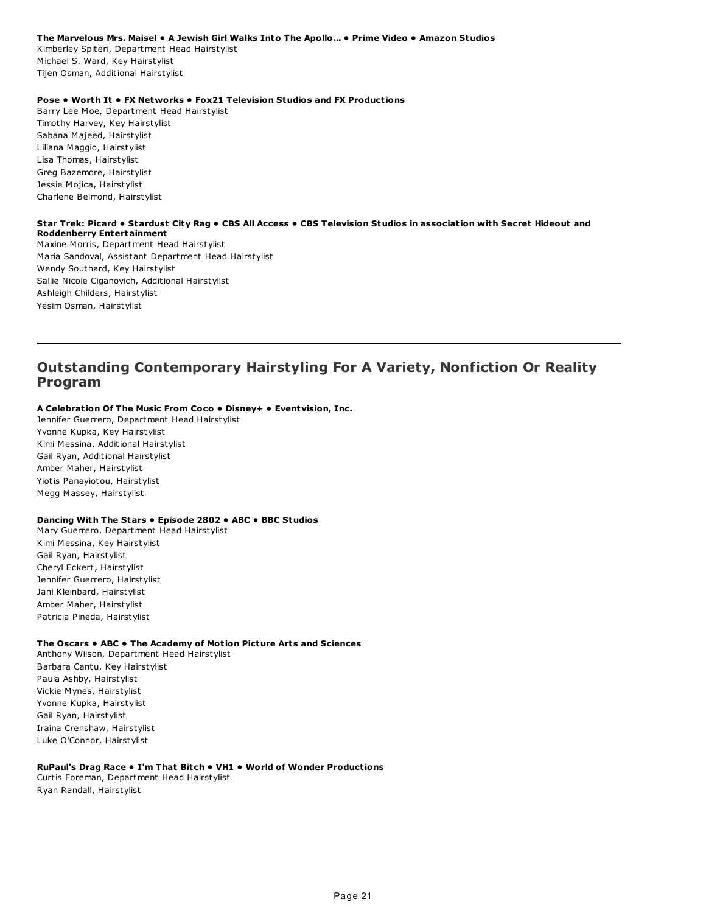**The Marvelous Mrs. Maisel • A Jewish Girl Walks Into The Apollo... • Prime Video • Amazon Studios**
Kimberley Spiteri, Department Head Hairstylist
Michael S. Ward, Key Hairstylist
Tijen Osman, Additional Hairstylist

**Pose • Worth It • FX Networks • Fox21 Television Studios and FX Productions**
Barry Lee Moe, Department Head Hairstylist
Timothy Harvey, Key Hairstylist
Sabana Majeed, Hairstylist
Liliana Maggio, Hairstylist
Lisa Thomas, Hairstylist
Greg Bazemore, Hairstylist
Jessie Mojica, Hairstylist
Charlene Belmond, Hairstylist

**Star Trek: Picard • Stardust City Rag • CBS All Access • CBS Television Studios in association with Secret Hideout and Roddenberry Entertainment**
Maxine Morris, Department Head Hairstylist
Maria Sandoval, Assistant Department Head Hairstylist
Wendy Southard, Key Hairstylist
Sallie Nicole Ciganovich, Additional Hairstylist
Ashleigh Childers, Hairstylist
Yesim Osman, Hairstylist

---

## Outstanding Contemporary Hairstyling For A Variety, Nonfiction Or Reality Program

**A Celebration Of The Music From Coco • Disney+ • Eventvision, Inc.**
Jennifer Guerrero, Department Head Hairstylist
Yvonne Kupka, Key Hairstylist
Kimi Messina, Additional Hairstylist
Gail Ryan, Additional Hairstylist
Amber Maher, Hairstylist
Yiotis Panayiotou, Hairstylist
Megg Massey, Hairstylist

**Dancing With The Stars • Episode 2802 • ABC • BBC Studios**
Mary Guerrero, Department Head Hairstylist
Kimi Messina, Key Hairstylist
Gail Ryan, Hairstylist
Cheryl Eckert, Hairstylist
Jennifer Guerrero, Hairstylist
Jani Kleinbard, Hairstylist
Amber Maher, Hairstylist
Patricia Pineda, Hairstylist

**The Oscars • ABC • The Academy of Motion Picture Arts and Sciences**
Anthony Wilson, Department Head Hairstylist
Barbara Cantu, Key Hairstylist
Paula Ashby, Hairstylist
Vickie Mynes, Hairstylist
Yvonne Kupka, Hairstylist
Gail Ryan, Hairstylist
Iraina Crenshaw, Hairstylist
Luke O'Connor, Hairstylist

**RuPaul's Drag Race • I'm That Bitch • VH1 • World of Wonder Productions**
Curtis Foreman, Department Head Hairstylist
Ryan Randall, Hairstylist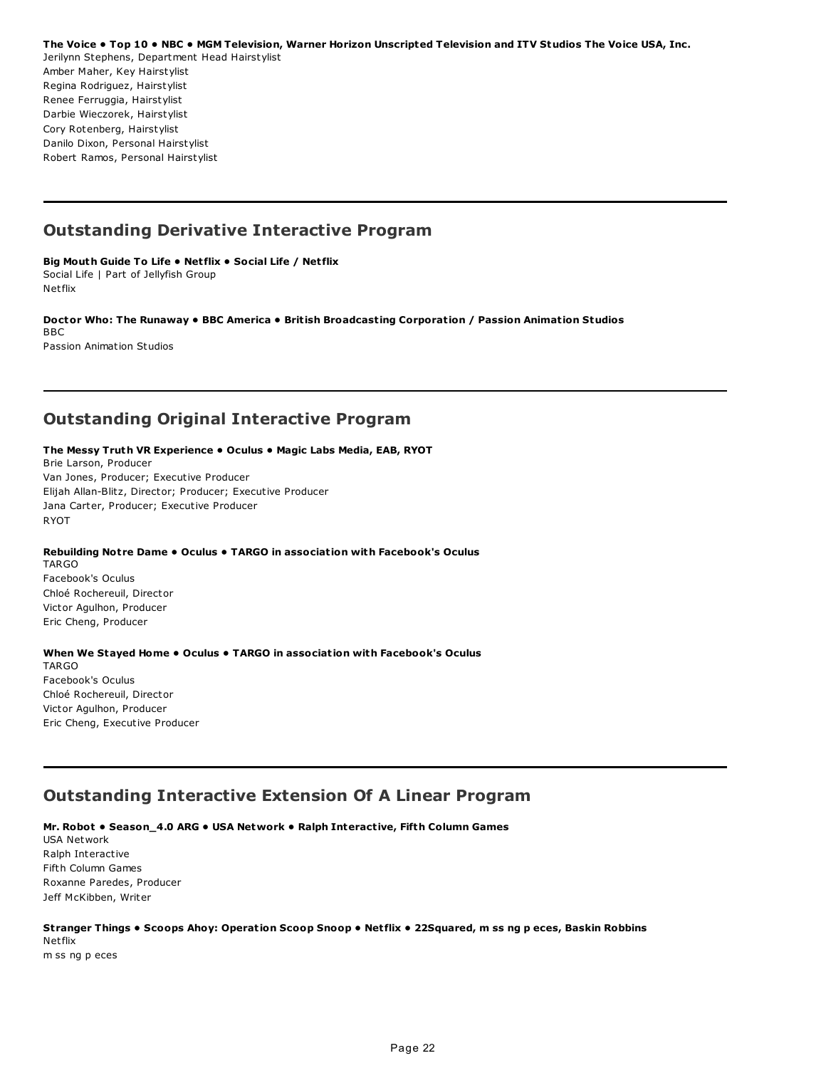**The Voice • Top 10 • NBC • MGM Television, Warner Horizon Unscripted Television and ITV Studios The Voice USA, Inc.**
Jerilynn Stephens, Department Head Hairstylist
Amber Maher, Key Hairstylist
Regina Rodriguez, Hairstylist
Renee Ferruggia, Hairstylist
Darbie Wieczorek, Hairstylist
Cory Rotenberg, Hairstylist
Danilo Dixon, Personal Hairstylist
Robert Ramos, Personal Hairstylist

---

## Outstanding Derivative Interactive Program

**Big Mouth Guide To Life • Netflix • Social Life / Netflix**
Social Life | Part of Jellyfish Group
Netflix

**Doctor Who: The Runaway • BBC America • British Broadcasting Corporation / Passion Animation Studios**
BBC
Passion Animation Studios

---

## Outstanding Original Interactive Program

**The Messy Truth VR Experience • Oculus • Magic Labs Media, EAB, RYOT**
Brie Larson, Producer
Van Jones, Producer; Executive Producer
Elijah Allan-Blitz, Director; Producer; Executive Producer
Jana Carter, Producer; Executive Producer
RYOT

**Rebuilding Notre Dame • Oculus • TARGO in association with Facebook's Oculus**
TARGO
Facebook's Oculus
Chloé Rochereuil, Director
Victor Agulhon, Producer
Eric Cheng, Producer

**When We Stayed Home • Oculus • TARGO in association with Facebook's Oculus**
TARGO
Facebook's Oculus
Chloé Rochereuil, Director
Victor Agulhon, Producer
Eric Cheng, Executive Producer

---

## Outstanding Interactive Extension Of A Linear Program

**Mr. Robot • Season_4.0 ARG • USA Network • Ralph Interactive, Fifth Column Games**
USA Network
Ralph Interactive
Fifth Column Games
Roxanne Paredes, Producer
Jeff McKibben, Writer

**Stranger Things • Scoops Ahoy: Operation Scoop Snoop • Netflix • 22Squared, m ss ng p eces, Baskin Robbins**
Netflix
m ss ng p eces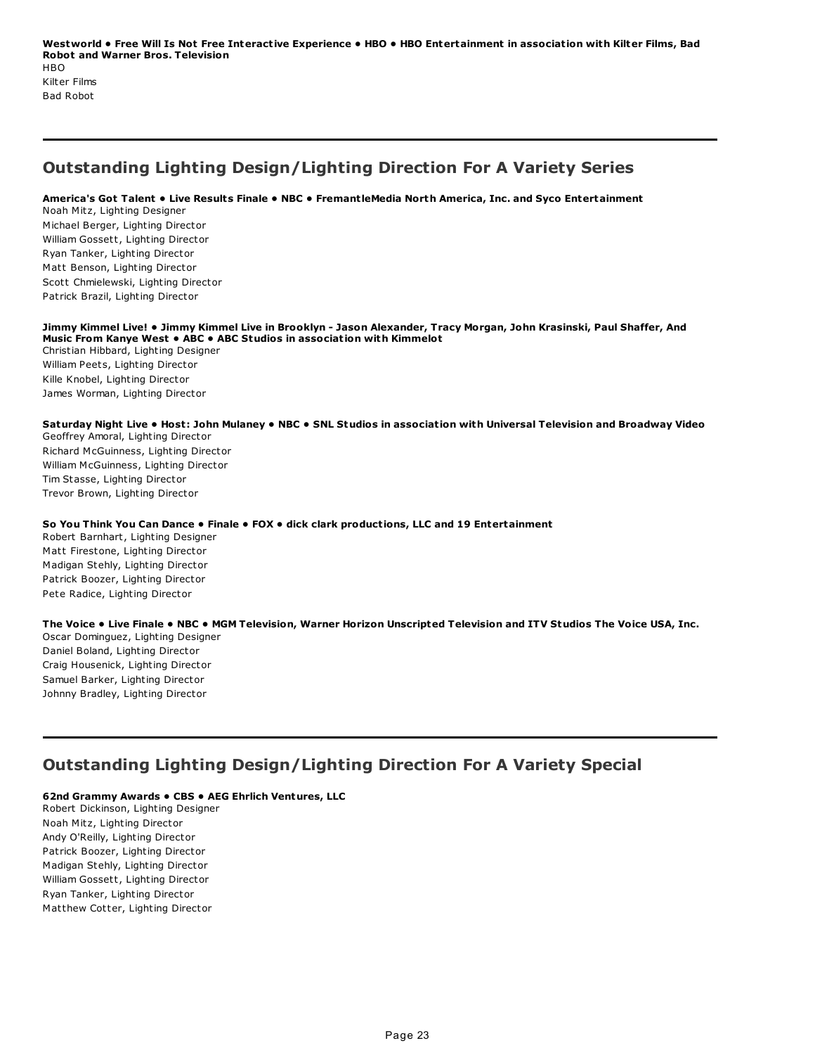**Westworld • Free Will Is Not Free Interactive Experience • HBO • HBO Entertainment in association with Kilter Films, Bad Robot and Warner Bros. Television**
HBO
Kilter Films
Bad Robot

---

## Outstanding Lighting Design/Lighting Direction For A Variety Series

**America's Got Talent • Live Results Finale • NBC • FremantleMedia North America, Inc. and Syco Entertainment**
Noah Mitz, Lighting Designer
Michael Berger, Lighting Director
William Gossett, Lighting Director
Ryan Tanker, Lighting Director
Matt Benson, Lighting Director
Scott Chmielewski, Lighting Director
Patrick Brazil, Lighting Director

**Jimmy Kimmel Live! • Jimmy Kimmel Live in Brooklyn - Jason Alexander, Tracy Morgan, John Krasinski, Paul Shaffer, And Music From Kanye West • ABC • ABC Studios in association with Kimmelot**
Christian Hibbard, Lighting Designer
William Peets, Lighting Director
Kille Knobel, Lighting Director
James Worman, Lighting Director

**Saturday Night Live • Host: John Mulaney • NBC • SNL Studios in association with Universal Television and Broadway Video**
Geoffrey Amoral, Lighting Director
Richard McGuinness, Lighting Director
William McGuinness, Lighting Director
Tim Stasse, Lighting Director
Trevor Brown, Lighting Director

**So You Think You Can Dance • Finale • FOX • dick clark productions, LLC and 19 Entertainment**
Robert Barnhart, Lighting Designer
Matt Firestone, Lighting Director
Madigan Stehly, Lighting Director
Patrick Boozer, Lighting Director
Pete Radice, Lighting Director

**The Voice • Live Finale • NBC • MGM Television, Warner Horizon Unscripted Television and ITV Studios The Voice USA, Inc.**
Oscar Dominguez, Lighting Designer
Daniel Boland, Lighting Director
Craig Housenick, Lighting Director
Samuel Barker, Lighting Director
Johnny Bradley, Lighting Director

---

## Outstanding Lighting Design/Lighting Direction For A Variety Special

**62nd Grammy Awards • CBS • AEG Ehrlich Ventures, LLC**
Robert Dickinson, Lighting Designer
Noah Mitz, Lighting Director
Andy O'Reilly, Lighting Director
Patrick Boozer, Lighting Director
Madigan Stehly, Lighting Director
William Gossett, Lighting Director
Ryan Tanker, Lighting Director
Matthew Cotter, Lighting Director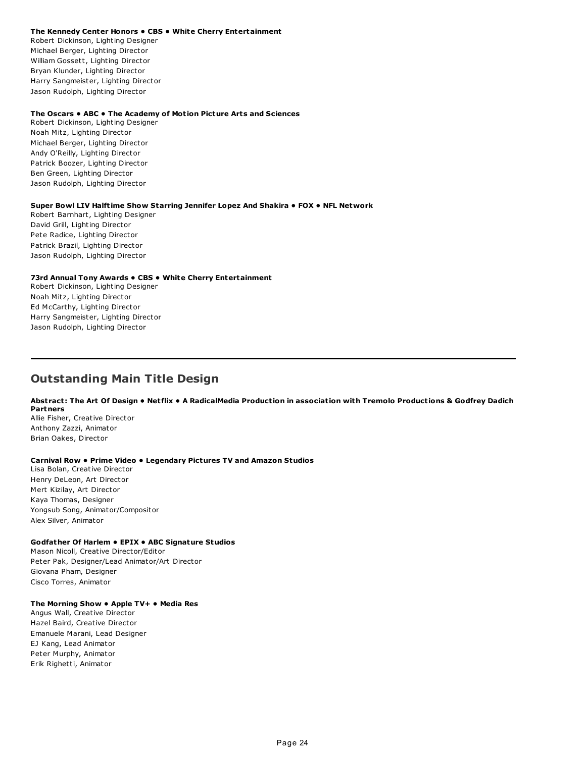**The Kennedy Center Honors • CBS • White Cherry Entertainment**
Robert Dickinson, Lighting Designer
Michael Berger, Lighting Director
William Gossett, Lighting Director
Bryan Klunder, Lighting Director
Harry Sangmeister, Lighting Director
Jason Rudolph, Lighting Director

**The Oscars • ABC • The Academy of Motion Picture Arts and Sciences**
Robert Dickinson, Lighting Designer
Noah Mitz, Lighting Director
Michael Berger, Lighting Director
Andy O'Reilly, Lighting Director
Patrick Boozer, Lighting Director
Ben Green, Lighting Director
Jason Rudolph, Lighting Director

**Super Bowl LIV Halftime Show Starring Jennifer Lopez And Shakira • FOX • NFL Network**
Robert Barnhart, Lighting Designer
David Grill, Lighting Director
Pete Radice, Lighting Director
Patrick Brazil, Lighting Director
Jason Rudolph, Lighting Director

**73rd Annual Tony Awards • CBS • White Cherry Entertainment**
Robert Dickinson, Lighting Designer
Noah Mitz, Lighting Director
Ed McCarthy, Lighting Director
Harry Sangmeister, Lighting Director
Jason Rudolph, Lighting Director

---

## Outstanding Main Title Design

**Abstract: The Art Of Design • Netflix • A RadicalMedia Production in association with Tremolo Productions & Godfrey Dadich Partners**
Allie Fisher, Creative Director
Anthony Zazzi, Animator
Brian Oakes, Director

**Carnival Row • Prime Video • Legendary Pictures TV and Amazon Studios**
Lisa Bolan, Creative Director
Henry DeLeon, Art Director
Mert Kizilay, Art Director
Kaya Thomas, Designer
Yongsub Song, Animator/Compositor
Alex Silver, Animator

**Godfather Of Harlem • EPIX • ABC Signature Studios**
Mason Nicoll, Creative Director/Editor
Peter Pak, Designer/Lead Animator/Art Director
Giovana Pham, Designer
Cisco Torres, Animator

**The Morning Show • Apple TV+ • Media Res**
Angus Wall, Creative Director
Hazel Baird, Creative Director
Emanuele Marani, Lead Designer
EJ Kang, Lead Animator
Peter Murphy, Animator
Erik Righetti, Animator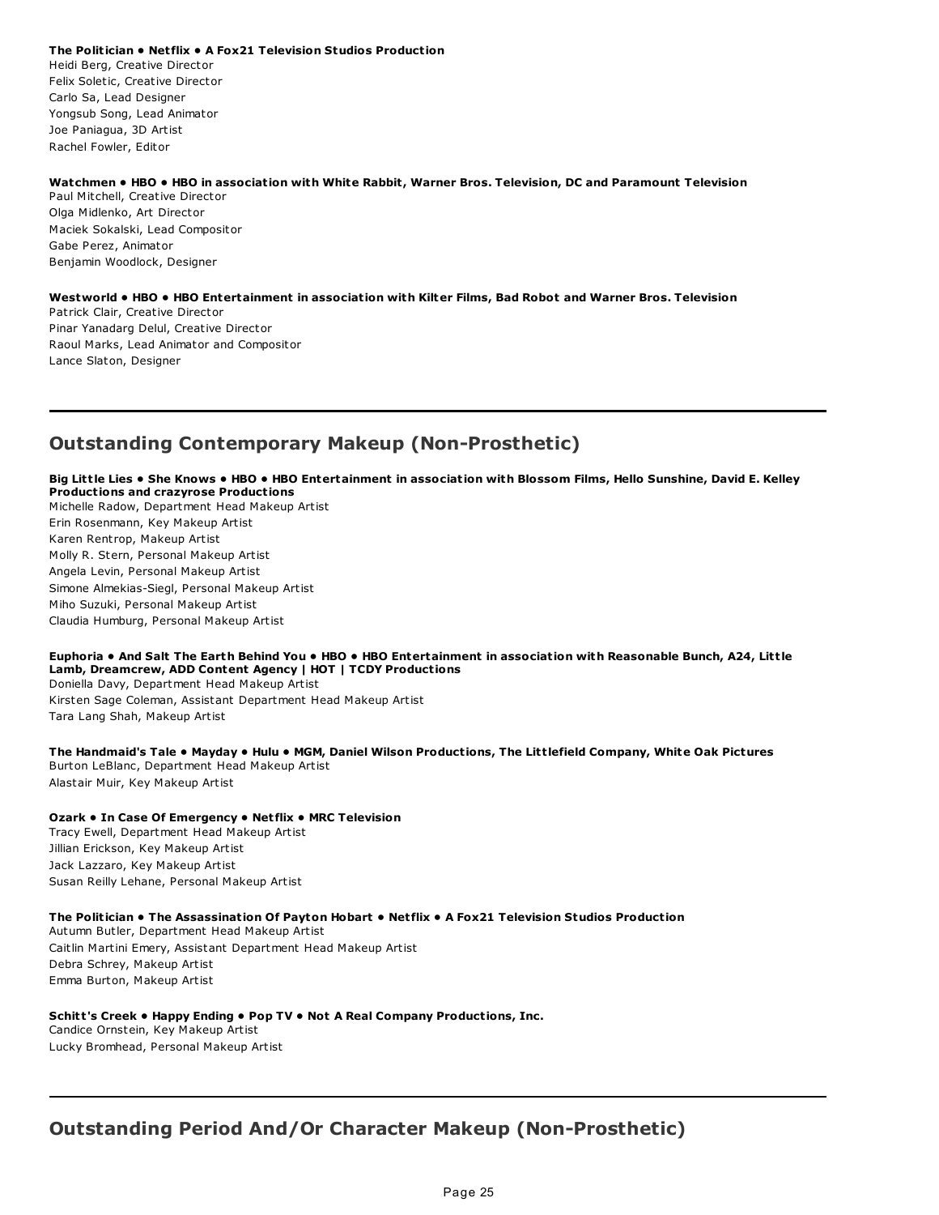**The Politician • Netflix • A Fox21 Television Studios Production**
Heidi Berg, Creative Director
Felix Soletic, Creative Director
Carlo Sa, Lead Designer
Yongsub Song, Lead Animator
Joe Paniagua, 3D Artist
Rachel Fowler, Editor

**Watchmen • HBO • HBO in association with White Rabbit, Warner Bros. Television, DC and Paramount Television**
Paul Mitchell, Creative Director
Olga Midlenko, Art Director
Maciek Sokalski, Lead Compositor
Gabe Perez, Animator
Benjamin Woodlock, Designer

**Westworld • HBO • HBO Entertainment in association with Kilter Films, Bad Robot and Warner Bros. Television**
Patrick Clair, Creative Director
Pinar Yanadarg Delul, Creative Director
Raoul Marks, Lead Animator and Compositor
Lance Slaton, Designer

---

## Outstanding Contemporary Makeup (Non-Prosthetic)

**Big Little Lies • She Knows • HBO • HBO Entertainment in association with Blossom Films, Hello Sunshine, David E. Kelley Productions and crazyrose Productions**
Michelle Radow, Department Head Makeup Artist
Erin Rosenmann, Key Makeup Artist
Karen Rentrop, Makeup Artist
Molly R. Stern, Personal Makeup Artist
Angela Levin, Personal Makeup Artist
Simone Almekias-Siegl, Personal Makeup Artist
Miho Suzuki, Personal Makeup Artist
Claudia Humburg, Personal Makeup Artist

**Euphoria • And Salt The Earth Behind You • HBO • HBO Entertainment in association with Reasonable Bunch, A24, Little Lamb, Dreamcrew, ADD Content Agency | HOT | TCDY Productions**
Doniella Davy, Department Head Makeup Artist
Kirsten Sage Coleman, Assistant Department Head Makeup Artist
Tara Lang Shah, Makeup Artist

**The Handmaid's Tale • Mayday • Hulu • MGM, Daniel Wilson Productions, The Littlefield Company, White Oak Pictures**
Burton LeBlanc, Department Head Makeup Artist
Alastair Muir, Key Makeup Artist

**Ozark • In Case Of Emergency • Netflix • MRC Television**
Tracy Ewell, Department Head Makeup Artist
Jillian Erickson, Key Makeup Artist
Jack Lazzaro, Key Makeup Artist
Susan Reilly Lehane, Personal Makeup Artist

**The Politician • The Assassination Of Payton Hobart • Netflix • A Fox21 Television Studios Production**
Autumn Butler, Department Head Makeup Artist
Caitlin Martini Emery, Assistant Department Head Makeup Artist
Debra Schrey, Makeup Artist
Emma Burton, Makeup Artist

**Schitt's Creek • Happy Ending • Pop TV • Not A Real Company Productions, Inc.**
Candice Ornstein, Key Makeup Artist
Lucky Bromhead, Personal Makeup Artist

---

## Outstanding Period And/Or Character Makeup (Non-Prosthetic)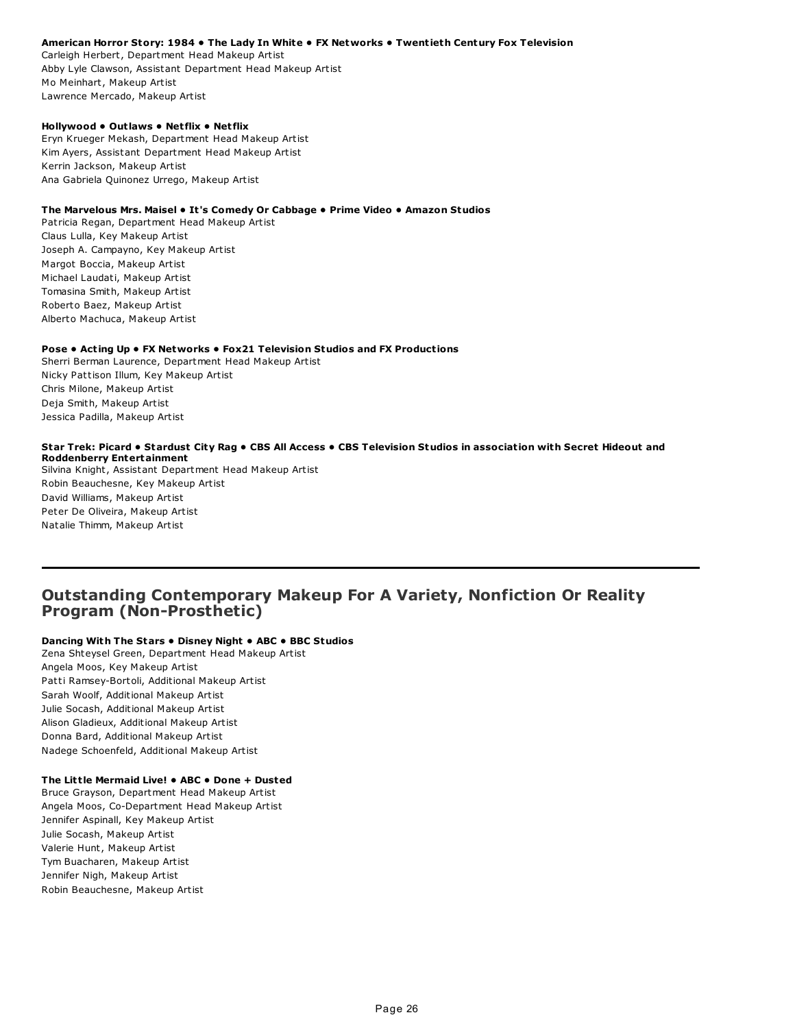**American Horror Story: 1984 • The Lady In White • FX Networks • Twentieth Century Fox Television**
Carleigh Herbert, Department Head Makeup Artist
Abby Lyle Clawson, Assistant Department Head Makeup Artist
Mo Meinhart, Makeup Artist
Lawrence Mercado, Makeup Artist

**Hollywood • Outlaws • Netflix • Netflix**
Eryn Krueger Mekash, Department Head Makeup Artist
Kim Ayers, Assistant Department Head Makeup Artist
Kerrin Jackson, Makeup Artist
Ana Gabriela Quinonez Urrego, Makeup Artist

**The Marvelous Mrs. Maisel • It's Comedy Or Cabbage • Prime Video • Amazon Studios**
Patricia Regan, Department Head Makeup Artist
Claus Lulla, Key Makeup Artist
Joseph A. Campayno, Key Makeup Artist
Margot Boccia, Makeup Artist
Michael Laudati, Makeup Artist
Tomasina Smith, Makeup Artist
Roberto Baez, Makeup Artist
Alberto Machuca, Makeup Artist

**Pose • Acting Up • FX Networks • Fox21 Television Studios and FX Productions**
Sherri Berman Laurence, Department Head Makeup Artist
Nicky Pattison Illum, Key Makeup Artist
Chris Milone, Makeup Artist
Deja Smith, Makeup Artist
Jessica Padilla, Makeup Artist

**Star Trek: Picard • Stardust City Rag • CBS All Access • CBS Television Studios in association with Secret Hideout and Roddenberry Entertainment**
Silvina Knight, Assistant Department Head Makeup Artist
Robin Beauchesne, Key Makeup Artist
David Williams, Makeup Artist
Peter De Oliveira, Makeup Artist
Natalie Thimm, Makeup Artist

---

## Outstanding Contemporary Makeup For A Variety, Nonfiction Or Reality Program (Non-Prosthetic)

**Dancing With The Stars • Disney Night • ABC • BBC Studios**
Zena Shteysel Green, Department Head Makeup Artist
Angela Moos, Key Makeup Artist
Patti Ramsey-Bortoli, Additional Makeup Artist
Sarah Woolf, Additional Makeup Artist
Julie Socash, Additional Makeup Artist
Alison Gladieux, Additional Makeup Artist
Donna Bard, Additional Makeup Artist
Nadege Schoenfeld, Additional Makeup Artist

**The Little Mermaid Live! • ABC • Done + Dusted**
Bruce Grayson, Department Head Makeup Artist
Angela Moos, Co-Department Head Makeup Artist
Jennifer Aspinall, Key Makeup Artist
Julie Socash, Makeup Artist
Valerie Hunt, Makeup Artist
Tym Buacharen, Makeup Artist
Jennifer Nigh, Makeup Artist
Robin Beauchesne, Makeup Artist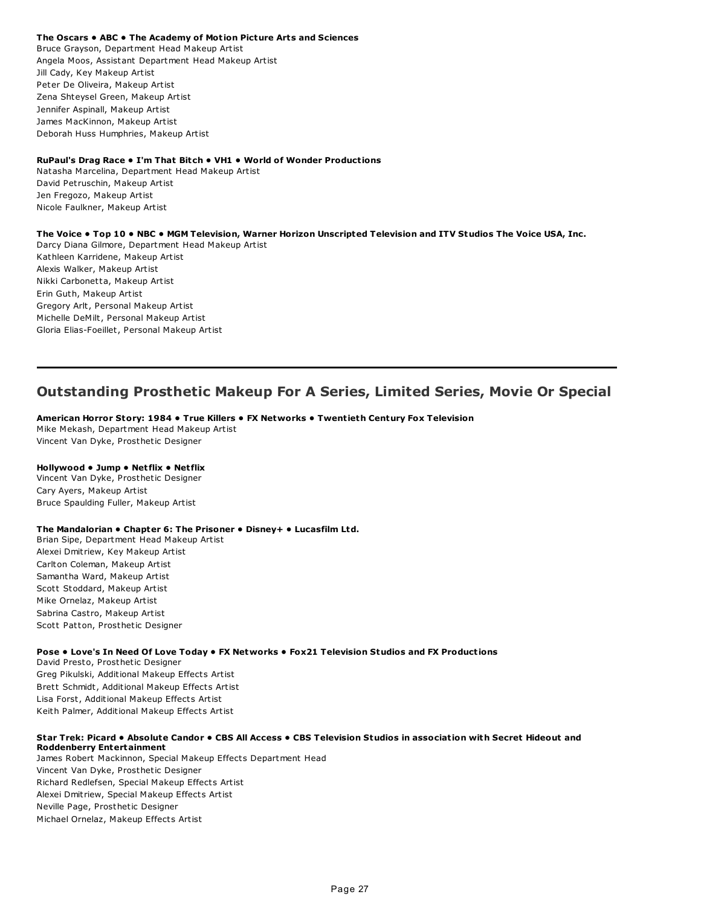**The Oscars • ABC • The Academy of Motion Picture Arts and Sciences**
Bruce Grayson, Department Head Makeup Artist
Angela Moos, Assistant Department Head Makeup Artist
Jill Cady, Key Makeup Artist
Peter De Oliveira, Makeup Artist
Zena Shteysel Green, Makeup Artist
Jennifer Aspinall, Makeup Artist
James MacKinnon, Makeup Artist
Deborah Huss Humphries, Makeup Artist

**RuPaul's Drag Race • I'm That Bitch • VH1 • World of Wonder Productions**
Natasha Marcelina, Department Head Makeup Artist
David Petruschin, Makeup Artist
Jen Fregozo, Makeup Artist
Nicole Faulkner, Makeup Artist

**The Voice • Top 10 • NBC • MGM Television, Warner Horizon Unscripted Television and ITV Studios The Voice USA, Inc.**
Darcy Diana Gilmore, Department Head Makeup Artist
Kathleen Karridene, Makeup Artist
Alexis Walker, Makeup Artist
Nikki Carbonetta, Makeup Artist
Erin Guth, Makeup Artist
Gregory Arlt, Personal Makeup Artist
Michelle DeMilt, Personal Makeup Artist
Gloria Elias-Foeillet, Personal Makeup Artist

---

## Outstanding Prosthetic Makeup For A Series, Limited Series, Movie Or Special

**American Horror Story: 1984 • True Killers • FX Networks • Twentieth Century Fox Television**
Mike Mekash, Department Head Makeup Artist
Vincent Van Dyke, Prosthetic Designer

**Hollywood • Jump • Netflix • Netflix**
Vincent Van Dyke, Prosthetic Designer
Cary Ayers, Makeup Artist
Bruce Spaulding Fuller, Makeup Artist

**The Mandalorian • Chapter 6: The Prisoner • Disney+ • Lucasfilm Ltd.**
Brian Sipe, Department Head Makeup Artist
Alexei Dmitriew, Key Makeup Artist
Carlton Coleman, Makeup Artist
Samantha Ward, Makeup Artist
Scott Stoddard, Makeup Artist
Mike Ornelaz, Makeup Artist
Sabrina Castro, Makeup Artist
Scott Patton, Prosthetic Designer

**Pose • Love's In Need Of Love Today • FX Networks • Fox21 Television Studios and FX Productions**
David Presto, Prosthetic Designer
Greg Pikulski, Additional Makeup Effects Artist
Brett Schmidt, Additional Makeup Effects Artist
Lisa Forst, Additional Makeup Effects Artist
Keith Palmer, Additional Makeup Effects Artist

**Star Trek: Picard • Absolute Candor • CBS All Access • CBS Television Studios in association with Secret Hideout and Roddenberry Entertainment**
James Robert Mackinnon, Special Makeup Effects Department Head
Vincent Van Dyke, Prosthetic Designer
Richard Redlefsen, Special Makeup Effects Artist
Alexei Dmitriew, Special Makeup Effects Artist
Neville Page, Prosthetic Designer
Michael Ornelaz, Makeup Effects Artist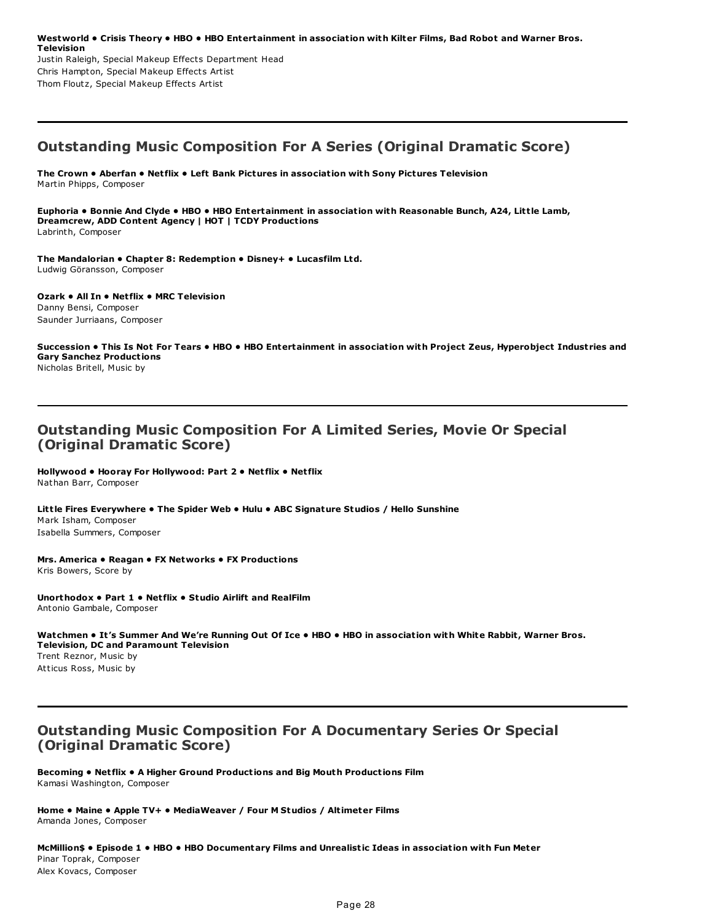**Westworld • Crisis Theory • HBO • HBO Entertainment in association with Kilter Films, Bad Robot and Warner Bros. Television**
Justin Raleigh, Special Makeup Effects Department Head
Chris Hampton, Special Makeup Effects Artist
Thom Floutz, Special Makeup Effects Artist

---

## Outstanding Music Composition For A Series (Original Dramatic Score)

**The Crown • Aberfan • Netflix • Left Bank Pictures in association with Sony Pictures Television**
Martin Phipps, Composer

**Euphoria • Bonnie And Clyde • HBO • HBO Entertainment in association with Reasonable Bunch, A24, Little Lamb, Dreamcrew, ADD Content Agency | HOT | TCDY Productions**
Labrinth, Composer

**The Mandalorian • Chapter 8: Redemption • Disney+ • Lucasfilm Ltd.**
Ludwig Göransson, Composer

**Ozark • All In • Netflix • MRC Television**
Danny Bensi, Composer
Saunder Jurriaans, Composer

**Succession • This Is Not For Tears • HBO • HBO Entertainment in association with Project Zeus, Hyperobject Industries and Gary Sanchez Productions**
Nicholas Britell, Music by

---

## Outstanding Music Composition For A Limited Series, Movie Or Special (Original Dramatic Score)

**Hollywood • Hooray For Hollywood: Part 2 • Netflix • Netflix**
Nathan Barr, Composer

**Little Fires Everywhere • The Spider Web • Hulu • ABC Signature Studios / Hello Sunshine**
Mark Isham, Composer
Isabella Summers, Composer

**Mrs. America • Reagan • FX Networks • FX Productions**
Kris Bowers, Score by

**Unorthodox • Part 1 • Netflix • Studio Airlift and RealFilm**
Antonio Gambale, Composer

**Watchmen • It's Summer And We're Running Out Of Ice • HBO • HBO in association with White Rabbit, Warner Bros. Television, DC and Paramount Television**
Trent Reznor, Music by
Atticus Ross, Music by

---

## Outstanding Music Composition For A Documentary Series Or Special (Original Dramatic Score)

**Becoming • Netflix • A Higher Ground Productions and Big Mouth Productions Film**
Kamasi Washington, Composer

**Home • Maine • Apple TV+ • MediaWeaver / Four M Studios / Altimeter Films**
Amanda Jones, Composer

**McMillion$ • Episode 1 • HBO • HBO Documentary Films and Unrealistic Ideas in association with Fun Meter**
Pinar Toprak, Composer
Alex Kovacs, Composer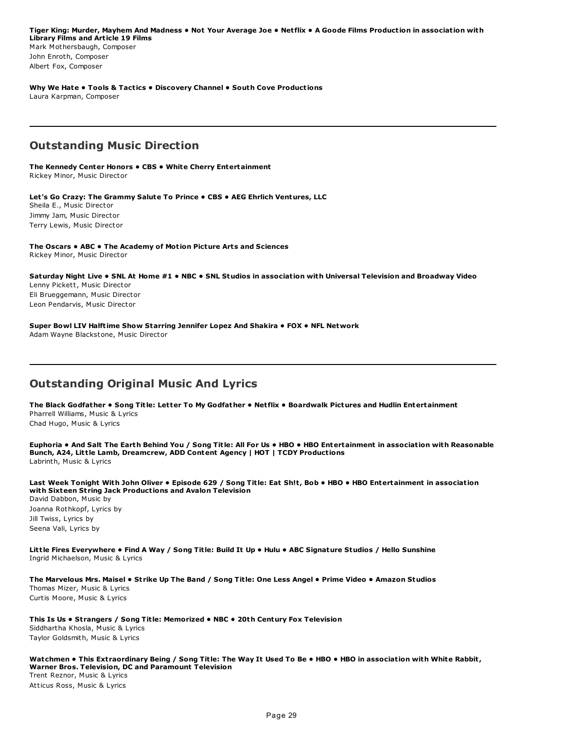**Tiger King: Murder, Mayhem And Madness • Not Your Average Joe • Netflix • A Goode Films Production in association with Library Films and Article 19 Films**
Mark Mothersbaugh, Composer
John Enroth, Composer
Albert Fox, Composer

**Why We Hate • Tools & Tactics • Discovery Channel • South Cove Productions**
Laura Karpman, Composer

---

## Outstanding Music Direction

**The Kennedy Center Honors • CBS • White Cherry Entertainment**
Rickey Minor, Music Director

**Let's Go Crazy: The Grammy Salute To Prince • CBS • AEG Ehrlich Ventures, LLC**
Sheila E., Music Director
Jimmy Jam, Music Director
Terry Lewis, Music Director

**The Oscars • ABC • The Academy of Motion Picture Arts and Sciences**
Rickey Minor, Music Director

**Saturday Night Live • SNL At Home #1 • NBC • SNL Studios in association with Universal Television and Broadway Video**
Lenny Pickett, Music Director
Eli Brueggemann, Music Director
Leon Pendarvis, Music Director

**Super Bowl LIV Halftime Show Starring Jennifer Lopez And Shakira • FOX • NFL Network**
Adam Wayne Blackstone, Music Director

---

## Outstanding Original Music And Lyrics

**The Black Godfather • Song Title: Letter To My Godfather • Netflix • Boardwalk Pictures and Hudlin Entertainment**
Pharrell Williams, Music & Lyrics
Chad Hugo, Music & Lyrics

**Euphoria • And Salt The Earth Behind You / Song Title: All For Us • HBO • HBO Entertainment in association with Reasonable Bunch, A24, Little Lamb, Dreamcrew, ADD Content Agency | HOT | TCDY Productions**
Labrinth, Music & Lyrics

**Last Week Tonight With John Oliver • Episode 629 / Song Title: Eat Sh!t, Bob • HBO • HBO Entertainment in association with Sixteen String Jack Productions and Avalon Television**
David Dabbon, Music by
Joanna Rothkopf, Lyrics by
Jill Twiss, Lyrics by
Seena Vali, Lyrics by

**Little Fires Everywhere • Find A Way / Song Title: Build It Up • Hulu • ABC Signature Studios / Hello Sunshine**
Ingrid Michaelson, Music & Lyrics

**The Marvelous Mrs. Maisel • Strike Up The Band / Song Title: One Less Angel • Prime Video • Amazon Studios**
Thomas Mizer, Music & Lyrics
Curtis Moore, Music & Lyrics

**This Is Us • Strangers / Song Title: Memorized • NBC • 20th Century Fox Television**
Siddhartha Khosla, Music & Lyrics
Taylor Goldsmith, Music & Lyrics

**Watchmen • This Extraordinary Being / Song Title: The Way It Used To Be • HBO • HBO in association with White Rabbit, Warner Bros. Television, DC and Paramount Television**
Trent Reznor, Music & Lyrics
Atticus Ross, Music & Lyrics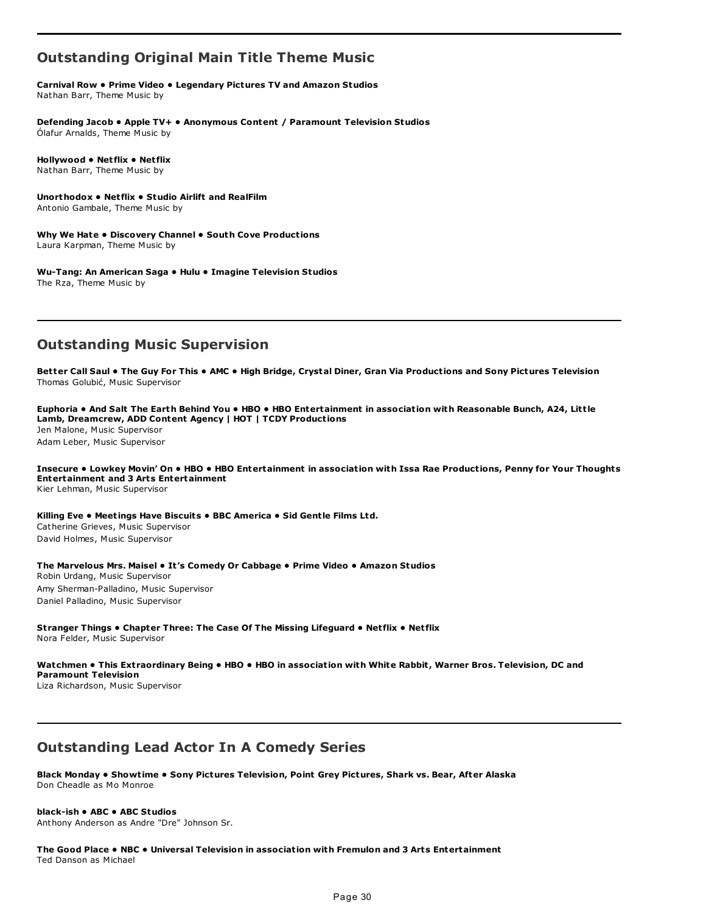## Outstanding Original Main Title Theme Music

**Carnival Row • Prime Video • Legendary Pictures TV and Amazon Studios**
Nathan Barr, Theme Music by

**Defending Jacob • Apple TV+ • Anonymous Content / Paramount Television Studios**
Ólafur Arnalds, Theme Music by

**Hollywood • Netflix • Netflix**
Nathan Barr, Theme Music by

**Unorthodox • Netflix • Studio Airlift and RealFilm**
Antonio Gambale, Theme Music by

**Why We Hate • Discovery Channel • South Cove Productions**
Laura Karpman, Theme Music by

**Wu-Tang: An American Saga • Hulu • Imagine Television Studios**
The Rza, Theme Music by

---

## Outstanding Music Supervision

**Better Call Saul • The Guy For This • AMC • High Bridge, Crystal Diner, Gran Via Productions and Sony Pictures Television**
Thomas Golubić, Music Supervisor

**Euphoria • And Salt The Earth Behind You • HBO • HBO Entertainment in association with Reasonable Bunch, A24, Little Lamb, Dreamcrew, ADD Content Agency | HOT | TCDY Productions**
Jen Malone, Music Supervisor
Adam Leber, Music Supervisor

**Insecure • Lowkey Movin' On • HBO • HBO Entertainment in association with Issa Rae Productions, Penny for Your Thoughts Entertainment and 3 Arts Entertainment**
Kier Lehman, Music Supervisor

**Killing Eve • Meetings Have Biscuits • BBC America • Sid Gentle Films Ltd.**
Catherine Grieves, Music Supervisor
David Holmes, Music Supervisor

**The Marvelous Mrs. Maisel • It's Comedy Or Cabbage • Prime Video • Amazon Studios**
Robin Urdang, Music Supervisor
Amy Sherman-Palladino, Music Supervisor
Daniel Palladino, Music Supervisor

**Stranger Things • Chapter Three: The Case Of The Missing Lifeguard • Netflix • Netflix**
Nora Felder, Music Supervisor

**Watchmen • This Extraordinary Being • HBO • HBO in association with White Rabbit, Warner Bros. Television, DC and Paramount Television**
Liza Richardson, Music Supervisor

---

## Outstanding Lead Actor In A Comedy Series

**Black Monday • Showtime • Sony Pictures Television, Point Grey Pictures, Shark vs. Bear, After Alaska**
Don Cheadle as Mo Monroe

**black-ish • ABC • ABC Studios**
Anthony Anderson as Andre "Dre" Johnson Sr.

**The Good Place • NBC • Universal Television in association with Fremulon and 3 Arts Entertainment**
Ted Danson as Michael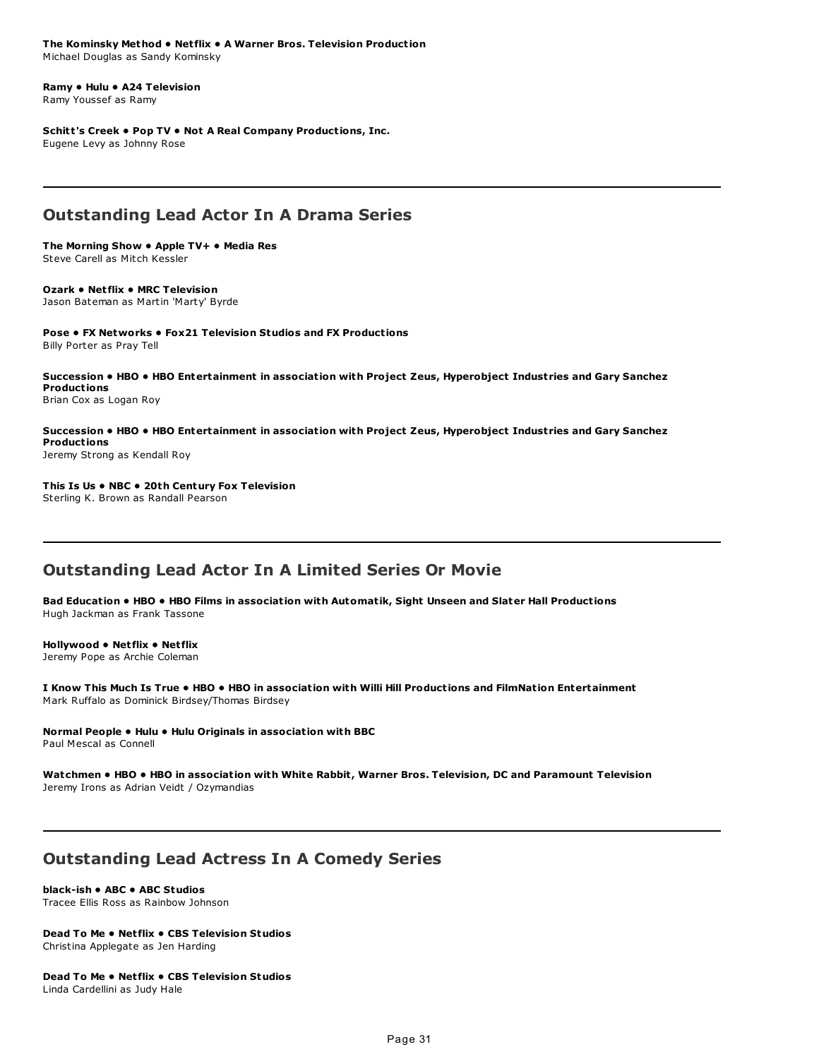**The Kominsky Method • Netflix • A Warner Bros. Television Production**
Michael Douglas as Sandy Kominsky

**Ramy • Hulu • A24 Television**
Ramy Youssef as Ramy

**Schitt's Creek • Pop TV • Not A Real Company Productions, Inc.**
Eugene Levy as Johnny Rose

---

## Outstanding Lead Actor In A Drama Series

**The Morning Show • Apple TV+ • Media Res**
Steve Carell as Mitch Kessler

**Ozark • Netflix • MRC Television**
Jason Bateman as Martin 'Marty' Byrde

**Pose • FX Networks • Fox21 Television Studios and FX Productions**
Billy Porter as Pray Tell

**Succession • HBO • HBO Entertainment in association with Project Zeus, Hyperobject Industries and Gary Sanchez Productions**
Brian Cox as Logan Roy

**Succession • HBO • HBO Entertainment in association with Project Zeus, Hyperobject Industries and Gary Sanchez Productions**
Jeremy Strong as Kendall Roy

**This Is Us • NBC • 20th Century Fox Television**
Sterling K. Brown as Randall Pearson

---

## Outstanding Lead Actor In A Limited Series Or Movie

**Bad Education • HBO • HBO Films in association with Automatik, Sight Unseen and Slater Hall Productions**
Hugh Jackman as Frank Tassone

**Hollywood • Netflix • Netflix**
Jeremy Pope as Archie Coleman

**I Know This Much Is True • HBO • HBO in association with Willi Hill Productions and FilmNation Entertainment**
Mark Ruffalo as Dominick Birdsey/Thomas Birdsey

**Normal People • Hulu • Hulu Originals in association with BBC**
Paul Mescal as Connell

**Watchmen • HBO • HBO in association with White Rabbit, Warner Bros. Television, DC and Paramount Television**
Jeremy Irons as Adrian Veidt / Ozymandias

---

## Outstanding Lead Actress In A Comedy Series

**black-ish • ABC • ABC Studios**
Tracee Ellis Ross as Rainbow Johnson

**Dead To Me • Netflix • CBS Television Studios**
Christina Applegate as Jen Harding

**Dead To Me • Netflix • CBS Television Studios**
Linda Cardellini as Judy Hale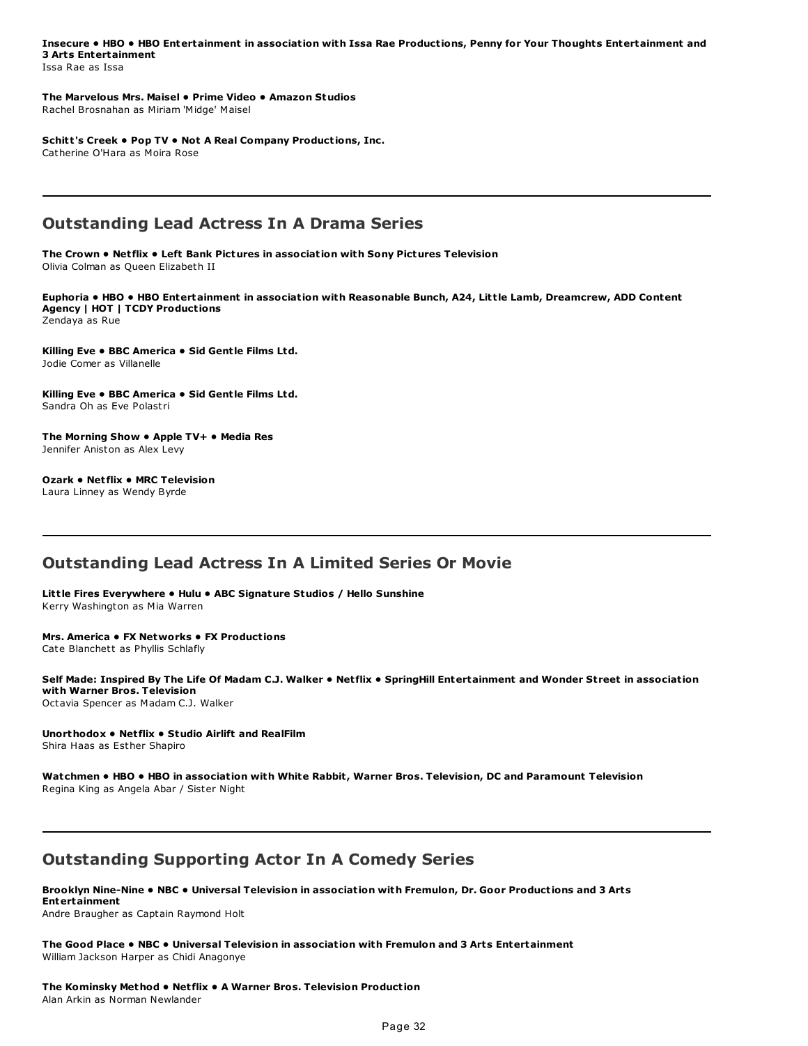**Insecure • HBO • HBO Entertainment in association with Issa Rae Productions, Penny for Your Thoughts Entertainment and 3 Arts Entertainment**
Issa Rae as Issa

**The Marvelous Mrs. Maisel • Prime Video • Amazon Studios**
Rachel Brosnahan as Miriam 'Midge' Maisel

**Schitt's Creek • Pop TV • Not A Real Company Productions, Inc.**
Catherine O'Hara as Moira Rose

---

## Outstanding Lead Actress In A Drama Series

**The Crown • Netflix • Left Bank Pictures in association with Sony Pictures Television**
Olivia Colman as Queen Elizabeth II

**Euphoria • HBO • HBO Entertainment in association with Reasonable Bunch, A24, Little Lamb, Dreamcrew, ADD Content Agency | HOT | TCDY Productions**
Zendaya as Rue

**Killing Eve • BBC America • Sid Gentle Films Ltd.**
Jodie Comer as Villanelle

**Killing Eve • BBC America • Sid Gentle Films Ltd.**
Sandra Oh as Eve Polastri

**The Morning Show • Apple TV+ • Media Res**
Jennifer Aniston as Alex Levy

**Ozark • Netflix • MRC Television**
Laura Linney as Wendy Byrde

---

## Outstanding Lead Actress In A Limited Series Or Movie

**Little Fires Everywhere • Hulu • ABC Signature Studios / Hello Sunshine**
Kerry Washington as Mia Warren

**Mrs. America • FX Networks • FX Productions**
Cate Blanchett as Phyllis Schlafly

**Self Made: Inspired By The Life Of Madam C.J. Walker • Netflix • SpringHill Entertainment and Wonder Street in association with Warner Bros. Television**
Octavia Spencer as Madam C.J. Walker

**Unorthodox • Netflix • Studio Airlift and RealFilm**
Shira Haas as Esther Shapiro

**Watchmen • HBO • HBO in association with White Rabbit, Warner Bros. Television, DC and Paramount Television**
Regina King as Angela Abar / Sister Night

---

## Outstanding Supporting Actor In A Comedy Series

**Brooklyn Nine-Nine • NBC • Universal Television in association with Fremulon, Dr. Goor Productions and 3 Arts Entertainment**
Andre Braugher as Captain Raymond Holt

**The Good Place • NBC • Universal Television in association with Fremulon and 3 Arts Entertainment**
William Jackson Harper as Chidi Anagonye

**The Kominsky Method • Netflix • A Warner Bros. Television Production**
Alan Arkin as Norman Newlander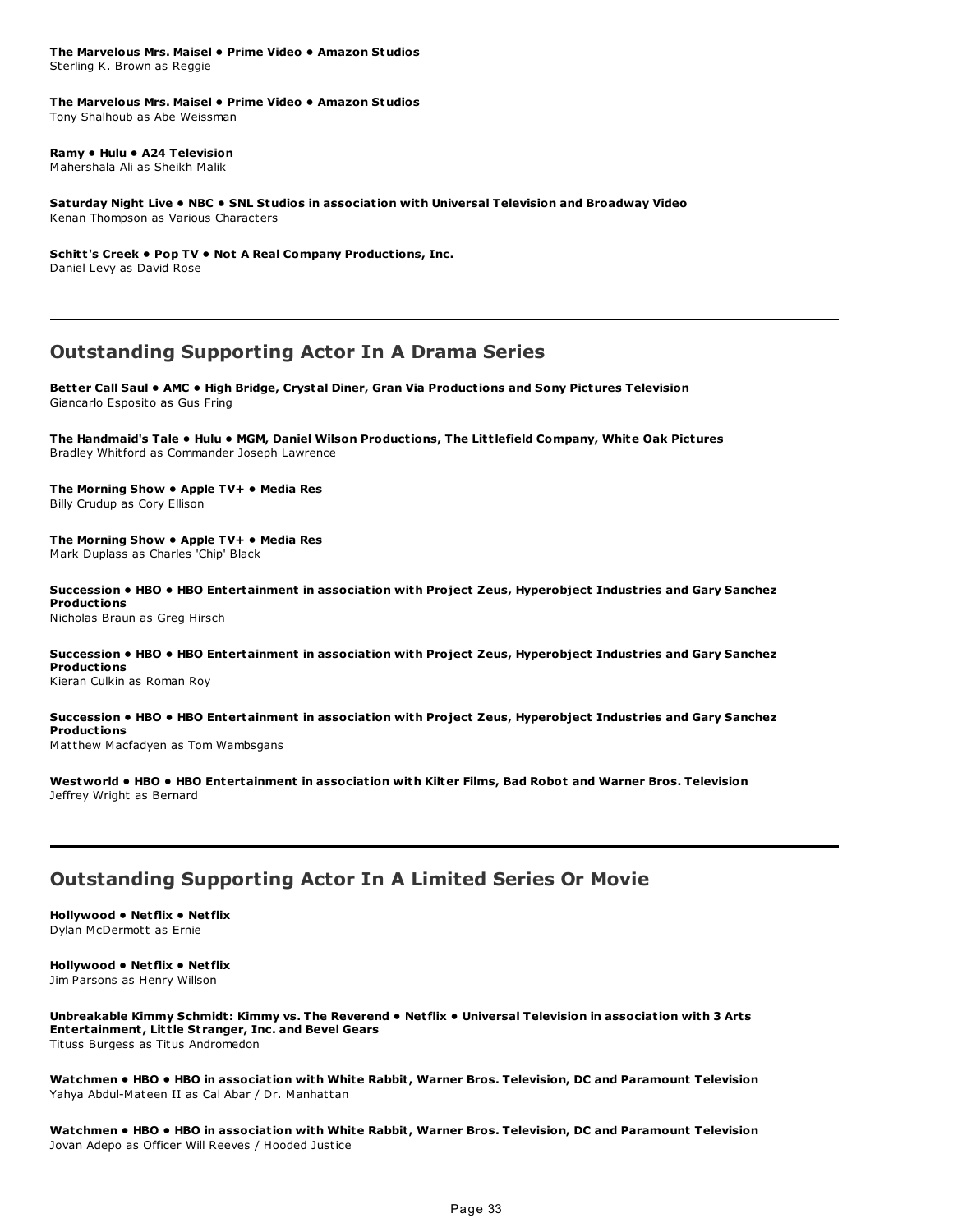**The Marvelous Mrs. Maisel • Prime Video • Amazon Studios**
Sterling K. Brown as Reggie

**The Marvelous Mrs. Maisel • Prime Video • Amazon Studios**
Tony Shalhoub as Abe Weissman

**Ramy • Hulu • A24 Television**
Mahershala Ali as Sheikh Malik

**Saturday Night Live • NBC • SNL Studios in association with Universal Television and Broadway Video**
Kenan Thompson as Various Characters

**Schitt's Creek • Pop TV • Not A Real Company Productions, Inc.**
Daniel Levy as David Rose

---

## Outstanding Supporting Actor In A Drama Series

**Better Call Saul • AMC • High Bridge, Crystal Diner, Gran Via Productions and Sony Pictures Television**
Giancarlo Esposito as Gus Fring

**The Handmaid's Tale • Hulu • MGM, Daniel Wilson Productions, The Littlefield Company, White Oak Pictures**
Bradley Whitford as Commander Joseph Lawrence

**The Morning Show • Apple TV+ • Media Res**
Billy Crudup as Cory Ellison

**The Morning Show • Apple TV+ • Media Res**
Mark Duplass as Charles 'Chip' Black

**Succession • HBO • HBO Entertainment in association with Project Zeus, Hyperobject Industries and Gary Sanchez Productions**
Nicholas Braun as Greg Hirsch

**Succession • HBO • HBO Entertainment in association with Project Zeus, Hyperobject Industries and Gary Sanchez Productions**
Kieran Culkin as Roman Roy

**Succession • HBO • HBO Entertainment in association with Project Zeus, Hyperobject Industries and Gary Sanchez Productions**
Matthew Macfadyen as Tom Wambsgans

**Westworld • HBO • HBO Entertainment in association with Kilter Films, Bad Robot and Warner Bros. Television**
Jeffrey Wright as Bernard

---

## Outstanding Supporting Actor In A Limited Series Or Movie

**Hollywood • Netflix • Netflix**
Dylan McDermott as Ernie

**Hollywood • Netflix • Netflix**
Jim Parsons as Henry Willson

**Unbreakable Kimmy Schmidt: Kimmy vs. The Reverend • Netflix • Universal Television in association with 3 Arts Entertainment, Little Stranger, Inc. and Bevel Gears**
Tituss Burgess as Titus Andromedon

**Watchmen • HBO • HBO in association with White Rabbit, Warner Bros. Television, DC and Paramount Television**
Yahya Abdul-Mateen II as Cal Abar / Dr. Manhattan

**Watchmen • HBO • HBO in association with White Rabbit, Warner Bros. Television, DC and Paramount Television**
Jovan Adepo as Officer Will Reeves / Hooded Justice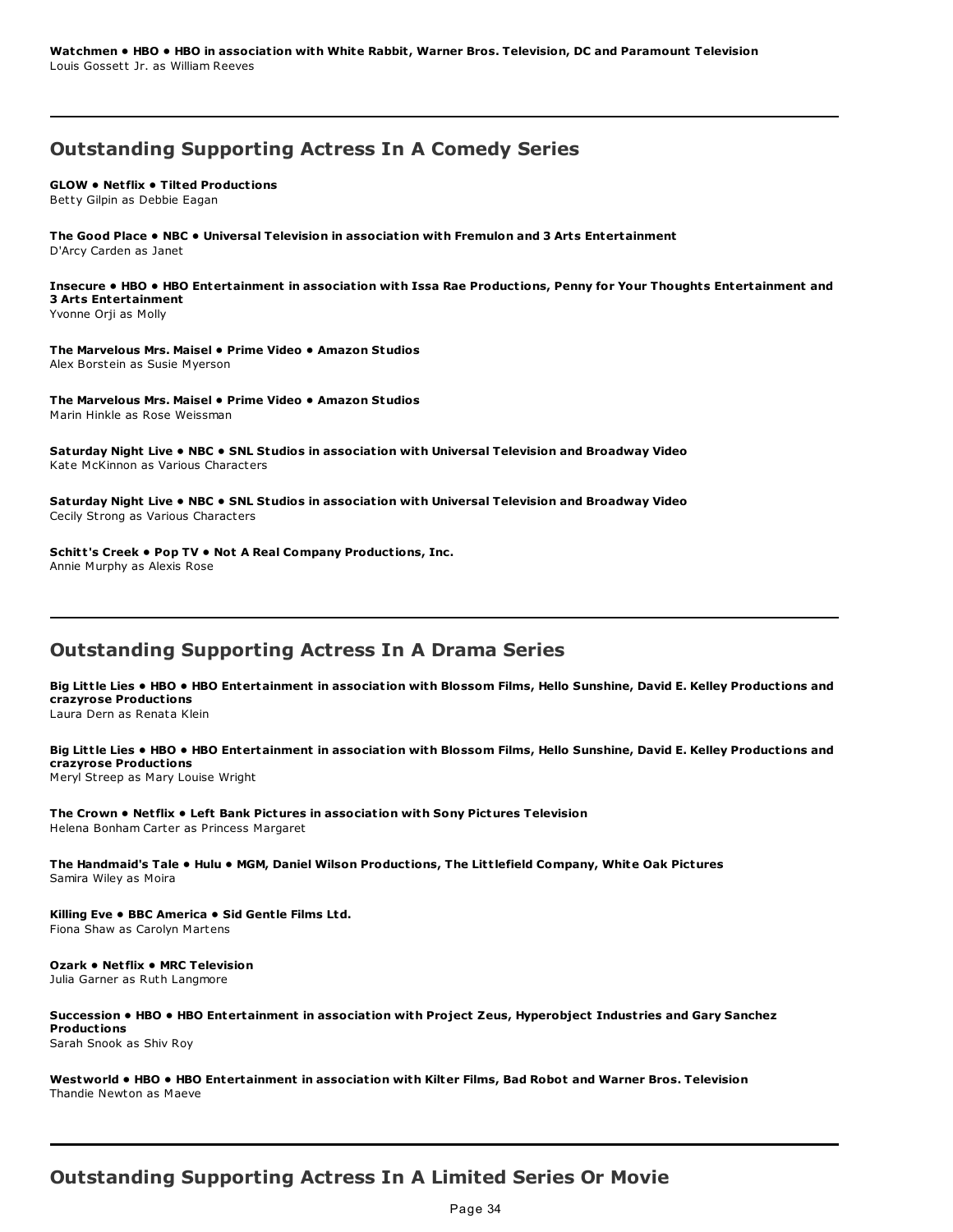**Watchmen • HBO • HBO in association with White Rabbit, Warner Bros. Television, DC and Paramount Television**
Louis Gossett Jr. as William Reeves

---

## Outstanding Supporting Actress In A Comedy Series

**GLOW • Netflix • Tilted Productions**
Betty Gilpin as Debbie Eagan

**The Good Place • NBC • Universal Television in association with Fremulon and 3 Arts Entertainment**
D'Arcy Carden as Janet

**Insecure • HBO • HBO Entertainment in association with Issa Rae Productions, Penny for Your Thoughts Entertainment and 3 Arts Entertainment**
Yvonne Orji as Molly

**The Marvelous Mrs. Maisel • Prime Video • Amazon Studios**
Alex Borstein as Susie Myerson

**The Marvelous Mrs. Maisel • Prime Video • Amazon Studios**
Marin Hinkle as Rose Weissman

**Saturday Night Live • NBC • SNL Studios in association with Universal Television and Broadway Video**
Kate McKinnon as Various Characters

**Saturday Night Live • NBC • SNL Studios in association with Universal Television and Broadway Video**
Cecily Strong as Various Characters

**Schitt's Creek • Pop TV • Not A Real Company Productions, Inc.**
Annie Murphy as Alexis Rose

---

## Outstanding Supporting Actress In A Drama Series

**Big Little Lies • HBO • HBO Entertainment in association with Blossom Films, Hello Sunshine, David E. Kelley Productions and crazyrose Productions**
Laura Dern as Renata Klein

**Big Little Lies • HBO • HBO Entertainment in association with Blossom Films, Hello Sunshine, David E. Kelley Productions and crazyrose Productions**
Meryl Streep as Mary Louise Wright

**The Crown • Netflix • Left Bank Pictures in association with Sony Pictures Television**
Helena Bonham Carter as Princess Margaret

**The Handmaid's Tale • Hulu • MGM, Daniel Wilson Productions, The Littlefield Company, White Oak Pictures**
Samira Wiley as Moira

**Killing Eve • BBC America • Sid Gentle Films Ltd.**
Fiona Shaw as Carolyn Martens

**Ozark • Netflix • MRC Television**
Julia Garner as Ruth Langmore

**Succession • HBO • HBO Entertainment in association with Project Zeus, Hyperobject Industries and Gary Sanchez Productions**
Sarah Snook as Shiv Roy

**Westworld • HBO • HBO Entertainment in association with Kilter Films, Bad Robot and Warner Bros. Television**
Thandie Newton as Maeve

---

## Outstanding Supporting Actress In A Limited Series Or Movie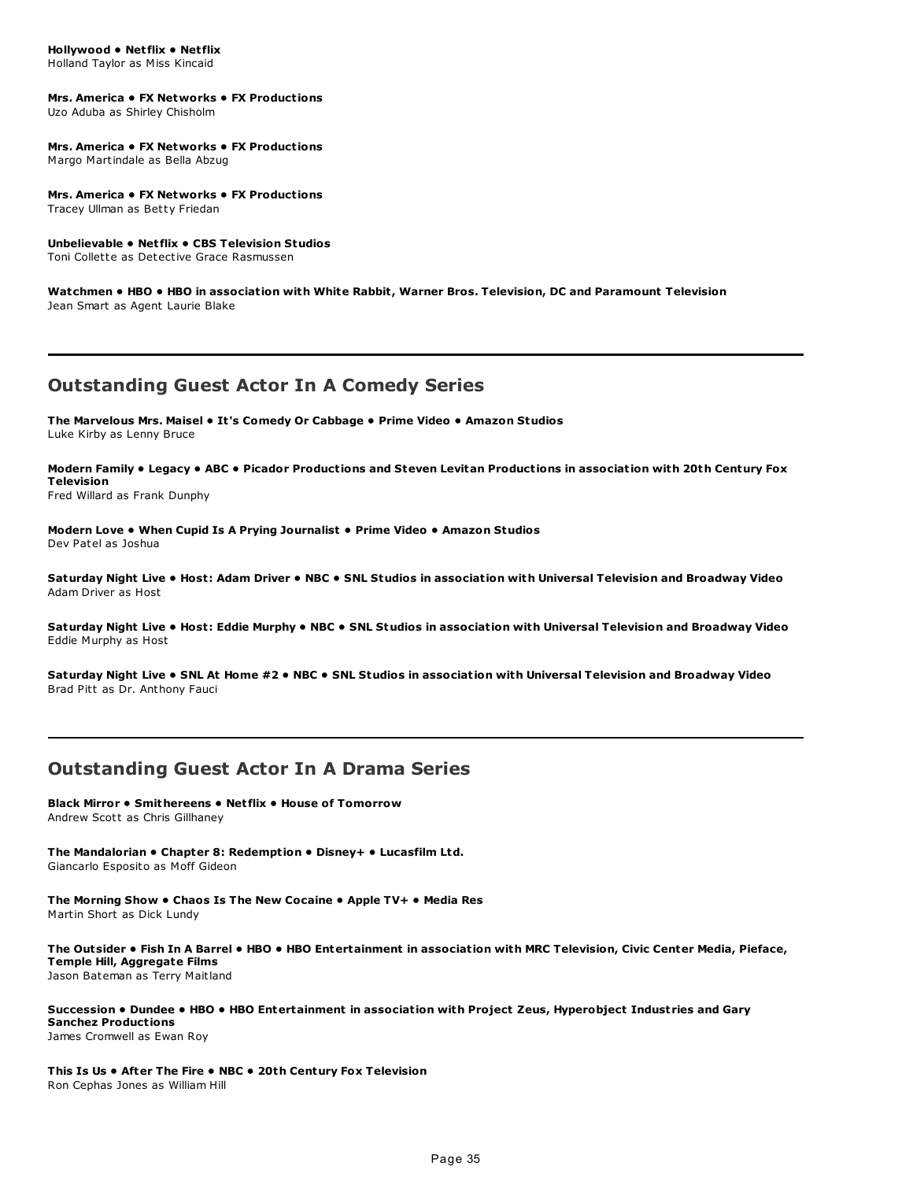**Hollywood • Netflix • Netflix**
Holland Taylor as Miss Kincaid

**Mrs. America • FX Networks • FX Productions**
Uzo Aduba as Shirley Chisholm

**Mrs. America • FX Networks • FX Productions**
Margo Martindale as Bella Abzug

**Mrs. America • FX Networks • FX Productions**
Tracey Ullman as Betty Friedan

**Unbelievable • Netflix • CBS Television Studios**
Toni Collette as Detective Grace Rasmussen

**Watchmen • HBO • HBO in association with White Rabbit, Warner Bros. Television, DC and Paramount Television**
Jean Smart as Agent Laurie Blake

---

## Outstanding Guest Actor In A Comedy Series

**The Marvelous Mrs. Maisel • It's Comedy Or Cabbage • Prime Video • Amazon Studios**
Luke Kirby as Lenny Bruce

**Modern Family • Legacy • ABC • Picador Productions and Steven Levitan Productions in association with 20th Century Fox Television**
Fred Willard as Frank Dunphy

**Modern Love • When Cupid Is A Prying Journalist • Prime Video • Amazon Studios**
Dev Patel as Joshua

**Saturday Night Live • Host: Adam Driver • NBC • SNL Studios in association with Universal Television and Broadway Video**
Adam Driver as Host

**Saturday Night Live • Host: Eddie Murphy • NBC • SNL Studios in association with Universal Television and Broadway Video**
Eddie Murphy as Host

**Saturday Night Live • SNL At Home #2 • NBC • SNL Studios in association with Universal Television and Broadway Video**
Brad Pitt as Dr. Anthony Fauci

---

## Outstanding Guest Actor In A Drama Series

**Black Mirror • Smithereens • Netflix • House of Tomorrow**
Andrew Scott as Chris Gillhaney

**The Mandalorian • Chapter 8: Redemption • Disney+ • Lucasfilm Ltd.**
Giancarlo Esposito as Moff Gideon

**The Morning Show • Chaos Is The New Cocaine • Apple TV+ • Media Res**
Martin Short as Dick Lundy

**The Outsider • Fish In A Barrel • HBO • HBO Entertainment in association with MRC Television, Civic Center Media, Pieface, Temple Hill, Aggregate Films**
Jason Bateman as Terry Maitland

**Succession • Dundee • HBO • HBO Entertainment in association with Project Zeus, Hyperobject Industries and Gary Sanchez Productions**
James Cromwell as Ewan Roy

**This Is Us • After The Fire • NBC • 20th Century Fox Television**
Ron Cephas Jones as William Hill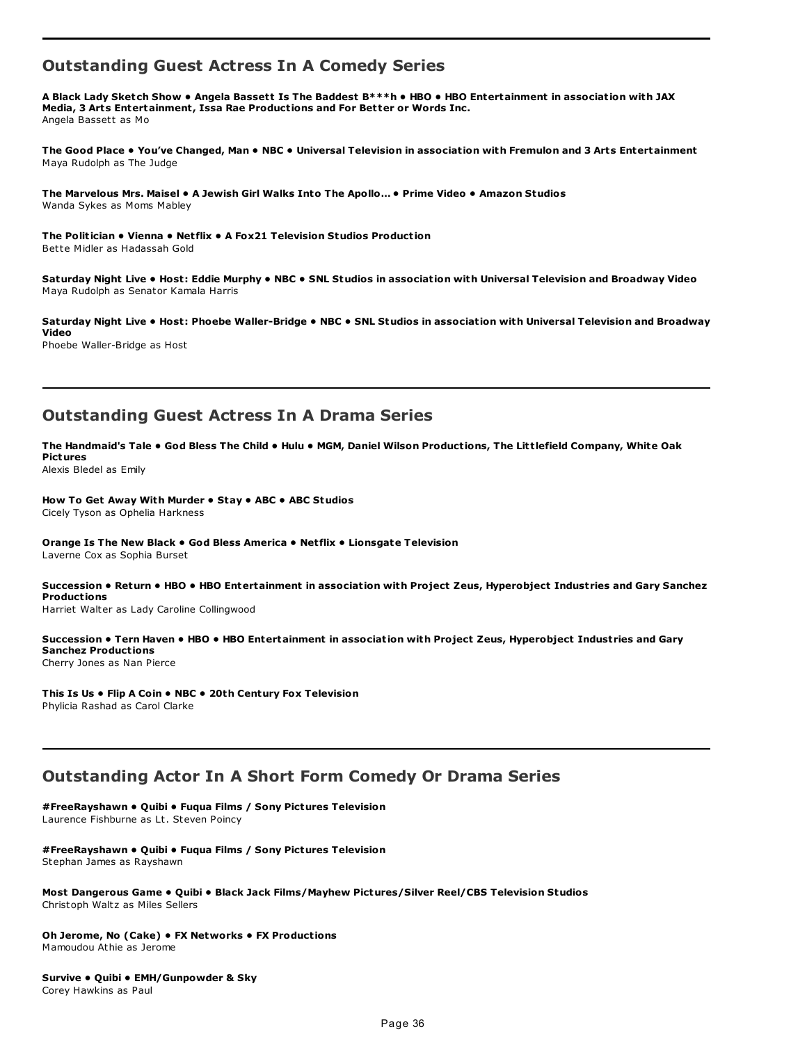## Outstanding Guest Actress In A Comedy Series

**A Black Lady Sketch Show • Angela Bassett Is The Baddest B***h • HBO • HBO Entertainment in association with JAX Media, 3 Arts Entertainment, Issa Rae Productions and For Better or Words Inc.**
Angela Bassett as Mo

**The Good Place • You've Changed, Man • NBC • Universal Television in association with Fremulon and 3 Arts Entertainment**
Maya Rudolph as The Judge

**The Marvelous Mrs. Maisel • A Jewish Girl Walks Into The Apollo... • Prime Video • Amazon Studios**
Wanda Sykes as Moms Mabley

**The Politician • Vienna • Netflix • A Fox21 Television Studios Production**
Bette Midler as Hadassah Gold

**Saturday Night Live • Host: Eddie Murphy • NBC • SNL Studios in association with Universal Television and Broadway Video**
Maya Rudolph as Senator Kamala Harris

**Saturday Night Live • Host: Phoebe Waller-Bridge • NBC • SNL Studios in association with Universal Television and Broadway Video**
Phoebe Waller-Bridge as Host

## Outstanding Guest Actress In A Drama Series

**The Handmaid's Tale • God Bless The Child • Hulu • MGM, Daniel Wilson Productions, The Littlefield Company, White Oak Pictures**
Alexis Bledel as Emily

**How To Get Away With Murder • Stay • ABC • ABC Studios**
Cicely Tyson as Ophelia Harkness

**Orange Is The New Black • God Bless America • Netflix • Lionsgate Television**
Laverne Cox as Sophia Burset

**Succession • Return • HBO • HBO Entertainment in association with Project Zeus, Hyperobject Industries and Gary Sanchez Productions**
Harriet Walter as Lady Caroline Collingwood

**Succession • Tern Haven • HBO • HBO Entertainment in association with Project Zeus, Hyperobject Industries and Gary Sanchez Productions**
Cherry Jones as Nan Pierce

**This Is Us • Flip A Coin • NBC • 20th Century Fox Television**
Phylicia Rashad as Carol Clarke

## Outstanding Actor In A Short Form Comedy Or Drama Series

**#FreeRayshawn • Quibi • Fuqua Films / Sony Pictures Television**
Laurence Fishburne as Lt. Steven Poincy

**#FreeRayshawn • Quibi • Fuqua Films / Sony Pictures Television**
Stephan James as Rayshawn

**Most Dangerous Game • Quibi • Black Jack Films/Mayhew Pictures/Silver Reel/CBS Television Studios**
Christoph Waltz as Miles Sellers

**Oh Jerome, No (Cake) • FX Networks • FX Productions**
Mamoudou Athie as Jerome

**Survive • Quibi • EMH/Gunpowder & Sky**
Corey Hawkins as Paul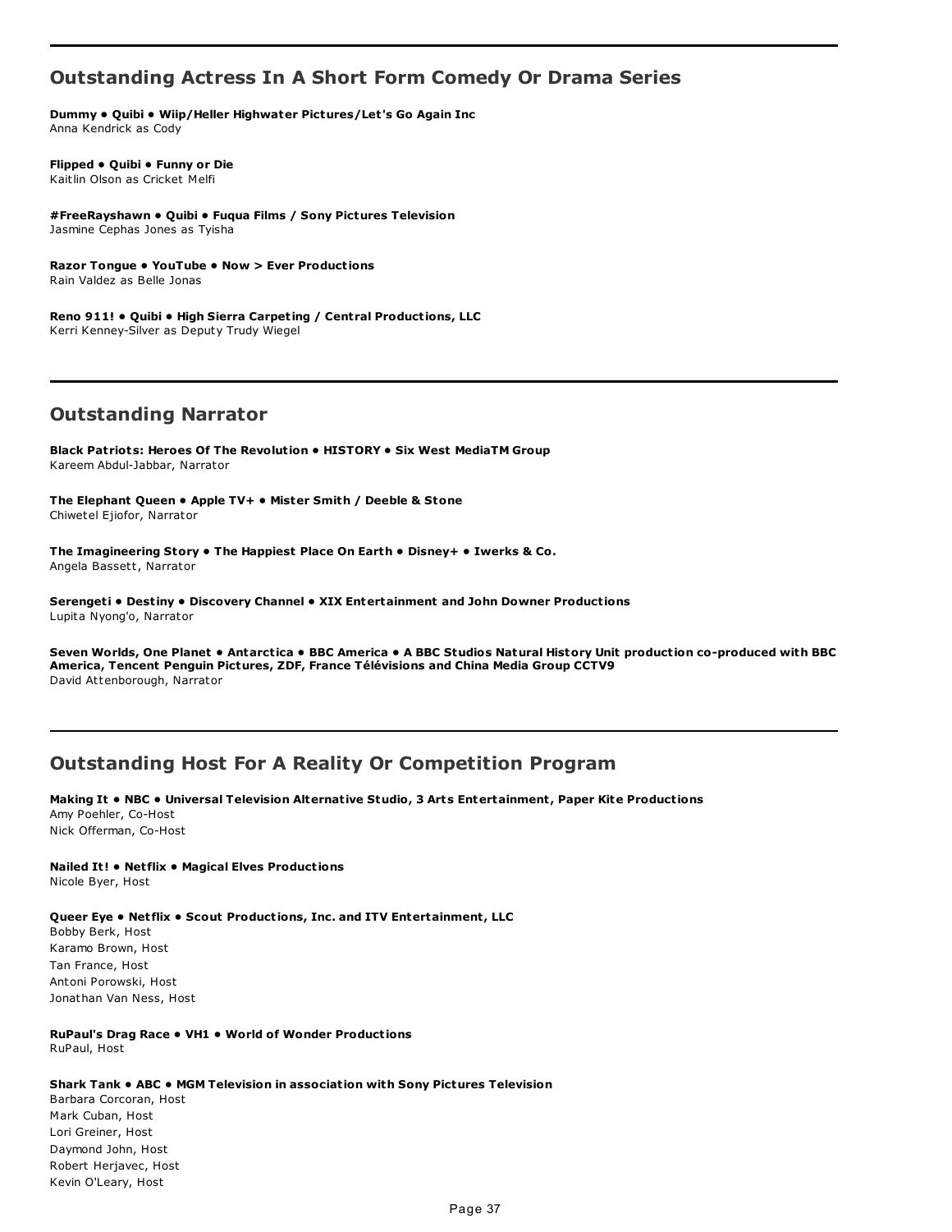## Outstanding Actress In A Short Form Comedy Or Drama Series

**Dummy • Quibi • Wiip/Heller Highwater Pictures/Let's Go Again Inc**
Anna Kendrick as Cody

**Flipped • Quibi • Funny or Die**
Kaitlin Olson as Cricket Melfi

**#FreeRayshawn • Quibi • Fuqua Films / Sony Pictures Television**
Jasmine Cephas Jones as Tyisha

**Razor Tongue • YouTube • Now > Ever Productions**
Rain Valdez as Belle Jonas

**Reno 911! • Quibi • High Sierra Carpeting / Central Productions, LLC**
Kerri Kenney-Silver as Deputy Trudy Wiegel

## Outstanding Narrator

**Black Patriots: Heroes Of The Revolution • HISTORY • Six West MediaTM Group**
Kareem Abdul-Jabbar, Narrator

**The Elephant Queen • Apple TV+ • Mister Smith / Deeble & Stone**
Chiwetel Ejiofor, Narrator

**The Imagineering Story • The Happiest Place On Earth • Disney+ • Iwerks & Co.**
Angela Bassett, Narrator

**Serengeti • Destiny • Discovery Channel • XIX Entertainment and John Downer Productions**
Lupita Nyong'o, Narrator

**Seven Worlds, One Planet • Antarctica • BBC America • A BBC Studios Natural History Unit production co-produced with BBC America, Tencent Penguin Pictures, ZDF, France Télévisions and China Media Group CCTV9**
David Attenborough, Narrator

## Outstanding Host For A Reality Or Competition Program

**Making It • NBC • Universal Television Alternative Studio, 3 Arts Entertainment, Paper Kite Productions**
Amy Poehler, Co-Host
Nick Offerman, Co-Host

**Nailed It! • Netflix • Magical Elves Productions**
Nicole Byer, Host

**Queer Eye • Netflix • Scout Productions, Inc. and ITV Entertainment, LLC**
Bobby Berk, Host
Karamo Brown, Host
Tan France, Host
Antoni Porowski, Host
Jonathan Van Ness, Host

**RuPaul's Drag Race • VH1 • World of Wonder Productions**
RuPaul, Host

**Shark Tank • ABC • MGM Television in association with Sony Pictures Television**
Barbara Corcoran, Host
Mark Cuban, Host
Lori Greiner, Host
Daymond John, Host
Robert Herjavec, Host
Kevin O'Leary, Host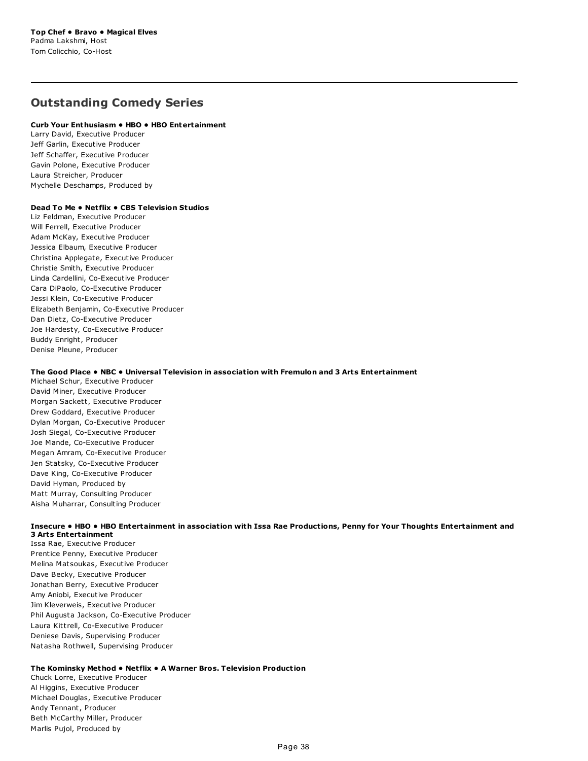**Top Chef • Bravo • Magical Elves**
Padma Lakshmi, Host
Tom Colicchio, Co-Host

---

## Outstanding Comedy Series

**Curb Your Enthusiasm • HBO • HBO Entertainment**
Larry David, Executive Producer
Jeff Garlin, Executive Producer
Jeff Schaffer, Executive Producer
Gavin Polone, Executive Producer
Laura Streicher, Producer
Mychelle Deschamps, Produced by

**Dead To Me • Netflix • CBS Television Studios**
Liz Feldman, Executive Producer
Will Ferrell, Executive Producer
Adam McKay, Executive Producer
Jessica Elbaum, Executive Producer
Christina Applegate, Executive Producer
Christie Smith, Executive Producer
Linda Cardellini, Co-Executive Producer
Cara DiPaolo, Co-Executive Producer
Jessi Klein, Co-Executive Producer
Elizabeth Benjamin, Co-Executive Producer
Dan Dietz, Co-Executive Producer
Joe Hardesty, Co-Executive Producer
Buddy Enright, Producer
Denise Pleune, Producer

**The Good Place • NBC • Universal Television in association with Fremulon and 3 Arts Entertainment**
Michael Schur, Executive Producer
David Miner, Executive Producer
Morgan Sackett, Executive Producer
Drew Goddard, Executive Producer
Dylan Morgan, Co-Executive Producer
Josh Siegal, Co-Executive Producer
Joe Mande, Co-Executive Producer
Megan Amram, Co-Executive Producer
Jen Statsky, Co-Executive Producer
Dave King, Co-Executive Producer
David Hyman, Produced by
Matt Murray, Consulting Producer
Aisha Muharrar, Consulting Producer

**Insecure • HBO • HBO Entertainment in association with Issa Rae Productions, Penny for Your Thoughts Entertainment and 3 Arts Entertainment**
Issa Rae, Executive Producer
Prentice Penny, Executive Producer
Melina Matsoukas, Executive Producer
Dave Becky, Executive Producer
Jonathan Berry, Executive Producer
Amy Aniobi, Executive Producer
Jim Kleverweis, Executive Producer
Phil Augusta Jackson, Co-Executive Producer
Laura Kittrell, Co-Executive Producer
Deniese Davis, Supervising Producer
Natasha Rothwell, Supervising Producer

**The Kominsky Method • Netflix • A Warner Bros. Television Production**
Chuck Lorre, Executive Producer
Al Higgins, Executive Producer
Michael Douglas, Executive Producer
Andy Tennant, Producer
Beth McCarthy Miller, Producer
Marlis Pujol, Produced by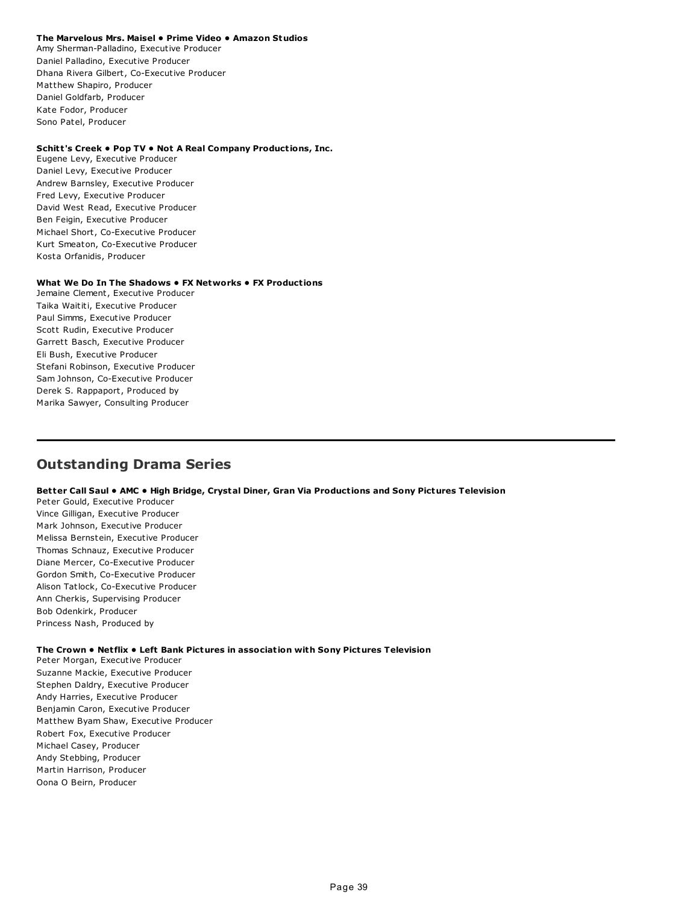**The Marvelous Mrs. Maisel • Prime Video • Amazon Studios**
Amy Sherman-Palladino, Executive Producer
Daniel Palladino, Executive Producer
Dhana Rivera Gilbert, Co-Executive Producer
Matthew Shapiro, Producer
Daniel Goldfarb, Producer
Kate Fodor, Producer
Sono Patel, Producer

**Schitt's Creek • Pop TV • Not A Real Company Productions, Inc.**
Eugene Levy, Executive Producer
Daniel Levy, Executive Producer
Andrew Barnsley, Executive Producer
Fred Levy, Executive Producer
David West Read, Executive Producer
Ben Feigin, Executive Producer
Michael Short, Co-Executive Producer
Kurt Smeaton, Co-Executive Producer
Kosta Orfanidis, Producer

**What We Do In The Shadows • FX Networks • FX Productions**
Jemaine Clement, Executive Producer
Taika Waititi, Executive Producer
Paul Simms, Executive Producer
Scott Rudin, Executive Producer
Garrett Basch, Executive Producer
Eli Bush, Executive Producer
Stefani Robinson, Executive Producer
Sam Johnson, Co-Executive Producer
Derek S. Rappaport, Produced by
Marika Sawyer, Consulting Producer

---

## Outstanding Drama Series

**Better Call Saul • AMC • High Bridge, Crystal Diner, Gran Via Productions and Sony Pictures Television**
Peter Gould, Executive Producer
Vince Gilligan, Executive Producer
Mark Johnson, Executive Producer
Melissa Bernstein, Executive Producer
Thomas Schnauz, Executive Producer
Diane Mercer, Co-Executive Producer
Gordon Smith, Co-Executive Producer
Alison Tatlock, Co-Executive Producer
Ann Cherkis, Supervising Producer
Bob Odenkirk, Producer
Princess Nash, Produced by

**The Crown • Netflix • Left Bank Pictures in association with Sony Pictures Television**
Peter Morgan, Executive Producer
Suzanne Mackie, Executive Producer
Stephen Daldry, Executive Producer
Andy Harries, Executive Producer
Benjamin Caron, Executive Producer
Matthew Byam Shaw, Executive Producer
Robert Fox, Executive Producer
Michael Casey, Producer
Andy Stebbing, Producer
Martin Harrison, Producer
Oona O Beirn, Producer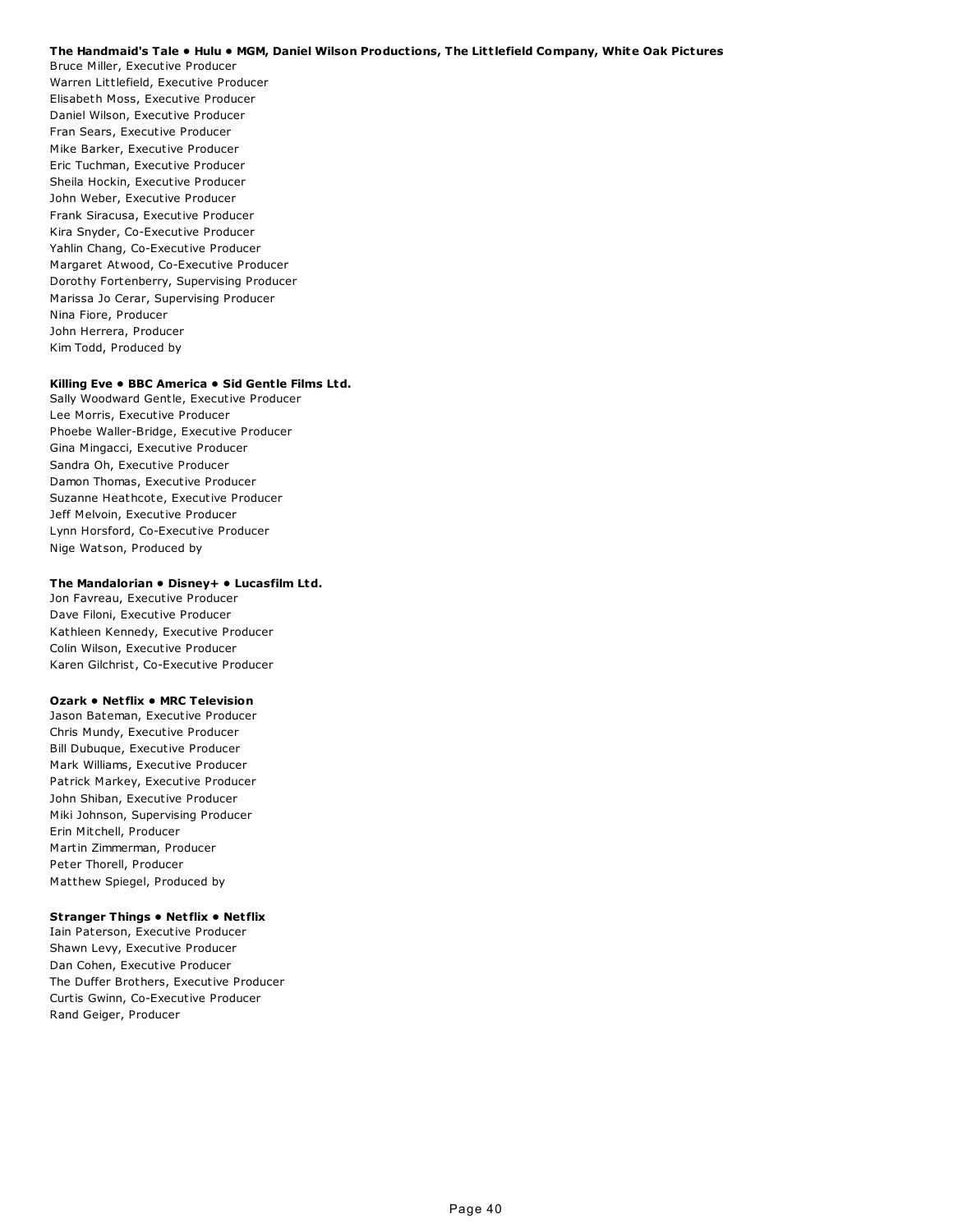**The Handmaid's Tale • Hulu • MGM, Daniel Wilson Productions, The Littlefield Company, White Oak Pictures**

Bruce Miller, Executive Producer
Warren Littlefield, Executive Producer
Elisabeth Moss, Executive Producer
Daniel Wilson, Executive Producer
Fran Sears, Executive Producer
Mike Barker, Executive Producer
Eric Tuchman, Executive Producer
Sheila Hockin, Executive Producer
John Weber, Executive Producer
Frank Siracusa, Executive Producer
Kira Snyder, Co-Executive Producer
Yahlin Chang, Co-Executive Producer
Margaret Atwood, Co-Executive Producer
Dorothy Fortenberry, Supervising Producer
Marissa Jo Cerar, Supervising Producer
Nina Fiore, Producer
John Herrera, Producer
Kim Todd, Produced by

**Killing Eve • BBC America • Sid Gentle Films Ltd.**

Sally Woodward Gentle, Executive Producer
Lee Morris, Executive Producer
Phoebe Waller-Bridge, Executive Producer
Gina Mingacci, Executive Producer
Sandra Oh, Executive Producer
Damon Thomas, Executive Producer
Suzanne Heathcote, Executive Producer
Jeff Melvoin, Executive Producer
Lynn Horsford, Co-Executive Producer
Nige Watson, Produced by

**The Mandalorian • Disney+ • Lucasfilm Ltd.**

Jon Favreau, Executive Producer
Dave Filoni, Executive Producer
Kathleen Kennedy, Executive Producer
Colin Wilson, Executive Producer
Karen Gilchrist, Co-Executive Producer

**Ozark • Netflix • MRC Television**

Jason Bateman, Executive Producer
Chris Mundy, Executive Producer
Bill Dubuque, Executive Producer
Mark Williams, Executive Producer
Patrick Markey, Executive Producer
John Shiban, Executive Producer
Miki Johnson, Supervising Producer
Erin Mitchell, Producer
Martin Zimmerman, Producer
Peter Thorell, Producer
Matthew Spiegel, Produced by

**Stranger Things • Netflix • Netflix**

Iain Paterson, Executive Producer
Shawn Levy, Executive Producer
Dan Cohen, Executive Producer
The Duffer Brothers, Executive Producer
Curtis Gwinn, Co-Executive Producer
Rand Geiger, Producer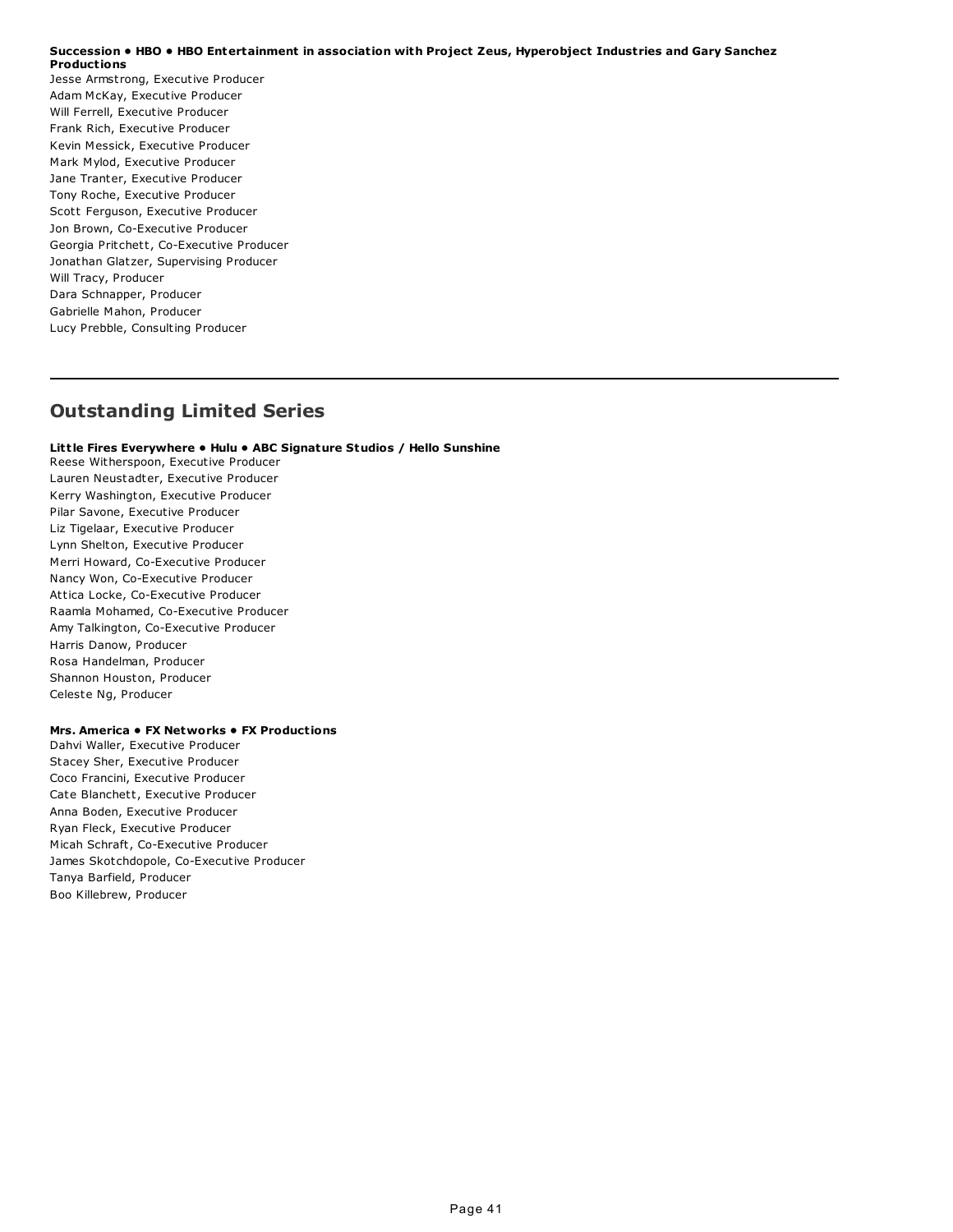**Succession • HBO • HBO Entertainment in association with Project Zeus, Hyperobject Industries and Gary Sanchez Productions**

Jesse Armstrong, Executive Producer
Adam McKay, Executive Producer
Will Ferrell, Executive Producer
Frank Rich, Executive Producer
Kevin Messick, Executive Producer
Mark Mylod, Executive Producer
Jane Tranter, Executive Producer
Tony Roche, Executive Producer
Scott Ferguson, Executive Producer
Jon Brown, Co-Executive Producer
Georgia Pritchett, Co-Executive Producer
Jonathan Glatzer, Supervising Producer
Will Tracy, Producer
Dara Schnapper, Producer
Gabrielle Mahon, Producer
Lucy Prebble, Consulting Producer

---

## Outstanding Limited Series

**Little Fires Everywhere • Hulu • ABC Signature Studios / Hello Sunshine**

Reese Witherspoon, Executive Producer
Lauren Neustadter, Executive Producer
Kerry Washington, Executive Producer
Pilar Savone, Executive Producer
Liz Tigelaar, Executive Producer
Lynn Shelton, Executive Producer
Merri Howard, Co-Executive Producer
Nancy Won, Co-Executive Producer
Attica Locke, Co-Executive Producer
Raamla Mohamed, Co-Executive Producer
Amy Talkington, Co-Executive Producer
Harris Danow, Producer
Rosa Handelman, Producer
Shannon Houston, Producer
Celeste Ng, Producer

**Mrs. America • FX Networks • FX Productions**

Dahvi Waller, Executive Producer
Stacey Sher, Executive Producer
Coco Francini, Executive Producer
Cate Blanchett, Executive Producer
Anna Boden, Executive Producer
Ryan Fleck, Executive Producer
Micah Schraft, Co-Executive Producer
James Skotchdopole, Co-Executive Producer
Tanya Barfield, Producer
Boo Killebrew, Producer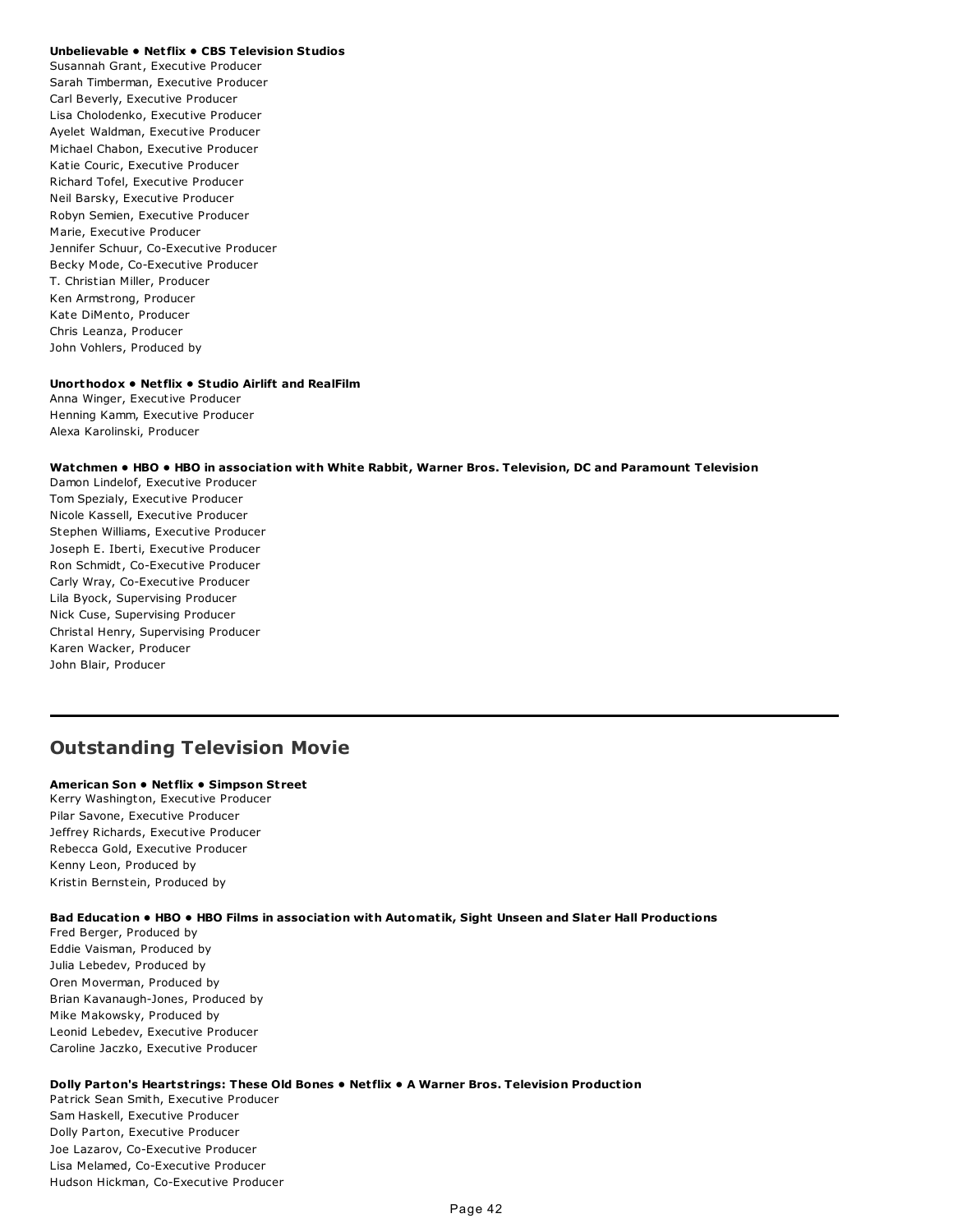**Unbelievable • Netflix • CBS Television Studios**
Susannah Grant, Executive Producer
Sarah Timberman, Executive Producer
Carl Beverly, Executive Producer
Lisa Cholodenko, Executive Producer
Ayelet Waldman, Executive Producer
Michael Chabon, Executive Producer
Katie Couric, Executive Producer
Richard Tofel, Executive Producer
Neil Barsky, Executive Producer
Robyn Semien, Executive Producer
Marie, Executive Producer
Jennifer Schuur, Co-Executive Producer
Becky Mode, Co-Executive Producer
T. Christian Miller, Producer
Ken Armstrong, Producer
Kate DiMento, Producer
Chris Leanza, Producer
John Vohlers, Produced by

**Unorthodox • Netflix • Studio Airlift and RealFilm**
Anna Winger, Executive Producer
Henning Kamm, Executive Producer
Alexa Karolinski, Producer

**Watchmen • HBO • HBO in association with White Rabbit, Warner Bros. Television, DC and Paramount Television**
Damon Lindelof, Executive Producer
Tom Spezialy, Executive Producer
Nicole Kassell, Executive Producer
Stephen Williams, Executive Producer
Joseph E. Iberti, Executive Producer
Ron Schmidt, Co-Executive Producer
Carly Wray, Co-Executive Producer
Lila Byock, Supervising Producer
Nick Cuse, Supervising Producer
Christal Henry, Supervising Producer
Karen Wacker, Producer
John Blair, Producer

---

## Outstanding Television Movie

**American Son • Netflix • Simpson Street**
Kerry Washington, Executive Producer
Pilar Savone, Executive Producer
Jeffrey Richards, Executive Producer
Rebecca Gold, Executive Producer
Kenny Leon, Produced by
Kristin Bernstein, Produced by

**Bad Education • HBO • HBO Films in association with Automatik, Sight Unseen and Slater Hall Productions**
Fred Berger, Produced by
Eddie Vaisman, Produced by
Julia Lebedev, Produced by
Oren Moverman, Produced by
Brian Kavanaugh-Jones, Produced by
Mike Makowsky, Produced by
Leonid Lebedev, Executive Producer
Caroline Jaczko, Executive Producer

**Dolly Parton's Heartstrings: These Old Bones • Netflix • A Warner Bros. Television Production**
Patrick Sean Smith, Executive Producer
Sam Haskell, Executive Producer
Dolly Parton, Executive Producer
Joe Lazarov, Co-Executive Producer
Lisa Melamed, Co-Executive Producer
Hudson Hickman, Co-Executive Producer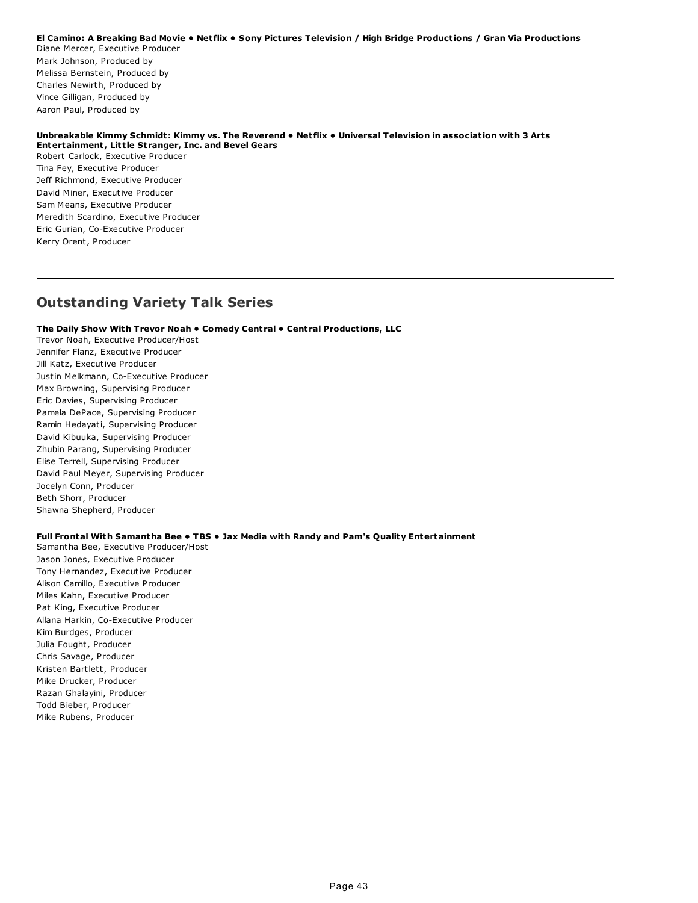**El Camino: A Breaking Bad Movie • Netflix • Sony Pictures Television / High Bridge Productions / Gran Via Productions**
Diane Mercer, Executive Producer
Mark Johnson, Produced by
Melissa Bernstein, Produced by
Charles Newirth, Produced by
Vince Gilligan, Produced by
Aaron Paul, Produced by

**Unbreakable Kimmy Schmidt: Kimmy vs. The Reverend • Netflix • Universal Television in association with 3 Arts Entertainment, Little Stranger, Inc. and Bevel Gears**
Robert Carlock, Executive Producer
Tina Fey, Executive Producer
Jeff Richmond, Executive Producer
David Miner, Executive Producer
Sam Means, Executive Producer
Meredith Scardino, Executive Producer
Eric Gurian, Co-Executive Producer
Kerry Orent, Producer

---

## Outstanding Variety Talk Series

**The Daily Show With Trevor Noah • Comedy Central • Central Productions, LLC**
Trevor Noah, Executive Producer/Host
Jennifer Flanz, Executive Producer
Jill Katz, Executive Producer
Justin Melkmann, Co-Executive Producer
Max Browning, Supervising Producer
Eric Davies, Supervising Producer
Pamela DePace, Supervising Producer
Ramin Hedayati, Supervising Producer
David Kibuuka, Supervising Producer
Zhubin Parang, Supervising Producer
Elise Terrell, Supervising Producer
David Paul Meyer, Supervising Producer
Jocelyn Conn, Producer
Beth Shorr, Producer
Shawna Shepherd, Producer

**Full Frontal With Samantha Bee • TBS • Jax Media with Randy and Pam's Quality Entertainment**
Samantha Bee, Executive Producer/Host
Jason Jones, Executive Producer
Tony Hernandez, Executive Producer
Alison Camillo, Executive Producer
Miles Kahn, Executive Producer
Pat King, Executive Producer
Allana Harkin, Co-Executive Producer
Kim Burdges, Producer
Julia Fought, Producer
Chris Savage, Producer
Kristen Bartlett, Producer
Mike Drucker, Producer
Razan Ghalayini, Producer
Todd Bieber, Producer
Mike Rubens, Producer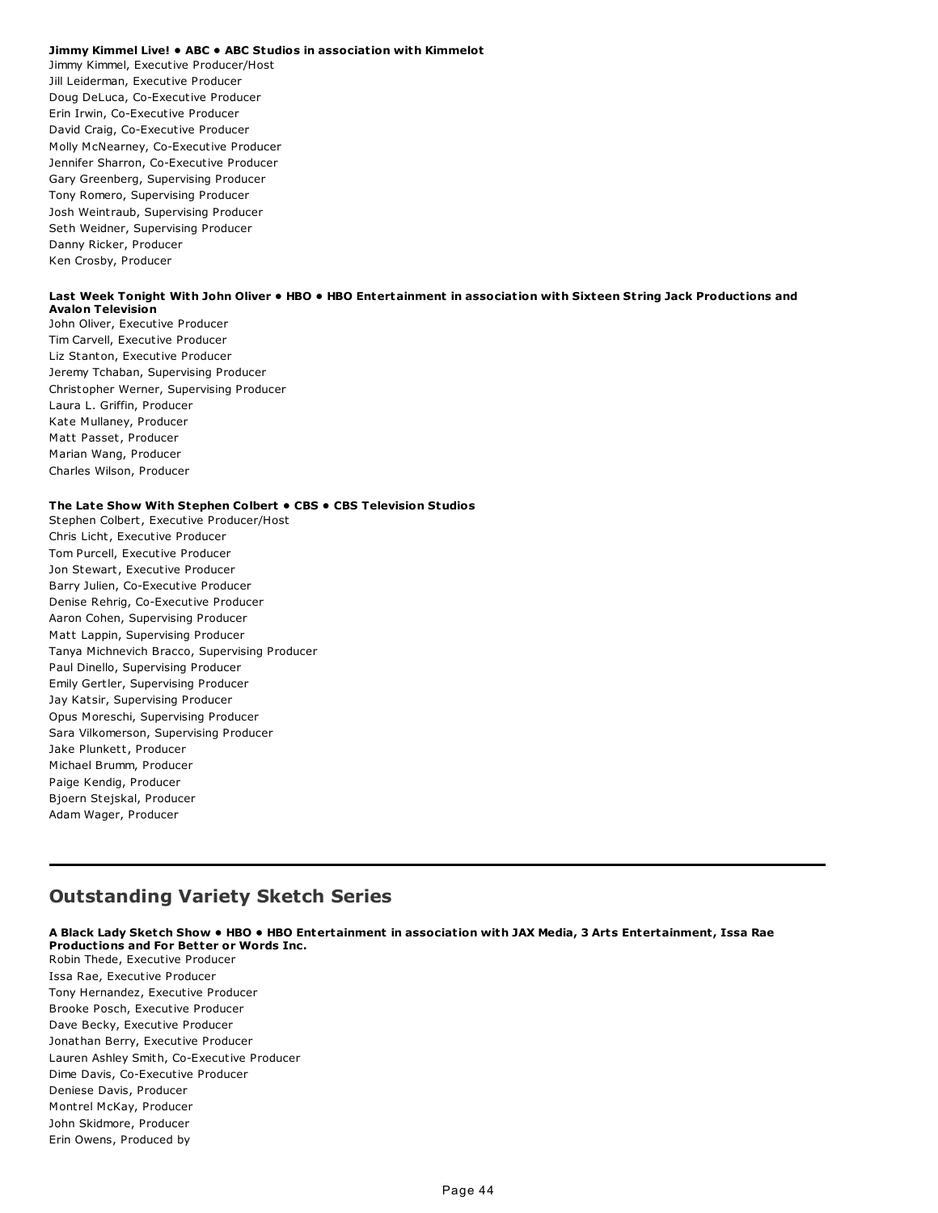**Jimmy Kimmel Live! • ABC • ABC Studios in association with Kimmelot**

Jimmy Kimmel, Executive Producer/Host
Jill Leiderman, Executive Producer
Doug DeLuca, Co-Executive Producer
Erin Irwin, Co-Executive Producer
David Craig, Co-Executive Producer
Molly McNearney, Co-Executive Producer
Jennifer Sharron, Co-Executive Producer
Gary Greenberg, Supervising Producer
Tony Romero, Supervising Producer
Josh Weintraub, Supervising Producer
Seth Weidner, Supervising Producer
Danny Ricker, Producer
Ken Crosby, Producer

**Last Week Tonight With John Oliver • HBO • HBO Entertainment in association with Sixteen String Jack Productions and Avalon Television**

John Oliver, Executive Producer
Tim Carvell, Executive Producer
Liz Stanton, Executive Producer
Jeremy Tchaban, Supervising Producer
Christopher Werner, Supervising Producer
Laura L. Griffin, Producer
Kate Mullaney, Producer
Matt Passet, Producer
Marian Wang, Producer
Charles Wilson, Producer

**The Late Show With Stephen Colbert • CBS • CBS Television Studios**

Stephen Colbert, Executive Producer/Host
Chris Licht, Executive Producer
Tom Purcell, Executive Producer
Jon Stewart, Executive Producer
Barry Julien, Co-Executive Producer
Denise Rehrig, Co-Executive Producer
Aaron Cohen, Supervising Producer
Matt Lappin, Supervising Producer
Tanya Michnevich Bracco, Supervising Producer
Paul Dinello, Supervising Producer
Emily Gertler, Supervising Producer
Jay Katsir, Supervising Producer
Opus Moreschi, Supervising Producer
Sara Vilkomerson, Supervising Producer
Jake Plunkett, Producer
Michael Brumm, Producer
Paige Kendig, Producer
Bjoern Stejskal, Producer
Adam Wager, Producer

---

## Outstanding Variety Sketch Series

**A Black Lady Sketch Show • HBO • HBO Entertainment in association with JAX Media, 3 Arts Entertainment, Issa Rae Productions and For Better or Words Inc.**

Robin Thede, Executive Producer
Issa Rae, Executive Producer
Tony Hernandez, Executive Producer
Brooke Posch, Executive Producer
Dave Becky, Executive Producer
Jonathan Berry, Executive Producer
Lauren Ashley Smith, Co-Executive Producer
Dime Davis, Co-Executive Producer
Deniese Davis, Producer
Montrel McKay, Producer
John Skidmore, Producer
Erin Owens, Produced by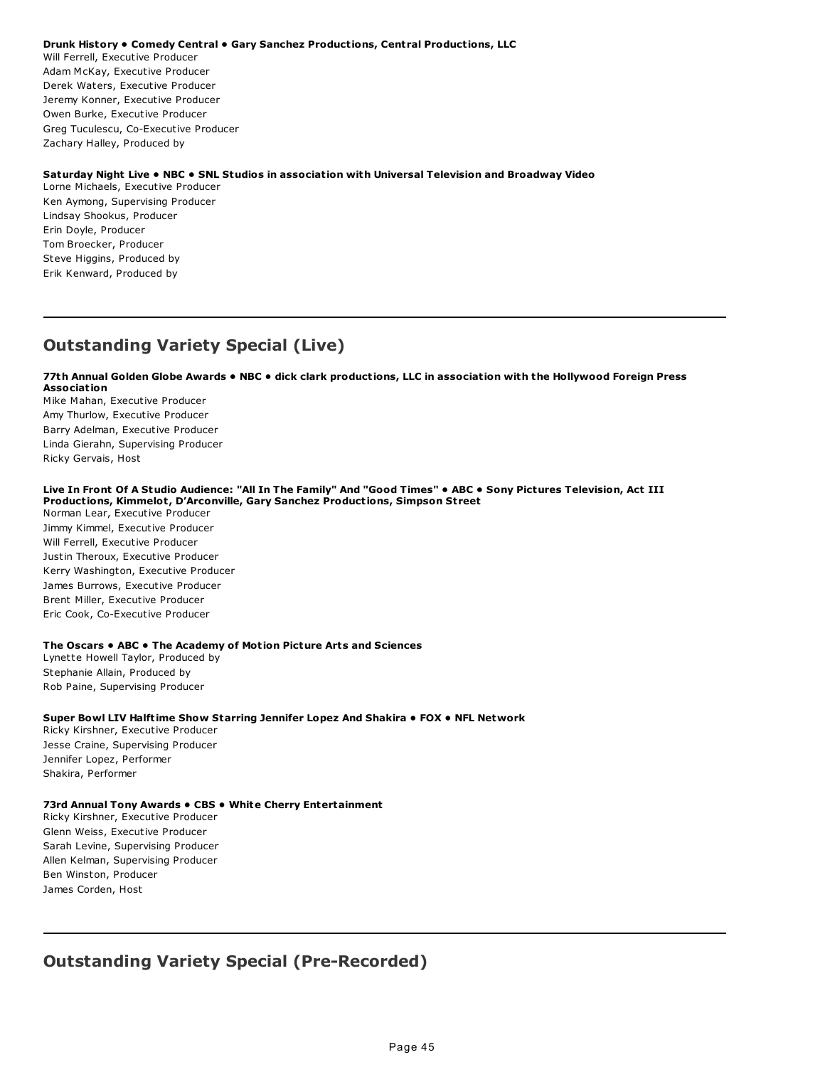**Drunk History • Comedy Central • Gary Sanchez Productions, Central Productions, LLC**
Will Ferrell, Executive Producer
Adam McKay, Executive Producer
Derek Waters, Executive Producer
Jeremy Konner, Executive Producer
Owen Burke, Executive Producer
Greg Tuculescu, Co-Executive Producer
Zachary Halley, Produced by

**Saturday Night Live • NBC • SNL Studios in association with Universal Television and Broadway Video**
Lorne Michaels, Executive Producer
Ken Aymong, Supervising Producer
Lindsay Shookus, Producer
Erin Doyle, Producer
Tom Broecker, Producer
Steve Higgins, Produced by
Erik Kenward, Produced by

---

## Outstanding Variety Special (Live)

**77th Annual Golden Globe Awards • NBC • dick clark productions, LLC in association with the Hollywood Foreign Press Association**
Mike Mahan, Executive Producer
Amy Thurlow, Executive Producer
Barry Adelman, Executive Producer
Linda Gierahn, Supervising Producer
Ricky Gervais, Host

**Live In Front Of A Studio Audience: "All In The Family" And "Good Times" • ABC • Sony Pictures Television, Act III Productions, Kimmelot, D'Arconville, Gary Sanchez Productions, Simpson Street**
Norman Lear, Executive Producer
Jimmy Kimmel, Executive Producer
Will Ferrell, Executive Producer
Justin Theroux, Executive Producer
Kerry Washington, Executive Producer
James Burrows, Executive Producer
Brent Miller, Executive Producer
Eric Cook, Co-Executive Producer

**The Oscars • ABC • The Academy of Motion Picture Arts and Sciences**
Lynette Howell Taylor, Produced by
Stephanie Allain, Produced by
Rob Paine, Supervising Producer

**Super Bowl LIV Halftime Show Starring Jennifer Lopez And Shakira • FOX • NFL Network**
Ricky Kirshner, Executive Producer
Jesse Craine, Supervising Producer
Jennifer Lopez, Performer
Shakira, Performer

**73rd Annual Tony Awards • CBS • White Cherry Entertainment**
Ricky Kirshner, Executive Producer
Glenn Weiss, Executive Producer
Sarah Levine, Supervising Producer
Allen Kelman, Supervising Producer
Ben Winston, Producer
James Corden, Host

---

## Outstanding Variety Special (Pre-Recorded)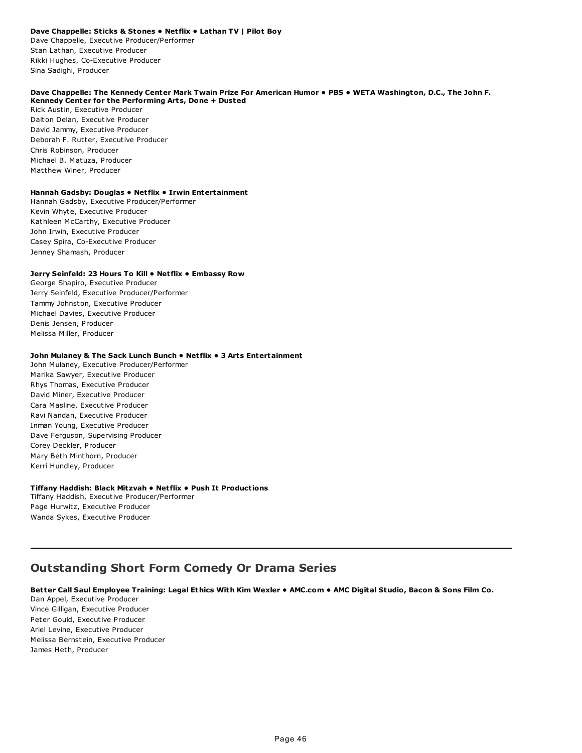**Dave Chappelle: Sticks & Stones • Netflix • Lathan TV | Pilot Boy**
Dave Chappelle, Executive Producer/Performer
Stan Lathan, Executive Producer
Rikki Hughes, Co-Executive Producer
Sina Sadighi, Producer

**Dave Chappelle: The Kennedy Center Mark Twain Prize For American Humor • PBS • WETA Washington, D.C., The John F. Kennedy Center for the Performing Arts, Done + Dusted**
Rick Austin, Executive Producer
Dalton Delan, Executive Producer
David Jammy, Executive Producer
Deborah F. Rutter, Executive Producer
Chris Robinson, Producer
Michael B. Matuza, Producer
Matthew Winer, Producer

**Hannah Gadsby: Douglas • Netflix • Irwin Entertainment**
Hannah Gadsby, Executive Producer/Performer
Kevin Whyte, Executive Producer
Kathleen McCarthy, Executive Producer
John Irwin, Executive Producer
Casey Spira, Co-Executive Producer
Jenney Shamash, Producer

**Jerry Seinfeld: 23 Hours To Kill • Netflix • Embassy Row**
George Shapiro, Executive Producer
Jerry Seinfeld, Executive Producer/Performer
Tammy Johnston, Executive Producer
Michael Davies, Executive Producer
Denis Jensen, Producer
Melissa Miller, Producer

**John Mulaney & The Sack Lunch Bunch • Netflix • 3 Arts Entertainment**
John Mulaney, Executive Producer/Performer
Marika Sawyer, Executive Producer
Rhys Thomas, Executive Producer
David Miner, Executive Producer
Cara Masline, Executive Producer
Ravi Nandan, Executive Producer
Inman Young, Executive Producer
Dave Ferguson, Supervising Producer
Corey Deckler, Producer
Mary Beth Minthorn, Producer
Kerri Hundley, Producer

**Tiffany Haddish: Black Mitzvah • Netflix • Push It Productions**
Tiffany Haddish, Executive Producer/Performer
Page Hurwitz, Executive Producer
Wanda Sykes, Executive Producer

---

## Outstanding Short Form Comedy Or Drama Series

**Better Call Saul Employee Training: Legal Ethics With Kim Wexler • AMC.com • AMC Digital Studio, Bacon & Sons Film Co.**
Dan Appel, Executive Producer
Vince Gilligan, Executive Producer
Peter Gould, Executive Producer
Ariel Levine, Executive Producer
Melissa Bernstein, Executive Producer
James Heth, Producer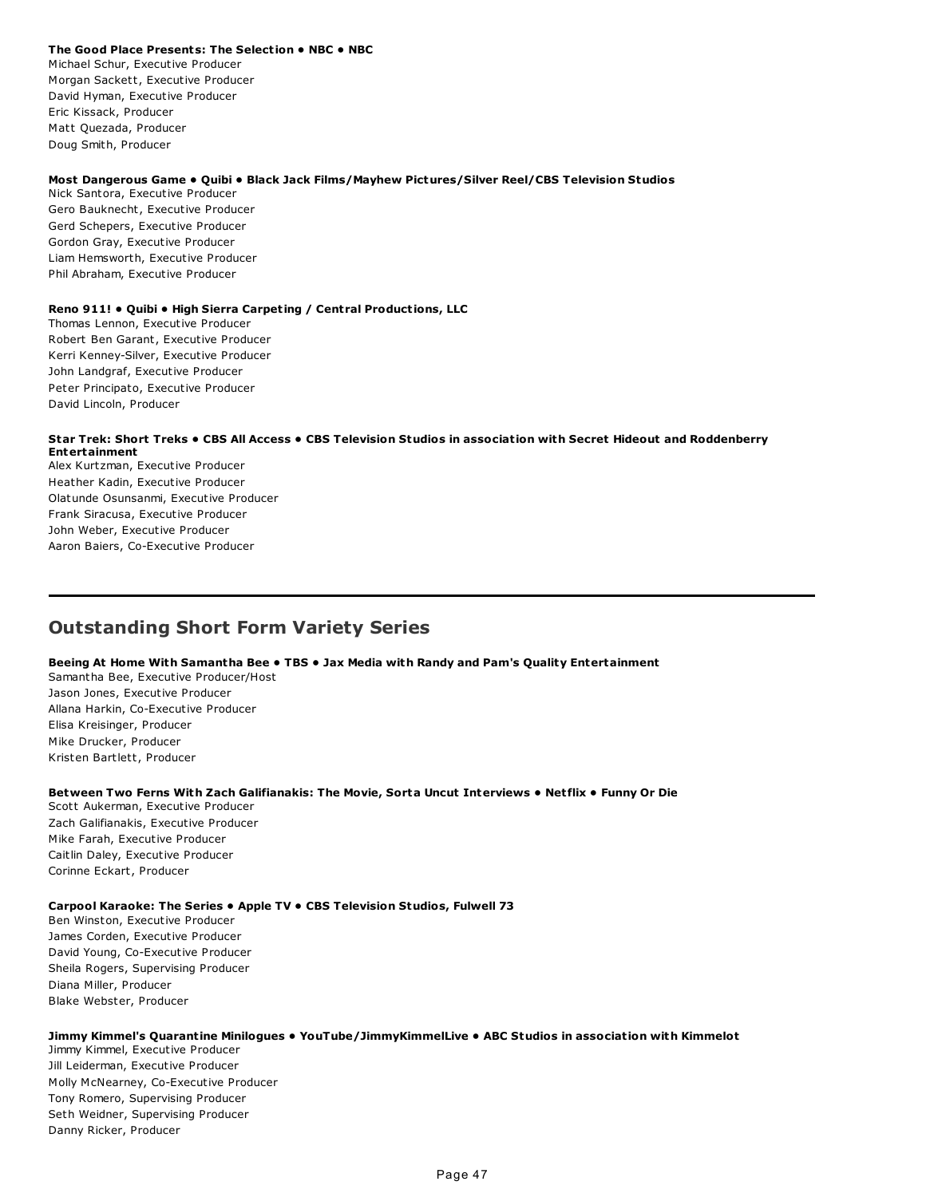**The Good Place Presents: The Selection • NBC • NBC**
Michael Schur, Executive Producer
Morgan Sackett, Executive Producer
David Hyman, Executive Producer
Eric Kissack, Producer
Matt Quezada, Producer
Doug Smith, Producer

**Most Dangerous Game • Quibi • Black Jack Films/Mayhew Pictures/Silver Reel/CBS Television Studios**
Nick Santora, Executive Producer
Gero Bauknecht, Executive Producer
Gerd Schepers, Executive Producer
Gordon Gray, Executive Producer
Liam Hemsworth, Executive Producer
Phil Abraham, Executive Producer

**Reno 911! • Quibi • High Sierra Carpeting / Central Productions, LLC**
Thomas Lennon, Executive Producer
Robert Ben Garant, Executive Producer
Kerri Kenney-Silver, Executive Producer
John Landgraf, Executive Producer
Peter Principato, Executive Producer
David Lincoln, Producer

**Star Trek: Short Treks • CBS All Access • CBS Television Studios in association with Secret Hideout and Roddenberry Entertainment**
Alex Kurtzman, Executive Producer
Heather Kadin, Executive Producer
Olatunde Osunsanmi, Executive Producer
Frank Siracusa, Executive Producer
John Weber, Executive Producer
Aaron Baiers, Co-Executive Producer

---

## Outstanding Short Form Variety Series

**Beeing At Home With Samantha Bee • TBS • Jax Media with Randy and Pam's Quality Entertainment**
Samantha Bee, Executive Producer/Host
Jason Jones, Executive Producer
Allana Harkin, Co-Executive Producer
Elisa Kreisinger, Producer
Mike Drucker, Producer
Kristen Bartlett, Producer

**Between Two Ferns With Zach Galifianakis: The Movie, Sorta Uncut Interviews • Netflix • Funny Or Die**
Scott Aukerman, Executive Producer
Zach Galifianakis, Executive Producer
Mike Farah, Executive Producer
Caitlin Daley, Executive Producer
Corinne Eckart, Producer

**Carpool Karaoke: The Series • Apple TV • CBS Television Studios, Fulwell 73**
Ben Winston, Executive Producer
James Corden, Executive Producer
David Young, Co-Executive Producer
Sheila Rogers, Supervising Producer
Diana Miller, Producer
Blake Webster, Producer

**Jimmy Kimmel's Quarantine Minilogues • YouTube/JimmyKimmelLive • ABC Studios in association with Kimmelot**
Jimmy Kimmel, Executive Producer
Jill Leiderman, Executive Producer
Molly McNearney, Co-Executive Producer
Tony Romero, Supervising Producer
Seth Weidner, Supervising Producer
Danny Ricker, Producer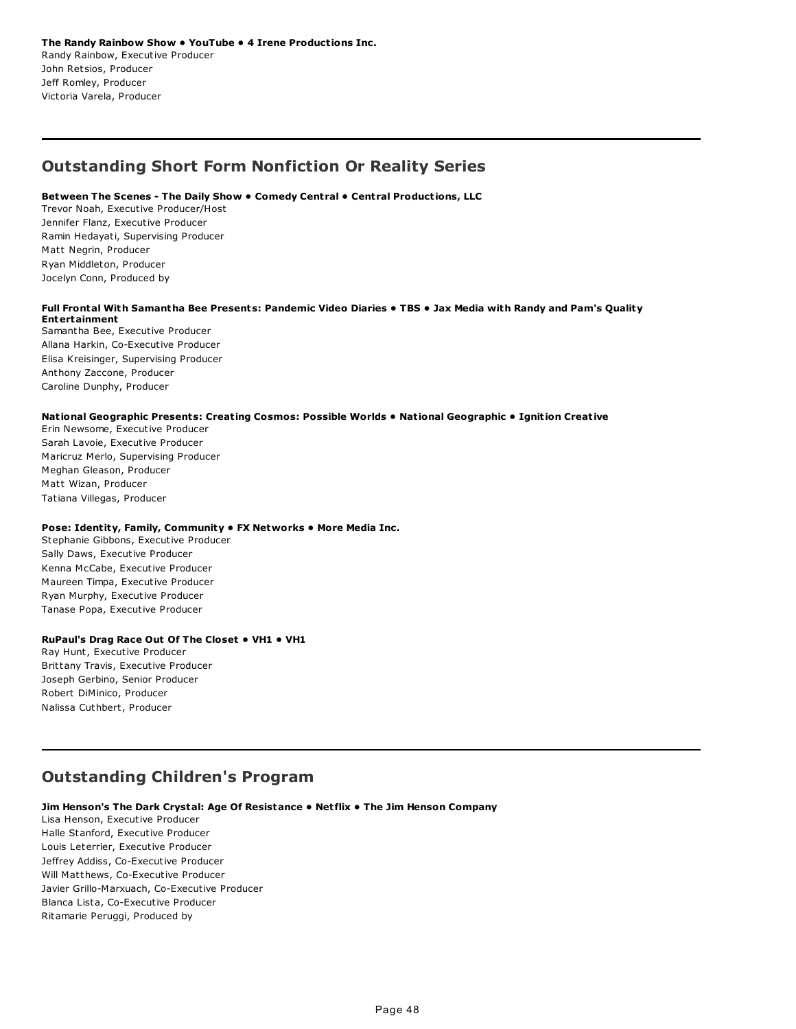**The Randy Rainbow Show • YouTube • 4 Irene Productions Inc.**
Randy Rainbow, Executive Producer
John Retsios, Producer
Jeff Romley, Producer
Victoria Varela, Producer

---

## Outstanding Short Form Nonfiction Or Reality Series

**Between The Scenes - The Daily Show • Comedy Central • Central Productions, LLC**
Trevor Noah, Executive Producer/Host
Jennifer Flanz, Executive Producer
Ramin Hedayati, Supervising Producer
Matt Negrin, Producer
Ryan Middleton, Producer
Jocelyn Conn, Produced by

**Full Frontal With Samantha Bee Presents: Pandemic Video Diaries • TBS • Jax Media with Randy and Pam's Quality Entertainment**
Samantha Bee, Executive Producer
Allana Harkin, Co-Executive Producer
Elisa Kreisinger, Supervising Producer
Anthony Zaccone, Producer
Caroline Dunphy, Producer

**National Geographic Presents: Creating Cosmos: Possible Worlds • National Geographic • Ignition Creative**
Erin Newsome, Executive Producer
Sarah Lavoie, Executive Producer
Maricruz Merlo, Supervising Producer
Meghan Gleason, Producer
Matt Wizan, Producer
Tatiana Villegas, Producer

**Pose: Identity, Family, Community • FX Networks • More Media Inc.**
Stephanie Gibbons, Executive Producer
Sally Daws, Executive Producer
Kenna McCabe, Executive Producer
Maureen Timpa, Executive Producer
Ryan Murphy, Executive Producer
Tanase Popa, Executive Producer

**RuPaul's Drag Race Out Of The Closet • VH1 • VH1**
Ray Hunt, Executive Producer
Brittany Travis, Executive Producer
Joseph Gerbino, Senior Producer
Robert DiMinico, Producer
Nalissa Cuthbert, Producer

---

## Outstanding Children's Program

**Jim Henson's The Dark Crystal: Age Of Resistance • Netflix • The Jim Henson Company**
Lisa Henson, Executive Producer
Halle Stanford, Executive Producer
Louis Leterrier, Executive Producer
Jeffrey Addiss, Co-Executive Producer
Will Matthews, Co-Executive Producer
Javier Grillo-Marxuach, Co-Executive Producer
Blanca Lista, Co-Executive Producer
Ritamarie Peruggi, Produced by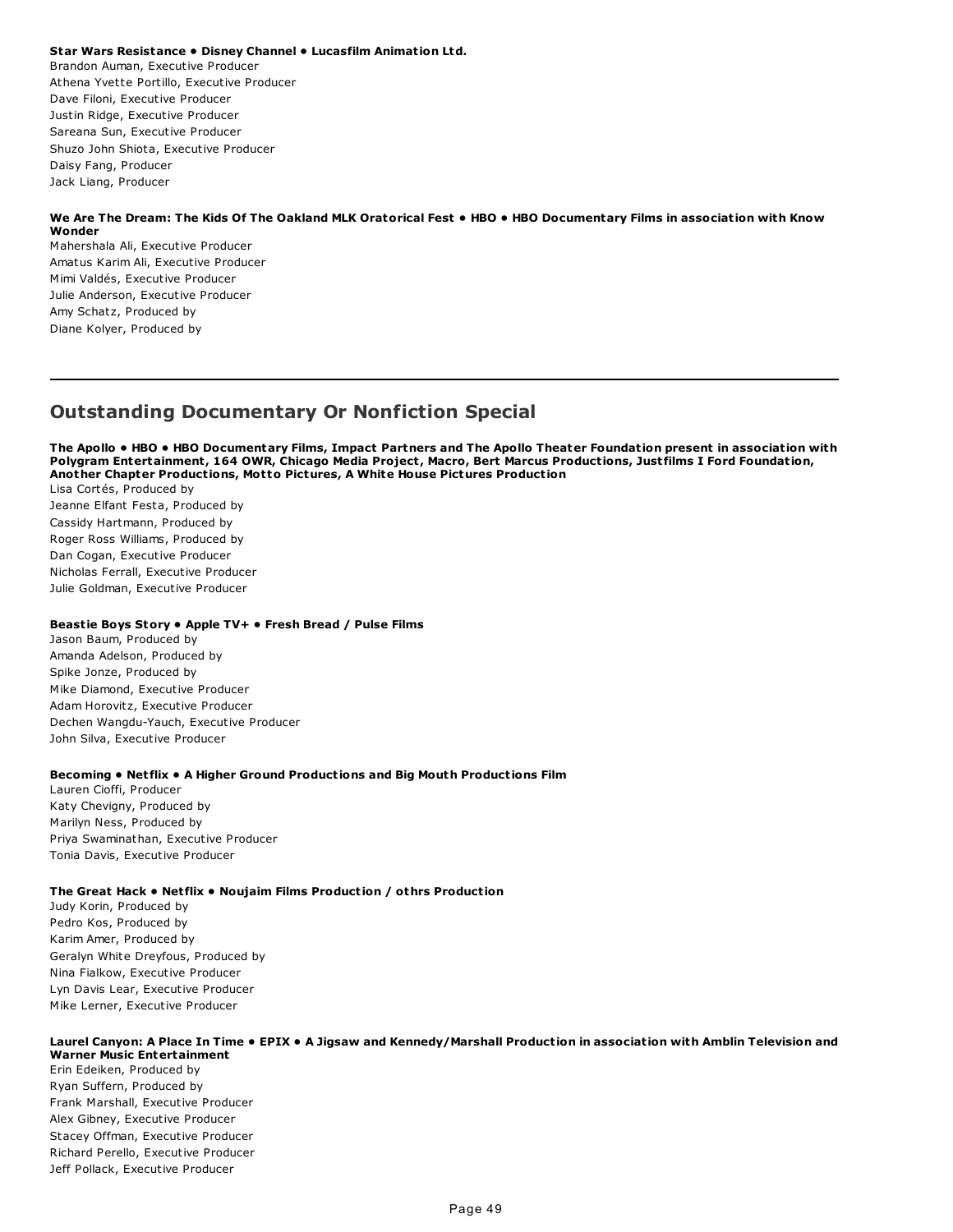**Star Wars Resistance • Disney Channel • Lucasfilm Animation Ltd.**

Brandon Auman, Executive Producer
Athena Yvette Portillo, Executive Producer
Dave Filoni, Executive Producer
Justin Ridge, Executive Producer
Sareana Sun, Executive Producer
Shuzo John Shiota, Executive Producer
Daisy Fang, Producer
Jack Liang, Producer

**We Are The Dream: The Kids Of The Oakland MLK Oratorical Fest • HBO • HBO Documentary Films in association with Know Wonder**

Mahershala Ali, Executive Producer
Amatus Karim Ali, Executive Producer
Mimi Valdés, Executive Producer
Julie Anderson, Executive Producer
Amy Schatz, Produced by
Diane Kolyer, Produced by

---

## Outstanding Documentary Or Nonfiction Special

**The Apollo • HBO • HBO Documentary Films, Impact Partners and The Apollo Theater Foundation present in association with Polygram Entertainment, 164 OWR, Chicago Media Project, Macro, Bert Marcus Productions, Justfilms I Ford Foundation, Another Chapter Productions, Motto Pictures, A White House Pictures Production**

Lisa Cortés, Produced by
Jeanne Elfant Festa, Produced by
Cassidy Hartmann, Produced by
Roger Ross Williams, Produced by
Dan Cogan, Executive Producer
Nicholas Ferrall, Executive Producer
Julie Goldman, Executive Producer

**Beastie Boys Story • Apple TV+ • Fresh Bread / Pulse Films**

Jason Baum, Produced by
Amanda Adelson, Produced by
Spike Jonze, Produced by
Mike Diamond, Executive Producer
Adam Horovitz, Executive Producer
Dechen Wangdu-Yauch, Executive Producer
John Silva, Executive Producer

**Becoming • Netflix • A Higher Ground Productions and Big Mouth Productions Film**

Lauren Cioffi, Producer
Katy Chevigny, Produced by
Marilyn Ness, Produced by
Priya Swaminathan, Executive Producer
Tonia Davis, Executive Producer

**The Great Hack • Netflix • Noujaim Films Production / othrs Production**

Judy Korin, Produced by
Pedro Kos, Produced by
Karim Amer, Produced by
Geralyn White Dreyfous, Produced by
Nina Fialkow, Executive Producer
Lyn Davis Lear, Executive Producer
Mike Lerner, Executive Producer

**Laurel Canyon: A Place In Time • EPIX • A Jigsaw and Kennedy/Marshall Production in association with Amblin Television and Warner Music Entertainment**

Erin Edeiken, Produced by
Ryan Suffern, Produced by
Frank Marshall, Executive Producer
Alex Gibney, Executive Producer
Stacey Offman, Executive Producer
Richard Perello, Executive Producer
Jeff Pollack, Executive Producer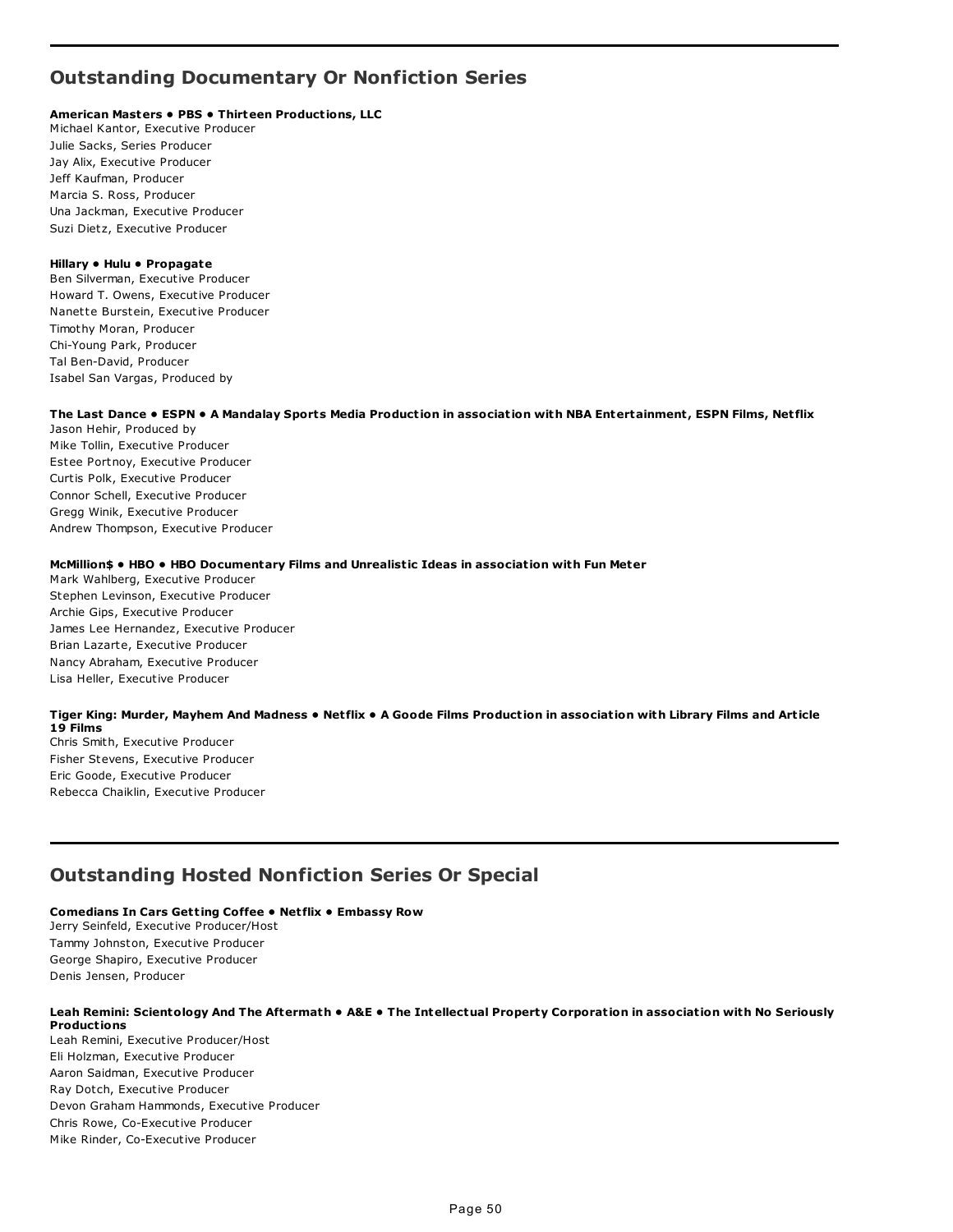## Outstanding Documentary Or Nonfiction Series

**American Masters • PBS • Thirteen Productions, LLC**
Michael Kantor, Executive Producer
Julie Sacks, Series Producer
Jay Alix, Executive Producer
Jeff Kaufman, Producer
Marcia S. Ross, Producer
Una Jackman, Executive Producer
Suzi Dietz, Executive Producer

**Hillary • Hulu • Propagate**
Ben Silverman, Executive Producer
Howard T. Owens, Executive Producer
Nanette Burstein, Executive Producer
Timothy Moran, Producer
Chi-Young Park, Producer
Tal Ben-David, Producer
Isabel San Vargas, Produced by

**The Last Dance • ESPN • A Mandalay Sports Media Production in association with NBA Entertainment, ESPN Films, Netflix**
Jason Hehir, Produced by
Mike Tollin, Executive Producer
Estee Portnoy, Executive Producer
Curtis Polk, Executive Producer
Connor Schell, Executive Producer
Gregg Winik, Executive Producer
Andrew Thompson, Executive Producer

**McMillion$ • HBO • HBO Documentary Films and Unrealistic Ideas in association with Fun Meter**
Mark Wahlberg, Executive Producer
Stephen Levinson, Executive Producer
Archie Gips, Executive Producer
James Lee Hernandez, Executive Producer
Brian Lazarte, Executive Producer
Nancy Abraham, Executive Producer
Lisa Heller, Executive Producer

**Tiger King: Murder, Mayhem And Madness • Netflix • A Goode Films Production in association with Library Films and Article 19 Films**
Chris Smith, Executive Producer
Fisher Stevens, Executive Producer
Eric Goode, Executive Producer
Rebecca Chaiklin, Executive Producer

## Outstanding Hosted Nonfiction Series Or Special

**Comedians In Cars Getting Coffee • Netflix • Embassy Row**
Jerry Seinfeld, Executive Producer/Host
Tammy Johnston, Executive Producer
George Shapiro, Executive Producer
Denis Jensen, Producer

**Leah Remini: Scientology And The Aftermath • A&E • The Intellectual Property Corporation in association with No Seriously Productions**
Leah Remini, Executive Producer/Host
Eli Holzman, Executive Producer
Aaron Saidman, Executive Producer
Ray Dotch, Executive Producer
Devon Graham Hammonds, Executive Producer
Chris Rowe, Co-Executive Producer
Mike Rinder, Co-Executive Producer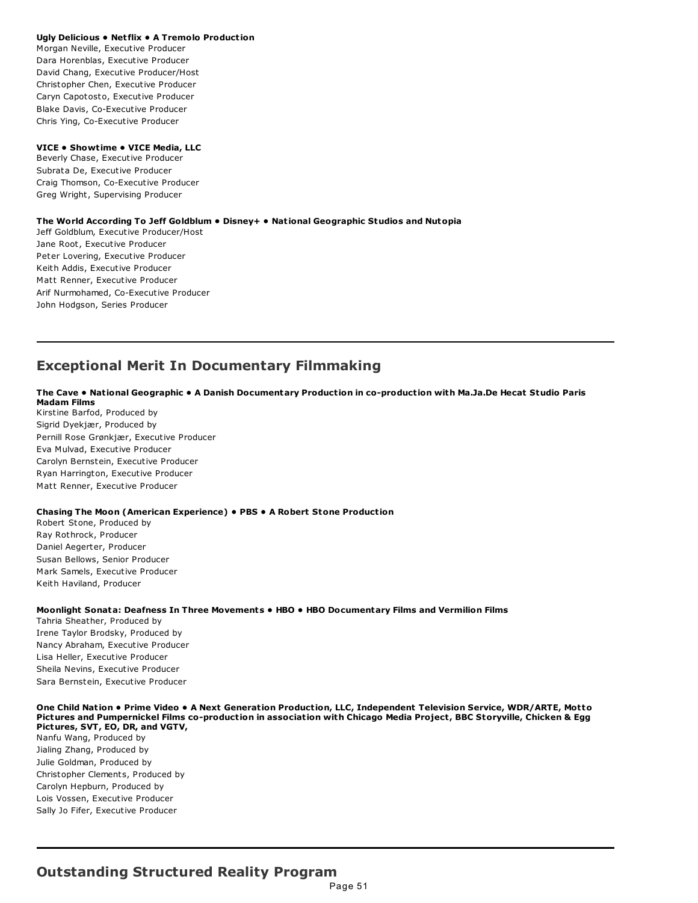**Ugly Delicious • Netflix • A Tremolo Production**
Morgan Neville, Executive Producer
Dara Horenblas, Executive Producer
David Chang, Executive Producer/Host
Christopher Chen, Executive Producer
Caryn Capotosto, Executive Producer
Blake Davis, Co-Executive Producer
Chris Ying, Co-Executive Producer

**VICE • Showtime • VICE Media, LLC**
Beverly Chase, Executive Producer
Subrata De, Executive Producer
Craig Thomson, Co-Executive Producer
Greg Wright, Supervising Producer

**The World According To Jeff Goldblum • Disney+ • National Geographic Studios and Nutopia**
Jeff Goldblum, Executive Producer/Host
Jane Root, Executive Producer
Peter Lovering, Executive Producer
Keith Addis, Executive Producer
Matt Renner, Executive Producer
Arif Nurmohamed, Co-Executive Producer
John Hodgson, Series Producer

---

## Exceptional Merit In Documentary Filmmaking

**The Cave • National Geographic • A Danish Documentary Production in co-production with Ma.Ja.De Hecat Studio Paris Madam Films**
Kirstine Barfod, Produced by
Sigrid Dyekjær, Produced by
Pernill Rose Grønkjær, Executive Producer
Eva Mulvad, Executive Producer
Carolyn Bernstein, Executive Producer
Ryan Harrington, Executive Producer
Matt Renner, Executive Producer

**Chasing The Moon (American Experience) • PBS • A Robert Stone Production**
Robert Stone, Produced by
Ray Rothrock, Producer
Daniel Aegerter, Producer
Susan Bellows, Senior Producer
Mark Samels, Executive Producer
Keith Haviland, Producer

**Moonlight Sonata: Deafness In Three Movements • HBO • HBO Documentary Films and Vermilion Films**
Tahria Sheather, Produced by
Irene Taylor Brodsky, Produced by
Nancy Abraham, Executive Producer
Lisa Heller, Executive Producer
Sheila Nevins, Executive Producer
Sara Bernstein, Executive Producer

**One Child Nation • Prime Video • A Next Generation Production, LLC, Independent Television Service, WDR/ARTE, Motto Pictures and Pumpernickel Films co-production in association with Chicago Media Project, BBC Storyville, Chicken & Egg Pictures, SVT, EO, DR, and VGTV,**
Nanfu Wang, Produced by
Jialing Zhang, Produced by
Julie Goldman, Produced by
Christopher Clements, Produced by
Carolyn Hepburn, Produced by
Lois Vossen, Executive Producer
Sally Jo Fifer, Executive Producer

---

## Outstanding Structured Reality Program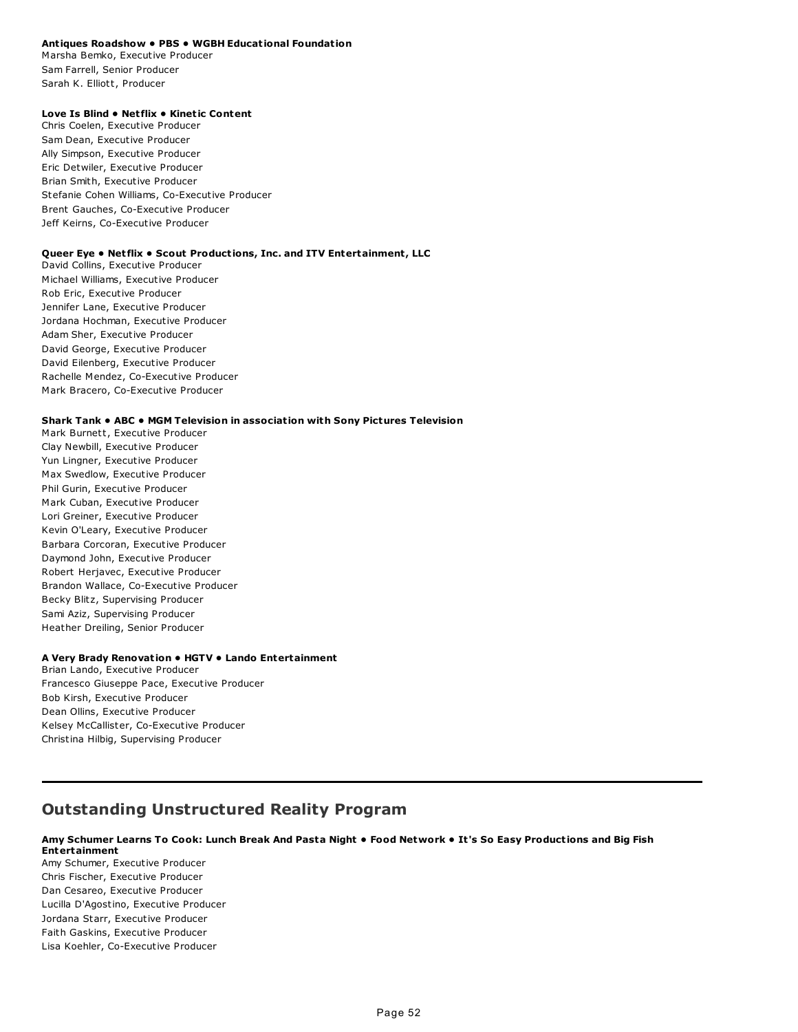**Antiques Roadshow • PBS • WGBH Educational Foundation**
Marsha Bemko, Executive Producer
Sam Farrell, Senior Producer
Sarah K. Elliott, Producer

**Love Is Blind • Netflix • Kinetic Content**
Chris Coelen, Executive Producer
Sam Dean, Executive Producer
Ally Simpson, Executive Producer
Eric Detwiler, Executive Producer
Brian Smith, Executive Producer
Stefanie Cohen Williams, Co-Executive Producer
Brent Gauches, Co-Executive Producer
Jeff Keirns, Co-Executive Producer

**Queer Eye • Netflix • Scout Productions, Inc. and ITV Entertainment, LLC**
David Collins, Executive Producer
Michael Williams, Executive Producer
Rob Eric, Executive Producer
Jennifer Lane, Executive Producer
Jordana Hochman, Executive Producer
Adam Sher, Executive Producer
David George, Executive Producer
David Eilenberg, Executive Producer
Rachelle Mendez, Co-Executive Producer
Mark Bracero, Co-Executive Producer

**Shark Tank • ABC • MGM Television in association with Sony Pictures Television**
Mark Burnett, Executive Producer
Clay Newbill, Executive Producer
Yun Lingner, Executive Producer
Max Swedlow, Executive Producer
Phil Gurin, Executive Producer
Mark Cuban, Executive Producer
Lori Greiner, Executive Producer
Kevin O'Leary, Executive Producer
Barbara Corcoran, Executive Producer
Daymond John, Executive Producer
Robert Herjavec, Executive Producer
Brandon Wallace, Co-Executive Producer
Becky Blitz, Supervising Producer
Sami Aziz, Supervising Producer
Heather Dreiling, Senior Producer

**A Very Brady Renovation • HGTV • Lando Entertainment**
Brian Lando, Executive Producer
Francesco Giuseppe Pace, Executive Producer
Bob Kirsh, Executive Producer
Dean Ollins, Executive Producer
Kelsey McCallister, Co-Executive Producer
Christina Hilbig, Supervising Producer

---

## Outstanding Unstructured Reality Program

**Amy Schumer Learns To Cook: Lunch Break And Pasta Night • Food Network • It's So Easy Productions and Big Fish Entertainment**
Amy Schumer, Executive Producer
Chris Fischer, Executive Producer
Dan Cesareo, Executive Producer
Lucilla D'Agostino, Executive Producer
Jordana Starr, Executive Producer
Faith Gaskins, Executive Producer
Lisa Koehler, Co-Executive Producer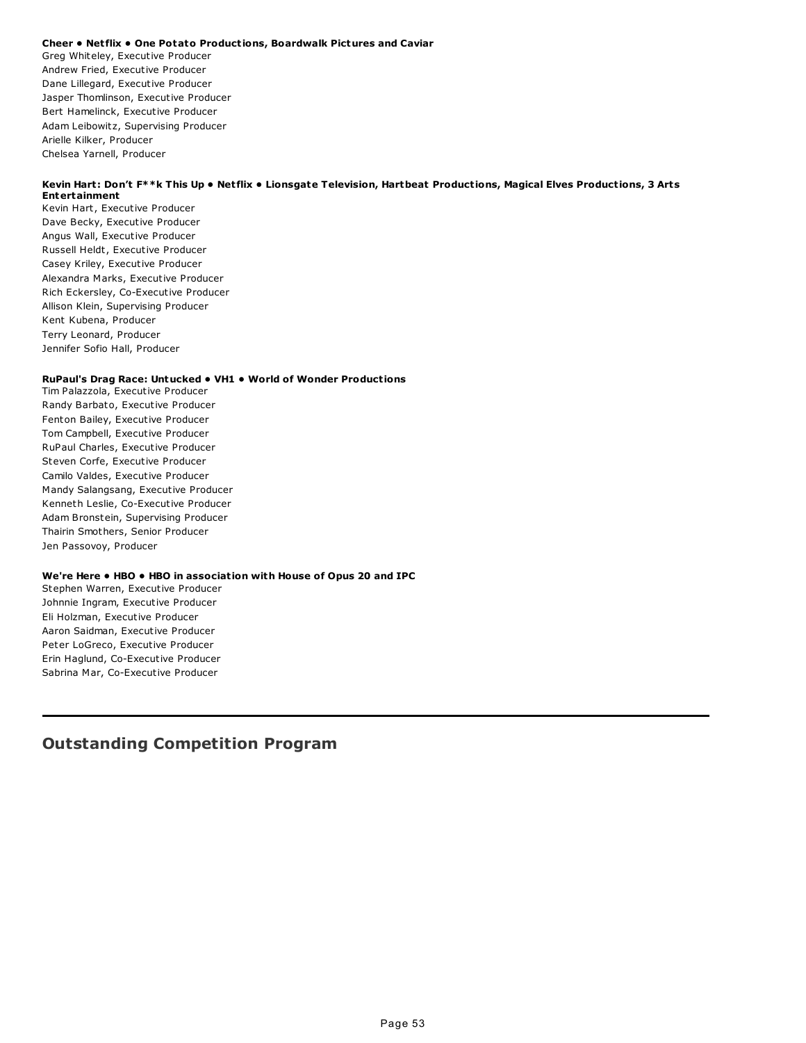**Cheer • Netflix • One Potato Productions, Boardwalk Pictures and Caviar**
Greg Whiteley, Executive Producer
Andrew Fried, Executive Producer
Dane Lillegard, Executive Producer
Jasper Thomlinson, Executive Producer
Bert Hamelinck, Executive Producer
Adam Leibowitz, Supervising Producer
Arielle Kilker, Producer
Chelsea Yarnell, Producer

**Kevin Hart: Don't F**k This Up • Netflix • Lionsgate Television, Hartbeat Productions, Magical Elves Productions, 3 Arts Entertainment**
Kevin Hart, Executive Producer
Dave Becky, Executive Producer
Angus Wall, Executive Producer
Russell Heldt, Executive Producer
Casey Kriley, Executive Producer
Alexandra Marks, Executive Producer
Rich Eckersley, Co-Executive Producer
Allison Klein, Supervising Producer
Kent Kubena, Producer
Terry Leonard, Producer
Jennifer Sofio Hall, Producer

**RuPaul's Drag Race: Untucked • VH1 • World of Wonder Productions**
Tim Palazzola, Executive Producer
Randy Barbato, Executive Producer
Fenton Bailey, Executive Producer
Tom Campbell, Executive Producer
RuPaul Charles, Executive Producer
Steven Corfe, Executive Producer
Camilo Valdes, Executive Producer
Mandy Salangsang, Executive Producer
Kenneth Leslie, Co-Executive Producer
Adam Bronstein, Supervising Producer
Thairin Smothers, Senior Producer
Jen Passovoy, Producer

**We're Here • HBO • HBO in association with House of Opus 20 and IPC**
Stephen Warren, Executive Producer
Johnnie Ingram, Executive Producer
Eli Holzman, Executive Producer
Aaron Saidman, Executive Producer
Peter LoGreco, Executive Producer
Erin Haglund, Co-Executive Producer
Sabrina Mar, Co-Executive Producer

---

## Outstanding Competition Program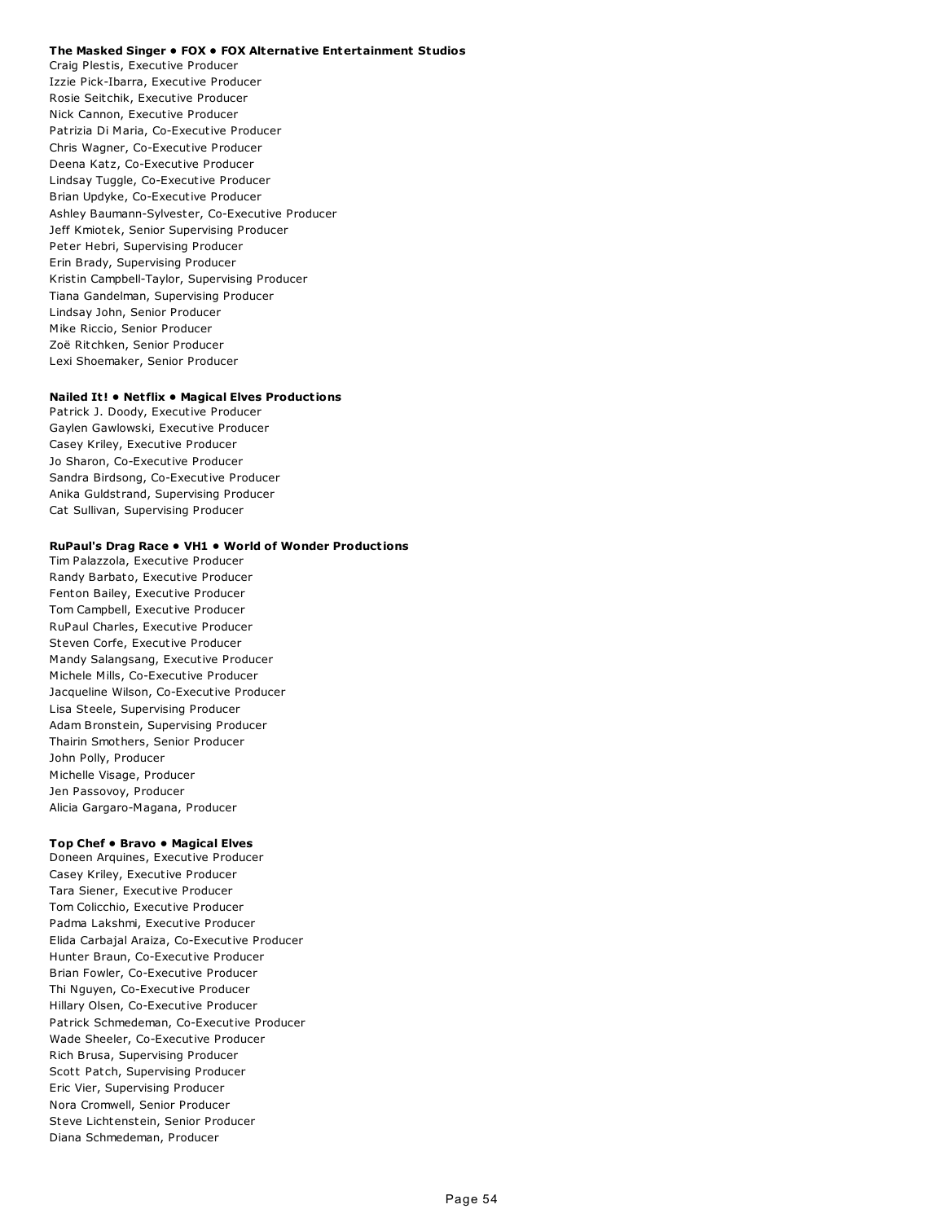**The Masked Singer • FOX • FOX Alternative Entertainment Studios**
Craig Plestis, Executive Producer
Izzie Pick-Ibarra, Executive Producer
Rosie Seitchik, Executive Producer
Nick Cannon, Executive Producer
Patrizia Di Maria, Co-Executive Producer
Chris Wagner, Co-Executive Producer
Deena Katz, Co-Executive Producer
Lindsay Tuggle, Co-Executive Producer
Brian Updyke, Co-Executive Producer
Ashley Baumann-Sylvester, Co-Executive Producer
Jeff Kmiotek, Senior Supervising Producer
Peter Hebri, Supervising Producer
Erin Brady, Supervising Producer
Kristin Campbell-Taylor, Supervising Producer
Tiana Gandelman, Supervising Producer
Lindsay John, Senior Producer
Mike Riccio, Senior Producer
Zoë Ritchken, Senior Producer
Lexi Shoemaker, Senior Producer

**Nailed It! • Netflix • Magical Elves Productions**
Patrick J. Doody, Executive Producer
Gaylen Gawlowski, Executive Producer
Casey Kriley, Executive Producer
Jo Sharon, Co-Executive Producer
Sandra Birdsong, Co-Executive Producer
Anika Guldstrand, Supervising Producer
Cat Sullivan, Supervising Producer

**RuPaul's Drag Race • VH1 • World of Wonder Productions**
Tim Palazzola, Executive Producer
Randy Barbato, Executive Producer
Fenton Bailey, Executive Producer
Tom Campbell, Executive Producer
RuPaul Charles, Executive Producer
Steven Corfe, Executive Producer
Mandy Salangsang, Executive Producer
Michele Mills, Co-Executive Producer
Jacqueline Wilson, Co-Executive Producer
Lisa Steele, Supervising Producer
Adam Bronstein, Supervising Producer
Thairin Smothers, Senior Producer
John Polly, Producer
Michelle Visage, Producer
Jen Passovoy, Producer
Alicia Gargaro-Magana, Producer

**Top Chef • Bravo • Magical Elves**
Doneen Arquines, Executive Producer
Casey Kriley, Executive Producer
Tara Siener, Executive Producer
Tom Colicchio, Executive Producer
Padma Lakshmi, Executive Producer
Elida Carbajal Araiza, Co-Executive Producer
Hunter Braun, Co-Executive Producer
Brian Fowler, Co-Executive Producer
Thi Nguyen, Co-Executive Producer
Hillary Olsen, Co-Executive Producer
Patrick Schmedeman, Co-Executive Producer
Wade Sheeler, Co-Executive Producer
Rich Brusa, Supervising Producer
Scott Patch, Supervising Producer
Eric Vier, Supervising Producer
Nora Cromwell, Senior Producer
Steve Lichtenstein, Senior Producer
Diana Schmedeman, Producer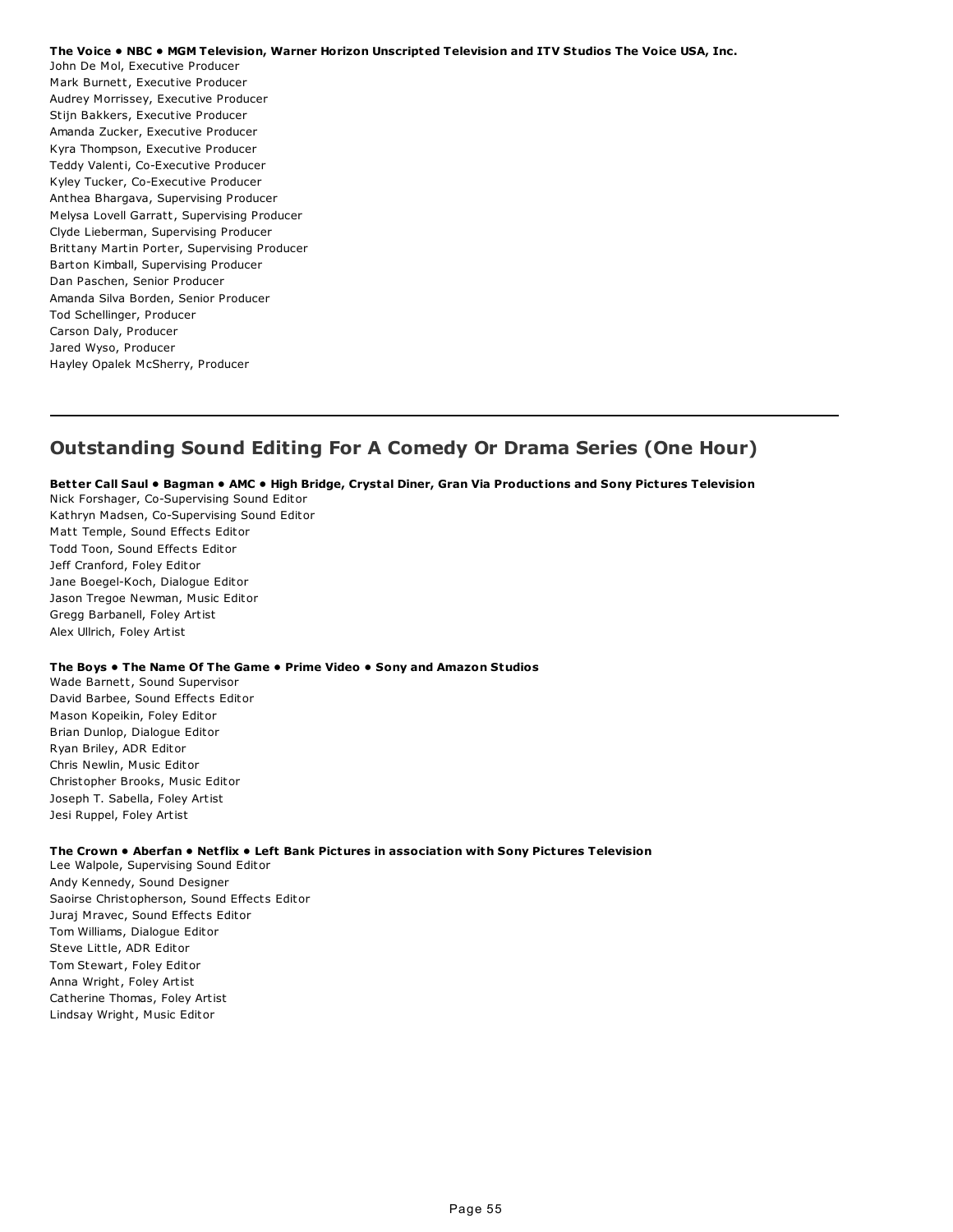**The Voice • NBC • MGM Television, Warner Horizon Unscripted Television and ITV Studios The Voice USA, Inc.**
John De Mol, Executive Producer
Mark Burnett, Executive Producer
Audrey Morrissey, Executive Producer
Stijn Bakkers, Executive Producer
Amanda Zucker, Executive Producer
Kyra Thompson, Executive Producer
Teddy Valenti, Co-Executive Producer
Kyley Tucker, Co-Executive Producer
Anthea Bhargava, Supervising Producer
Melysa Lovell Garratt, Supervising Producer
Clyde Lieberman, Supervising Producer
Brittany Martin Porter, Supervising Producer
Barton Kimball, Supervising Producer
Dan Paschen, Senior Producer
Amanda Silva Borden, Senior Producer
Tod Schellinger, Producer
Carson Daly, Producer
Jared Wyso, Producer
Hayley Opalek McSherry, Producer

---

## Outstanding Sound Editing For A Comedy Or Drama Series (One Hour)

**Better Call Saul • Bagman • AMC • High Bridge, Crystal Diner, Gran Via Productions and Sony Pictures Television**
Nick Forshager, Co-Supervising Sound Editor
Kathryn Madsen, Co-Supervising Sound Editor
Matt Temple, Sound Effects Editor
Todd Toon, Sound Effects Editor
Jeff Cranford, Foley Editor
Jane Boegel-Koch, Dialogue Editor
Jason Tregoe Newman, Music Editor
Gregg Barbanell, Foley Artist
Alex Ullrich, Foley Artist

**The Boys • The Name Of The Game • Prime Video • Sony and Amazon Studios**
Wade Barnett, Sound Supervisor
David Barbee, Sound Effects Editor
Mason Kopeikin, Foley Editor
Brian Dunlop, Dialogue Editor
Ryan Briley, ADR Editor
Chris Newlin, Music Editor
Christopher Brooks, Music Editor
Joseph T. Sabella, Foley Artist
Jesi Ruppel, Foley Artist

**The Crown • Aberfan • Netflix • Left Bank Pictures in association with Sony Pictures Television**
Lee Walpole, Supervising Sound Editor
Andy Kennedy, Sound Designer
Saoirse Christopherson, Sound Effects Editor
Juraj Mravec, Sound Effects Editor
Tom Williams, Dialogue Editor
Steve Little, ADR Editor
Tom Stewart, Foley Editor
Anna Wright, Foley Artist
Catherine Thomas, Foley Artist
Lindsay Wright, Music Editor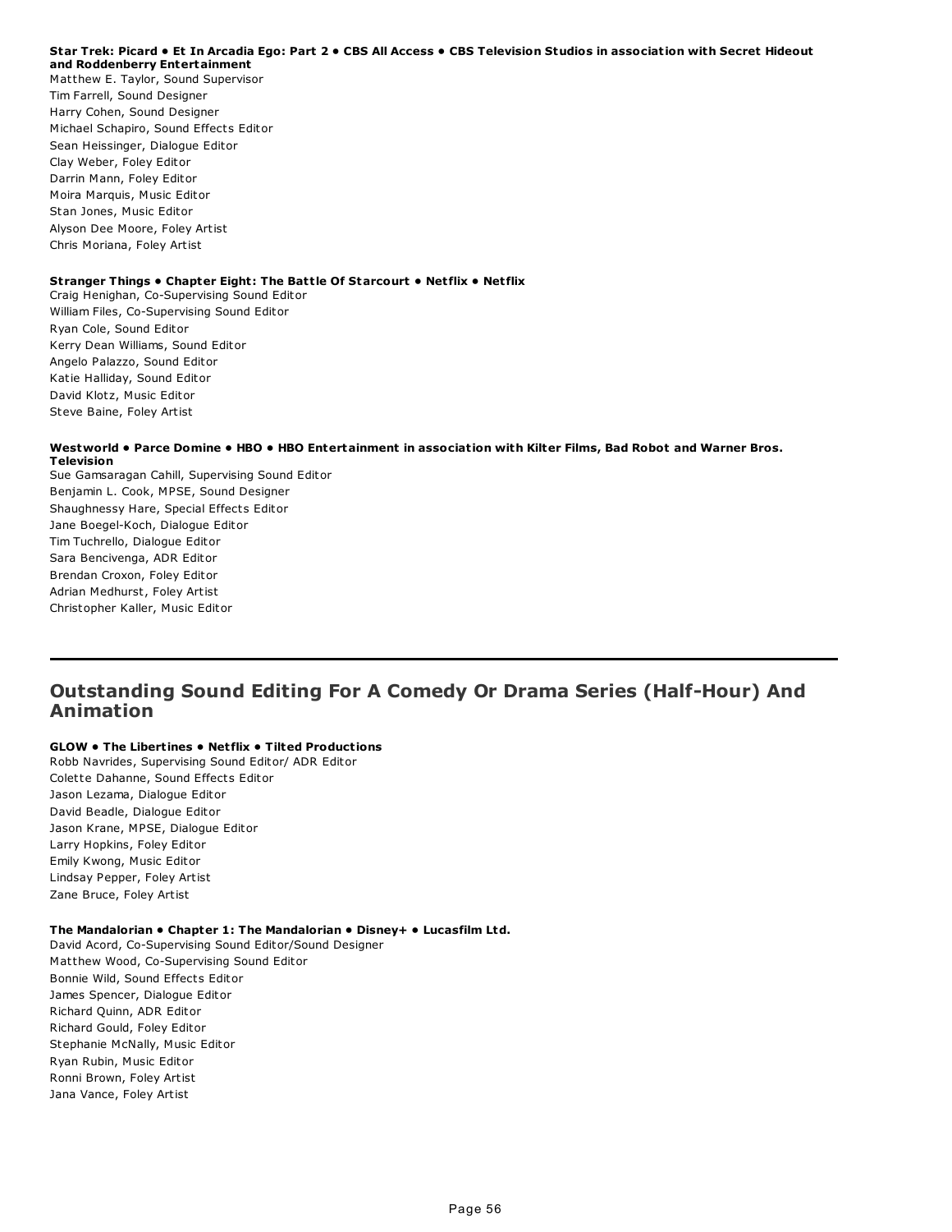**Star Trek: Picard • Et In Arcadia Ego: Part 2 • CBS All Access • CBS Television Studios in association with Secret Hideout and Roddenberry Entertainment**

Matthew E. Taylor, Sound Supervisor
Tim Farrell, Sound Designer
Harry Cohen, Sound Designer
Michael Schapiro, Sound Effects Editor
Sean Heissinger, Dialogue Editor
Clay Weber, Foley Editor
Darrin Mann, Foley Editor
Moira Marquis, Music Editor
Stan Jones, Music Editor
Alyson Dee Moore, Foley Artist
Chris Moriana, Foley Artist

**Stranger Things • Chapter Eight: The Battle Of Starcourt • Netflix • Netflix**

Craig Henighan, Co-Supervising Sound Editor
William Files, Co-Supervising Sound Editor
Ryan Cole, Sound Editor
Kerry Dean Williams, Sound Editor
Angelo Palazzo, Sound Editor
Katie Halliday, Sound Editor
David Klotz, Music Editor
Steve Baine, Foley Artist

**Westworld • Parce Domine • HBO • HBO Entertainment in association with Kilter Films, Bad Robot and Warner Bros. Television**

Sue Gamsaragan Cahill, Supervising Sound Editor
Benjamin L. Cook, MPSE, Sound Designer
Shaughnessy Hare, Special Effects Editor
Jane Boegel-Koch, Dialogue Editor
Tim Tuchrello, Dialogue Editor
Sara Bencivenga, ADR Editor
Brendan Croxon, Foley Editor
Adrian Medhurst, Foley Artist
Christopher Kaller, Music Editor

---

## Outstanding Sound Editing For A Comedy Or Drama Series (Half-Hour) And Animation

**GLOW • The Libertines • Netflix • Tilted Productions**

Robb Navrides, Supervising Sound Editor/ ADR Editor
Colette Dahanne, Sound Effects Editor
Jason Lezama, Dialogue Editor
David Beadle, Dialogue Editor
Jason Krane, MPSE, Dialogue Editor
Larry Hopkins, Foley Editor
Emily Kwong, Music Editor
Lindsay Pepper, Foley Artist
Zane Bruce, Foley Artist

**The Mandalorian • Chapter 1: The Mandalorian • Disney+ • Lucasfilm Ltd.**

David Acord, Co-Supervising Sound Editor/Sound Designer
Matthew Wood, Co-Supervising Sound Editor
Bonnie Wild, Sound Effects Editor
James Spencer, Dialogue Editor
Richard Quinn, ADR Editor
Richard Gould, Foley Editor
Stephanie McNally, Music Editor
Ryan Rubin, Music Editor
Ronni Brown, Foley Artist
Jana Vance, Foley Artist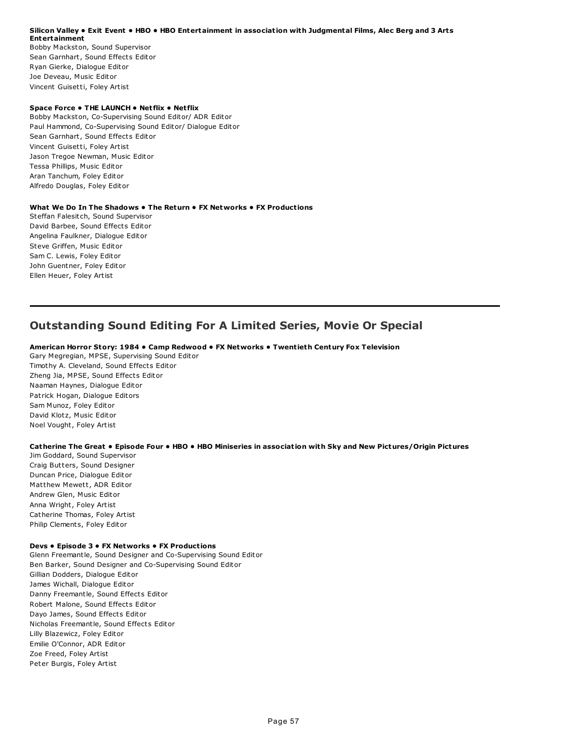**Silicon Valley • Exit Event • HBO • HBO Entertainment in association with Judgmental Films, Alec Berg and 3 Arts Entertainment**
Bobby Mackston, Sound Supervisor
Sean Garnhart, Sound Effects Editor
Ryan Gierke, Dialogue Editor
Joe Deveau, Music Editor
Vincent Guisetti, Foley Artist

**Space Force • THE LAUNCH • Netflix • Netflix**
Bobby Mackston, Co-Supervising Sound Editor/ ADR Editor
Paul Hammond, Co-Supervising Sound Editor/ Dialogue Editor
Sean Garnhart, Sound Effects Editor
Vincent Guisetti, Foley Artist
Jason Tregoe Newman, Music Editor
Tessa Phillips, Music Editor
Aran Tanchum, Foley Editor
Alfredo Douglas, Foley Editor

**What We Do In The Shadows • The Return • FX Networks • FX Productions**
Steffan Falesitch, Sound Supervisor
David Barbee, Sound Effects Editor
Angelina Faulkner, Dialogue Editor
Steve Griffen, Music Editor
Sam C. Lewis, Foley Editor
John Guentner, Foley Editor
Ellen Heuer, Foley Artist

---

## Outstanding Sound Editing For A Limited Series, Movie Or Special

**American Horror Story: 1984 • Camp Redwood • FX Networks • Twentieth Century Fox Television**
Gary Megregian, MPSE, Supervising Sound Editor
Timothy A. Cleveland, Sound Effects Editor
Zheng Jia, MPSE, Sound Effects Editor
Naaman Haynes, Dialogue Editor
Patrick Hogan, Dialogue Editors
Sam Munoz, Foley Editor
David Klotz, Music Editor
Noel Vought, Foley Artist

**Catherine The Great • Episode Four • HBO • HBO Miniseries in association with Sky and New Pictures/Origin Pictures**
Jim Goddard, Sound Supervisor
Craig Butters, Sound Designer
Duncan Price, Dialogue Editor
Matthew Mewett, ADR Editor
Andrew Glen, Music Editor
Anna Wright, Foley Artist
Catherine Thomas, Foley Artist
Philip Clements, Foley Editor

**Devs • Episode 3 • FX Networks • FX Productions**
Glenn Freemantle, Sound Designer and Co-Supervising Sound Editor
Ben Barker, Sound Designer and Co-Supervising Sound Editor
Gillian Dodders, Dialogue Editor
James Wichall, Dialogue Editor
Danny Freemantle, Sound Effects Editor
Robert Malone, Sound Effects Editor
Dayo James, Sound Effects Editor
Nicholas Freemantle, Sound Effects Editor
Lilly Blazewicz, Foley Editor
Emilie O'Connor, ADR Editor
Zoe Freed, Foley Artist
Peter Burgis, Foley Artist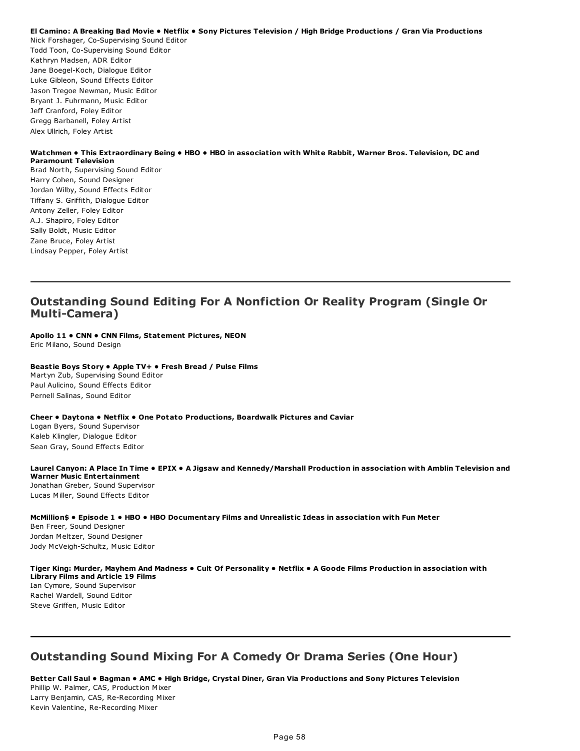**El Camino: A Breaking Bad Movie • Netflix • Sony Pictures Television / High Bridge Productions / Gran Via Productions**
Nick Forshager, Co-Supervising Sound Editor
Todd Toon, Co-Supervising Sound Editor
Kathryn Madsen, ADR Editor
Jane Boegel-Koch, Dialogue Editor
Luke Gibleon, Sound Effects Editor
Jason Tregoe Newman, Music Editor
Bryant J. Fuhrmann, Music Editor
Jeff Cranford, Foley Editor
Gregg Barbanell, Foley Artist
Alex Ullrich, Foley Artist

**Watchmen • This Extraordinary Being • HBO • HBO in association with White Rabbit, Warner Bros. Television, DC and Paramount Television**
Brad North, Supervising Sound Editor
Harry Cohen, Sound Designer
Jordan Wilby, Sound Effects Editor
Tiffany S. Griffith, Dialogue Editor
Antony Zeller, Foley Editor
A.J. Shapiro, Foley Editor
Sally Boldt, Music Editor
Zane Bruce, Foley Artist
Lindsay Pepper, Foley Artist

---

## Outstanding Sound Editing For A Nonfiction Or Reality Program (Single Or Multi-Camera)

**Apollo 11 • CNN • CNN Films, Statement Pictures, NEON**
Eric Milano, Sound Design

**Beastie Boys Story • Apple TV+ • Fresh Bread / Pulse Films**
Martyn Zub, Supervising Sound Editor
Paul Aulicino, Sound Effects Editor
Pernell Salinas, Sound Editor

**Cheer • Daytona • Netflix • One Potato Productions, Boardwalk Pictures and Caviar**
Logan Byers, Sound Supervisor
Kaleb Klingler, Dialogue Editor
Sean Gray, Sound Effects Editor

**Laurel Canyon: A Place In Time • EPIX • A Jigsaw and Kennedy/Marshall Production in association with Amblin Television and Warner Music Entertainment**
Jonathan Greber, Sound Supervisor
Lucas Miller, Sound Effects Editor

**McMillion$ • Episode 1 • HBO • HBO Documentary Films and Unrealistic Ideas in association with Fun Meter**
Ben Freer, Sound Designer
Jordan Meltzer, Sound Designer
Jody McVeigh-Schultz, Music Editor

**Tiger King: Murder, Mayhem And Madness • Cult Of Personality • Netflix • A Goode Films Production in association with Library Films and Article 19 Films**
Ian Cymore, Sound Supervisor
Rachel Wardell, Sound Editor
Steve Griffen, Music Editor

---

## Outstanding Sound Mixing For A Comedy Or Drama Series (One Hour)

**Better Call Saul • Bagman • AMC • High Bridge, Crystal Diner, Gran Via Productions and Sony Pictures Television**
Phillip W. Palmer, CAS, Production Mixer
Larry Benjamin, CAS, Re-Recording Mixer
Kevin Valentine, Re-Recording Mixer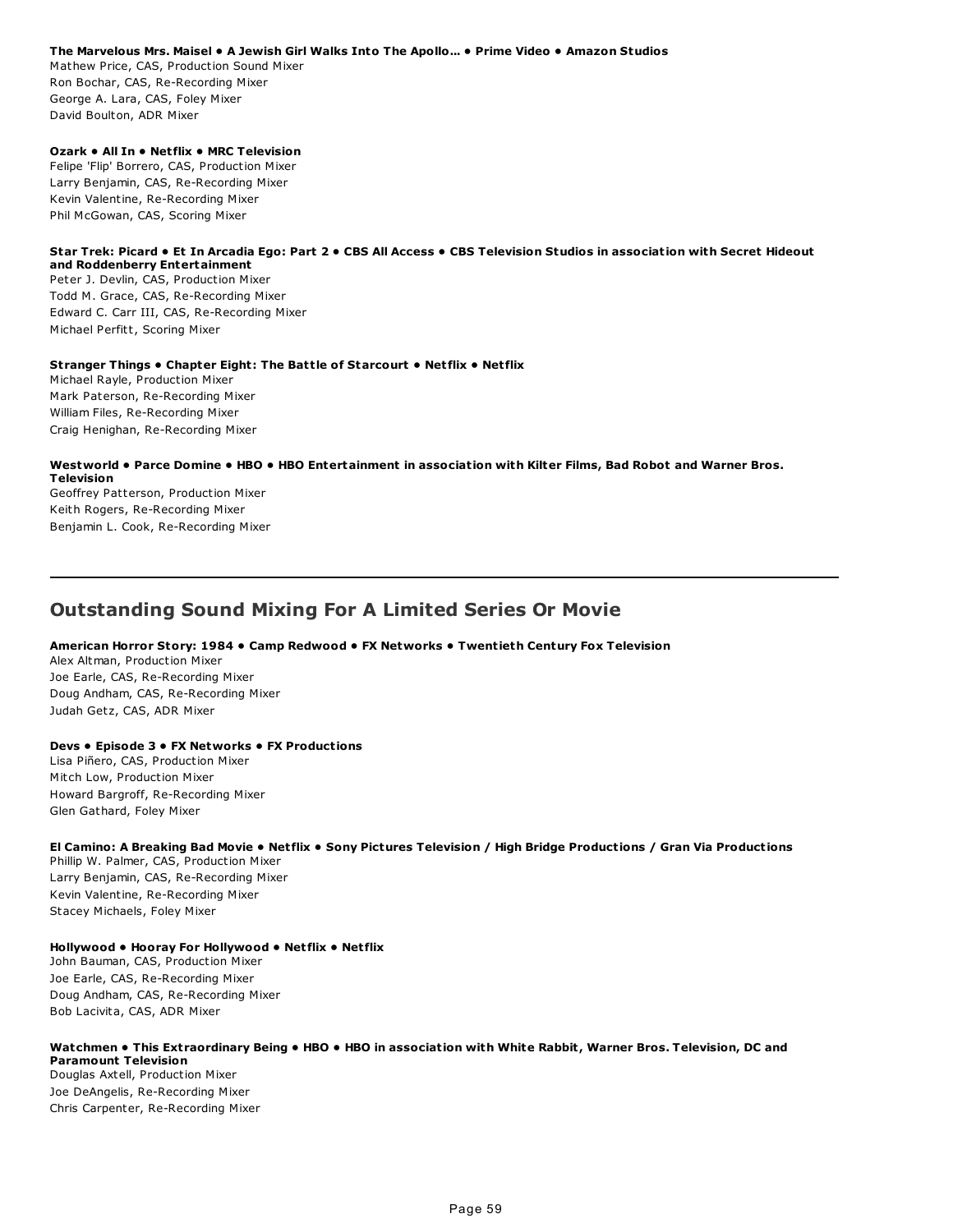**The Marvelous Mrs. Maisel • A Jewish Girl Walks Into The Apollo... • Prime Video • Amazon Studios**
Mathew Price, CAS, Production Sound Mixer
Ron Bochar, CAS, Re-Recording Mixer
George A. Lara, CAS, Foley Mixer
David Boulton, ADR Mixer

**Ozark • All In • Netflix • MRC Television**
Felipe 'Flip' Borrero, CAS, Production Mixer
Larry Benjamin, CAS, Re-Recording Mixer
Kevin Valentine, Re-Recording Mixer
Phil McGowan, CAS, Scoring Mixer

**Star Trek: Picard • Et In Arcadia Ego: Part 2 • CBS All Access • CBS Television Studios in association with Secret Hideout and Roddenberry Entertainment**
Peter J. Devlin, CAS, Production Mixer
Todd M. Grace, CAS, Re-Recording Mixer
Edward C. Carr III, CAS, Re-Recording Mixer
Michael Perfitt, Scoring Mixer

**Stranger Things • Chapter Eight: The Battle of Starcourt • Netflix • Netflix**
Michael Rayle, Production Mixer
Mark Paterson, Re-Recording Mixer
William Files, Re-Recording Mixer
Craig Henighan, Re-Recording Mixer

**Westworld • Parce Domine • HBO • HBO Entertainment in association with Kilter Films, Bad Robot and Warner Bros. Television**
Geoffrey Patterson, Production Mixer
Keith Rogers, Re-Recording Mixer
Benjamin L. Cook, Re-Recording Mixer

---

## Outstanding Sound Mixing For A Limited Series Or Movie

**American Horror Story: 1984 • Camp Redwood • FX Networks • Twentieth Century Fox Television**
Alex Altman, Production Mixer
Joe Earle, CAS, Re-Recording Mixer
Doug Andham, CAS, Re-Recording Mixer
Judah Getz, CAS, ADR Mixer

**Devs • Episode 3 • FX Networks • FX Productions**
Lisa Piñero, CAS, Production Mixer
Mitch Low, Production Mixer
Howard Bargroff, Re-Recording Mixer
Glen Gathard, Foley Mixer

**El Camino: A Breaking Bad Movie • Netflix • Sony Pictures Television / High Bridge Productions / Gran Via Productions**
Phillip W. Palmer, CAS, Production Mixer
Larry Benjamin, CAS, Re-Recording Mixer
Kevin Valentine, Re-Recording Mixer
Stacey Michaels, Foley Mixer

**Hollywood • Hooray For Hollywood • Netflix • Netflix**
John Bauman, CAS, Production Mixer
Joe Earle, CAS, Re-Recording Mixer
Doug Andham, CAS, Re-Recording Mixer
Bob Lacivita, CAS, ADR Mixer

**Watchmen • This Extraordinary Being • HBO • HBO in association with White Rabbit, Warner Bros. Television, DC and Paramount Television**
Douglas Axtell, Production Mixer
Joe DeAngelis, Re-Recording Mixer
Chris Carpenter, Re-Recording Mixer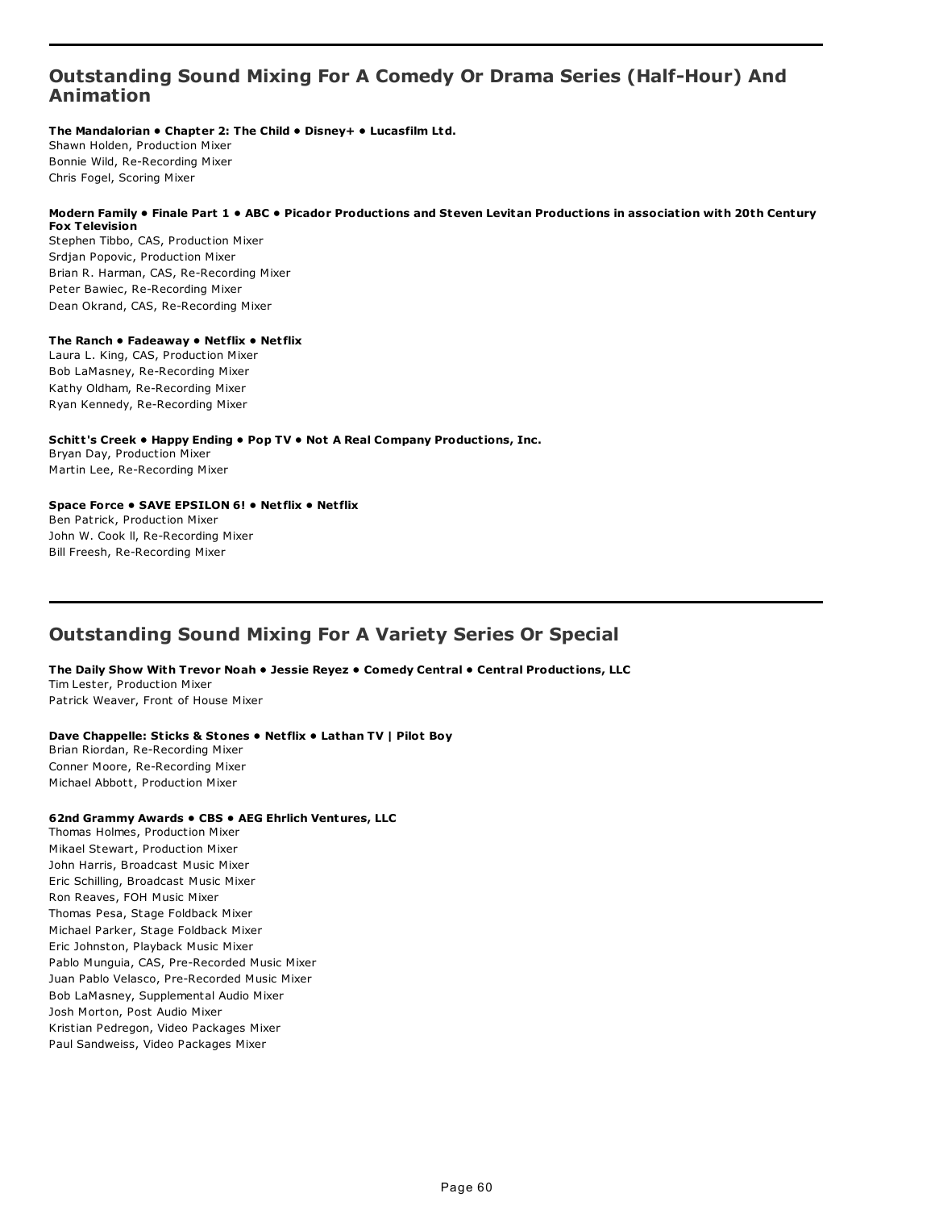## Outstanding Sound Mixing For A Comedy Or Drama Series (Half-Hour) And Animation

**The Mandalorian • Chapter 2: The Child • Disney+ • Lucasfilm Ltd.**
Shawn Holden, Production Mixer
Bonnie Wild, Re-Recording Mixer
Chris Fogel, Scoring Mixer

**Modern Family • Finale Part 1 • ABC • Picador Productions and Steven Levitan Productions in association with 20th Century Fox Television**
Stephen Tibbo, CAS, Production Mixer
Srdjan Popovic, Production Mixer
Brian R. Harman, CAS, Re-Recording Mixer
Peter Bawiec, Re-Recording Mixer
Dean Okrand, CAS, Re-Recording Mixer

**The Ranch • Fadeaway • Netflix • Netflix**
Laura L. King, CAS, Production Mixer
Bob LaMasney, Re-Recording Mixer
Kathy Oldham, Re-Recording Mixer
Ryan Kennedy, Re-Recording Mixer

**Schitt's Creek • Happy Ending • Pop TV • Not A Real Company Productions, Inc.**
Bryan Day, Production Mixer
Martin Lee, Re-Recording Mixer

**Space Force • SAVE EPSILON 6! • Netflix • Netflix**
Ben Patrick, Production Mixer
John W. Cook ll, Re-Recording Mixer
Bill Freesh, Re-Recording Mixer

## Outstanding Sound Mixing For A Variety Series Or Special

**The Daily Show With Trevor Noah • Jessie Reyez • Comedy Central • Central Productions, LLC**
Tim Lester, Production Mixer
Patrick Weaver, Front of House Mixer

**Dave Chappelle: Sticks & Stones • Netflix • Lathan TV | Pilot Boy**
Brian Riordan, Re-Recording Mixer
Conner Moore, Re-Recording Mixer
Michael Abbott, Production Mixer

**62nd Grammy Awards • CBS • AEG Ehrlich Ventures, LLC**
Thomas Holmes, Production Mixer
Mikael Stewart, Production Mixer
John Harris, Broadcast Music Mixer
Eric Schilling, Broadcast Music Mixer
Ron Reaves, FOH Music Mixer
Thomas Pesa, Stage Foldback Mixer
Michael Parker, Stage Foldback Mixer
Eric Johnston, Playback Music Mixer
Pablo Munguia, CAS, Pre-Recorded Music Mixer
Juan Pablo Velasco, Pre-Recorded Music Mixer
Bob LaMasney, Supplemental Audio Mixer
Josh Morton, Post Audio Mixer
Kristian Pedregon, Video Packages Mixer
Paul Sandweiss, Video Packages Mixer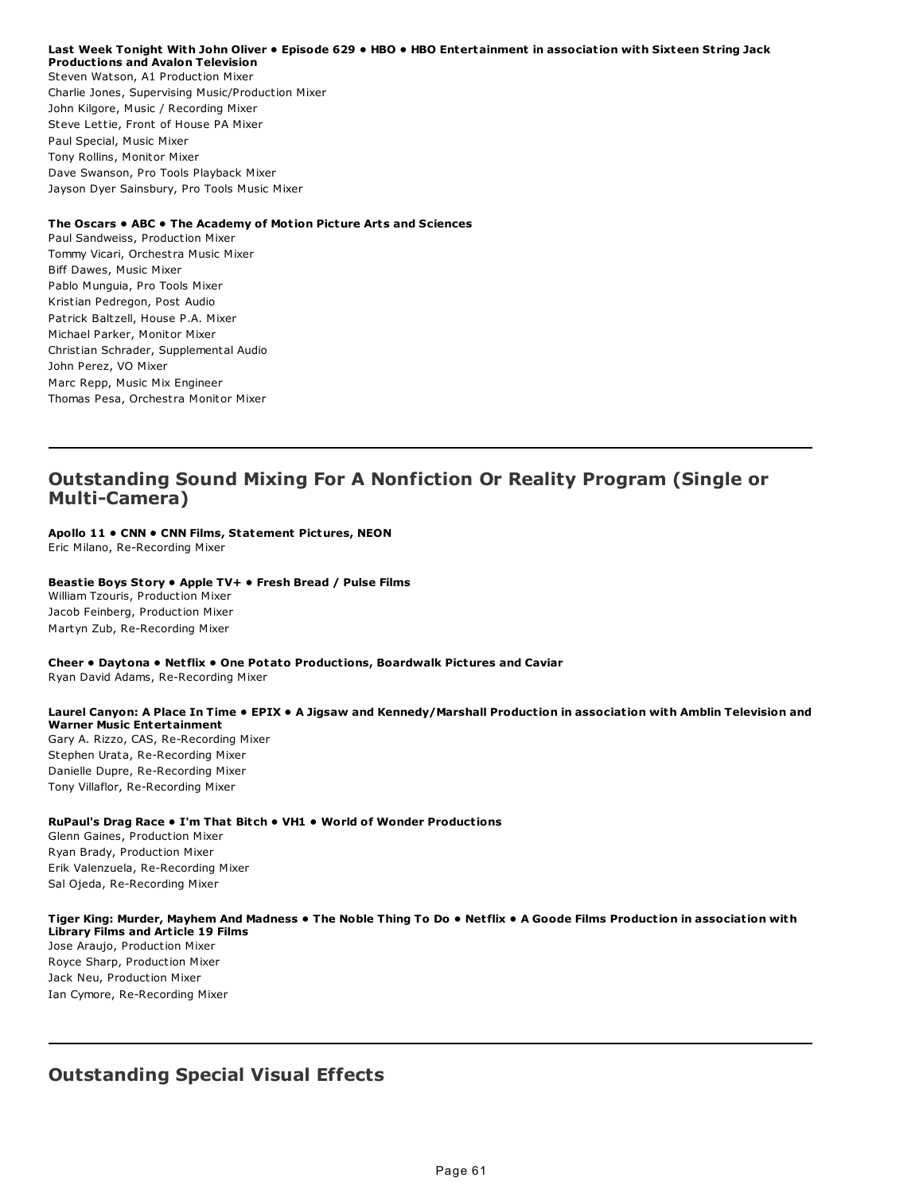**Last Week Tonight With John Oliver • Episode 629 • HBO • HBO Entertainment in association with Sixteen String Jack Productions and Avalon Television**
Steven Watson, A1 Production Mixer
Charlie Jones, Supervising Music/Production Mixer
John Kilgore, Music / Recording Mixer
Steve Lettie, Front of House PA Mixer
Paul Special, Music Mixer
Tony Rollins, Monitor Mixer
Dave Swanson, Pro Tools Playback Mixer
Jayson Dyer Sainsbury, Pro Tools Music Mixer

**The Oscars • ABC • The Academy of Motion Picture Arts and Sciences**
Paul Sandweiss, Production Mixer
Tommy Vicari, Orchestra Music Mixer
Biff Dawes, Music Mixer
Pablo Munguia, Pro Tools Mixer
Kristian Pedregon, Post Audio
Patrick Baltzell, House P.A. Mixer
Michael Parker, Monitor Mixer
Christian Schrader, Supplemental Audio
John Perez, VO Mixer
Marc Repp, Music Mix Engineer
Thomas Pesa, Orchestra Monitor Mixer

---

## Outstanding Sound Mixing For A Nonfiction Or Reality Program (Single or Multi-Camera)

**Apollo 11 • CNN • CNN Films, Statement Pictures, NEON**
Eric Milano, Re-Recording Mixer

**Beastie Boys Story • Apple TV+ • Fresh Bread / Pulse Films**
William Tzouris, Production Mixer
Jacob Feinberg, Production Mixer
Martyn Zub, Re-Recording Mixer

**Cheer • Daytona • Netflix • One Potato Productions, Boardwalk Pictures and Caviar**
Ryan David Adams, Re-Recording Mixer

**Laurel Canyon: A Place In Time • EPIX • A Jigsaw and Kennedy/Marshall Production in association with Amblin Television and Warner Music Entertainment**
Gary A. Rizzo, CAS, Re-Recording Mixer
Stephen Urata, Re-Recording Mixer
Danielle Dupre, Re-Recording Mixer
Tony Villaflor, Re-Recording Mixer

**RuPaul's Drag Race • I'm That Bitch • VH1 • World of Wonder Productions**
Glenn Gaines, Production Mixer
Ryan Brady, Production Mixer
Erik Valenzuela, Re-Recording Mixer
Sal Ojeda, Re-Recording Mixer

**Tiger King: Murder, Mayhem And Madness • The Noble Thing To Do • Netflix • A Goode Films Production in association with Library Films and Article 19 Films**
Jose Araujo, Production Mixer
Royce Sharp, Production Mixer
Jack Neu, Production Mixer
Ian Cymore, Re-Recording Mixer

---

## Outstanding Special Visual Effects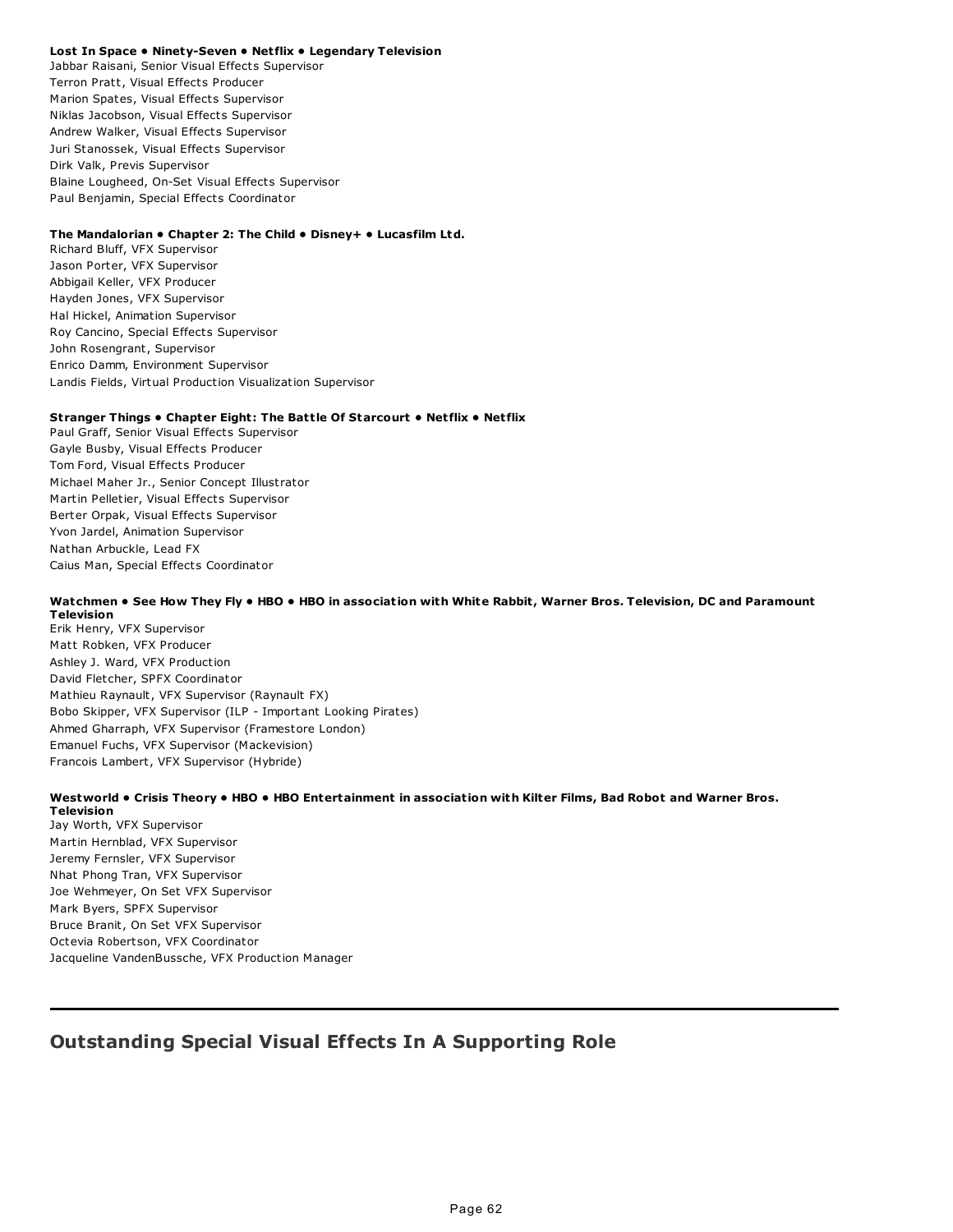**Lost In Space • Ninety-Seven • Netflix • Legendary Television**

Jabbar Raisani, Senior Visual Effects Supervisor
Terron Pratt, Visual Effects Producer
Marion Spates, Visual Effects Supervisor
Niklas Jacobson, Visual Effects Supervisor
Andrew Walker, Visual Effects Supervisor
Juri Stanossek, Visual Effects Supervisor
Dirk Valk, Previs Supervisor
Blaine Lougheed, On-Set Visual Effects Supervisor
Paul Benjamin, Special Effects Coordinator

**The Mandalorian • Chapter 2: The Child • Disney+ • Lucasfilm Ltd.**

Richard Bluff, VFX Supervisor
Jason Porter, VFX Supervisor
Abbigail Keller, VFX Producer
Hayden Jones, VFX Supervisor
Hal Hickel, Animation Supervisor
Roy Cancino, Special Effects Supervisor
John Rosengrant, Supervisor
Enrico Damm, Environment Supervisor
Landis Fields, Virtual Production Visualization Supervisor

**Stranger Things • Chapter Eight: The Battle Of Starcourt • Netflix • Netflix**

Paul Graff, Senior Visual Effects Supervisor
Gayle Busby, Visual Effects Producer
Tom Ford, Visual Effects Producer
Michael Maher Jr., Senior Concept Illustrator
Martin Pelletier, Visual Effects Supervisor
Berter Orpak, Visual Effects Supervisor
Yvon Jardel, Animation Supervisor
Nathan Arbuckle, Lead FX
Caius Man, Special Effects Coordinator

**Watchmen • See How They Fly • HBO • HBO in association with White Rabbit, Warner Bros. Television, DC and Paramount Television**

Erik Henry, VFX Supervisor
Matt Robken, VFX Producer
Ashley J. Ward, VFX Production
David Fletcher, SPFX Coordinator
Mathieu Raynault, VFX Supervisor (Raynault FX)
Bobo Skipper, VFX Supervisor (ILP - Important Looking Pirates)
Ahmed Gharraph, VFX Supervisor (Framestore London)
Emanuel Fuchs, VFX Supervisor (Mackevision)
Francois Lambert, VFX Supervisor (Hybride)

**Westworld • Crisis Theory • HBO • HBO Entertainment in association with Kilter Films, Bad Robot and Warner Bros. Television**

Jay Worth, VFX Supervisor
Martin Hernblad, VFX Supervisor
Jeremy Fernsler, VFX Supervisor
Nhat Phong Tran, VFX Supervisor
Joe Wehmeyer, On Set VFX Supervisor
Mark Byers, SPFX Supervisor
Bruce Branit, On Set VFX Supervisor
Octevia Robertson, VFX Coordinator
Jacqueline VandenBussche, VFX Production Manager

---

## Outstanding Special Visual Effects In A Supporting Role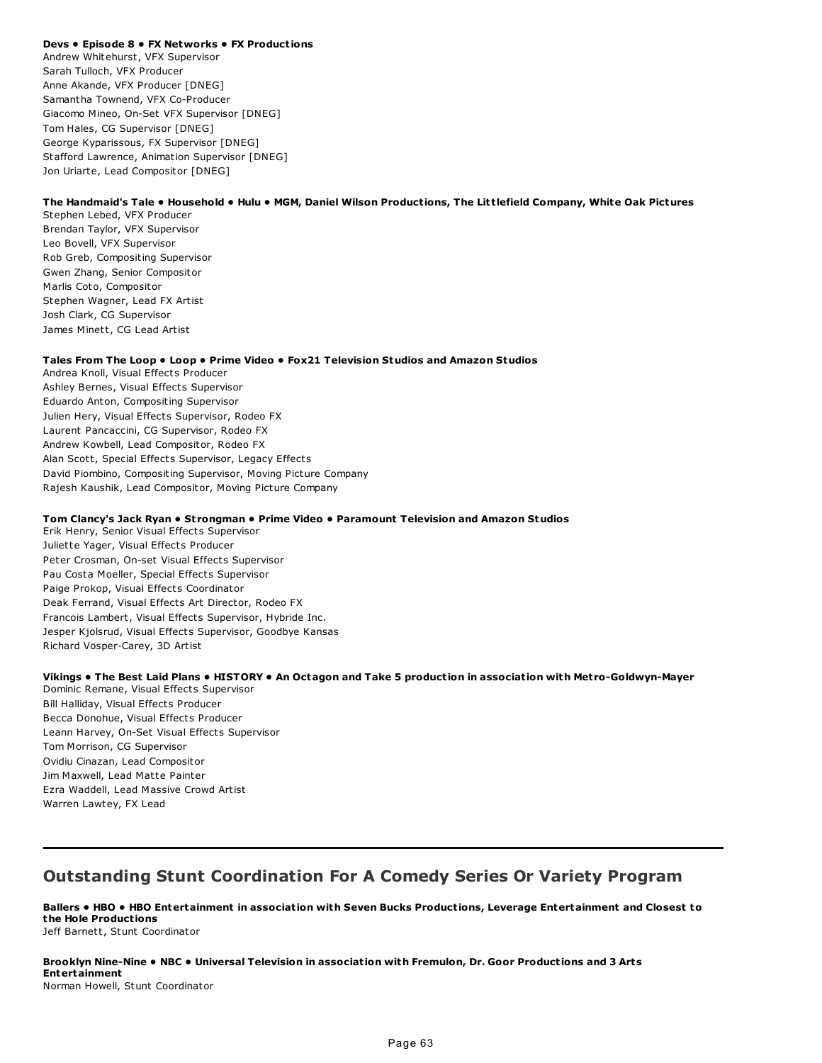**Devs • Episode 8 • FX Networks • FX Productions**
Andrew Whitehurst, VFX Supervisor
Sarah Tulloch, VFX Producer
Anne Akande, VFX Producer [DNEG]
Samantha Townend, VFX Co-Producer
Giacomo Mineo, On-Set VFX Supervisor [DNEG]
Tom Hales, CG Supervisor [DNEG]
George Kyparissous, FX Supervisor [DNEG]
Stafford Lawrence, Animation Supervisor [DNEG]
Jon Uriarte, Lead Compositor [DNEG]

**The Handmaid's Tale • Household • Hulu • MGM, Daniel Wilson Productions, The Littlefield Company, White Oak Pictures**
Stephen Lebed, VFX Producer
Brendan Taylor, VFX Supervisor
Leo Bovell, VFX Supervisor
Rob Greb, Compositing Supervisor
Gwen Zhang, Senior Compositor
Marlis Coto, Compositor
Stephen Wagner, Lead FX Artist
Josh Clark, CG Supervisor
James Minett, CG Lead Artist

**Tales From The Loop • Loop • Prime Video • Fox21 Television Studios and Amazon Studios**
Andrea Knoll, Visual Effects Producer
Ashley Bernes, Visual Effects Supervisor
Eduardo Anton, Compositing Supervisor
Julien Hery, Visual Effects Supervisor, Rodeo FX
Laurent Pancaccini, CG Supervisor, Rodeo FX
Andrew Kowbell, Lead Compositor, Rodeo FX
Alan Scott, Special Effects Supervisor, Legacy Effects
David Piombino, Compositing Supervisor, Moving Picture Company
Rajesh Kaushik, Lead Compositor, Moving Picture Company

**Tom Clancy's Jack Ryan • Strongman • Prime Video • Paramount Television and Amazon Studios**
Erik Henry, Senior Visual Effects Supervisor
Juliette Yager, Visual Effects Producer
Peter Crosman, On-set Visual Effects Supervisor
Pau Costa Moeller, Special Effects Supervisor
Paige Prokop, Visual Effects Coordinator
Deak Ferrand, Visual Effects Art Director, Rodeo FX
Francois Lambert, Visual Effects Supervisor, Hybride Inc.
Jesper Kjolsrud, Visual Effects Supervisor, Goodbye Kansas
Richard Vosper-Carey, 3D Artist

**Vikings • The Best Laid Plans • HISTORY • An Octagon and Take 5 production in association with Metro-Goldwyn-Mayer**
Dominic Remane, Visual Effects Supervisor
Bill Halliday, Visual Effects Producer
Becca Donohue, Visual Effects Producer
Leann Harvey, On-Set Visual Effects Supervisor
Tom Morrison, CG Supervisor
Ovidiu Cinazan, Lead Compositor
Jim Maxwell, Lead Matte Painter
Ezra Waddell, Lead Massive Crowd Artist
Warren Lawtey, FX Lead

---

## Outstanding Stunt Coordination For A Comedy Series Or Variety Program

**Ballers • HBO • HBO Entertainment in association with Seven Bucks Productions, Leverage Entertainment and Closest to the Hole Productions**
Jeff Barnett, Stunt Coordinator

**Brooklyn Nine-Nine • NBC • Universal Television in association with Fremulon, Dr. Goor Productions and 3 Arts Entertainment**
Norman Howell, Stunt Coordinator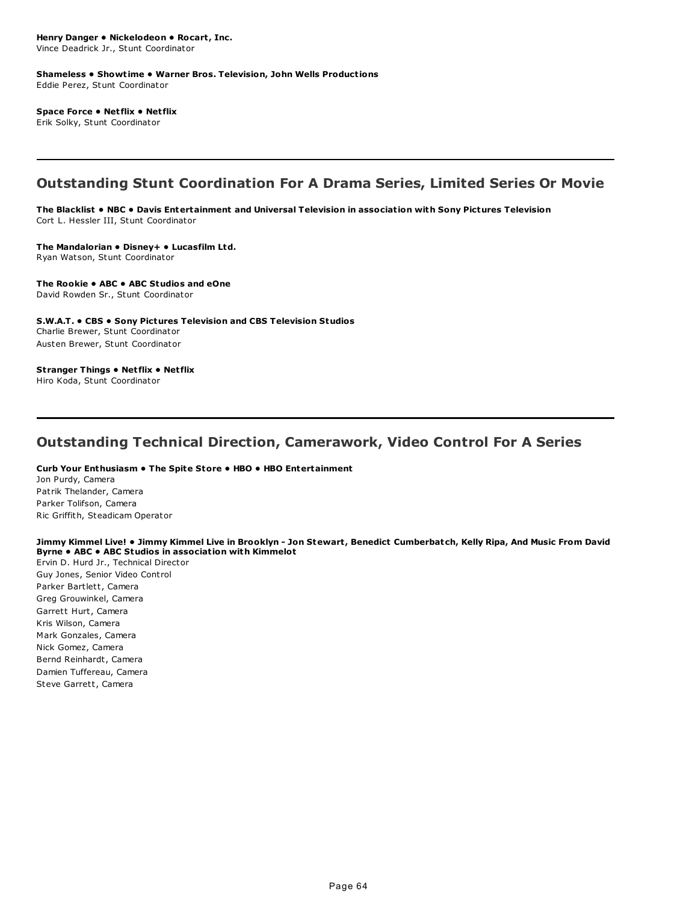**Henry Danger • Nickelodeon • Rocart, Inc.**
Vince Deadrick Jr., Stunt Coordinator

**Shameless • Showtime • Warner Bros. Television, John Wells Productions**
Eddie Perez, Stunt Coordinator

**Space Force • Netflix • Netflix**
Erik Solky, Stunt Coordinator

---

## Outstanding Stunt Coordination For A Drama Series, Limited Series Or Movie

**The Blacklist • NBC • Davis Entertainment and Universal Television in association with Sony Pictures Television**
Cort L. Hessler III, Stunt Coordinator

**The Mandalorian • Disney+ • Lucasfilm Ltd.**
Ryan Watson, Stunt Coordinator

**The Rookie • ABC • ABC Studios and eOne**
David Rowden Sr., Stunt Coordinator

**S.W.A.T. • CBS • Sony Pictures Television and CBS Television Studios**
Charlie Brewer, Stunt Coordinator
Austen Brewer, Stunt Coordinator

**Stranger Things • Netflix • Netflix**
Hiro Koda, Stunt Coordinator

---

## Outstanding Technical Direction, Camerawork, Video Control For A Series

**Curb Your Enthusiasm • The Spite Store • HBO • HBO Entertainment**
Jon Purdy, Camera
Patrik Thelander, Camera
Parker Tolifson, Camera
Ric Griffith, Steadicam Operator

**Jimmy Kimmel Live! • Jimmy Kimmel Live in Brooklyn - Jon Stewart, Benedict Cumberbatch, Kelly Ripa, And Music From David Byrne • ABC • ABC Studios in association with Kimmelot**
Ervin D. Hurd Jr., Technical Director
Guy Jones, Senior Video Control
Parker Bartlett, Camera
Greg Grouwinkel, Camera
Garrett Hurt, Camera
Kris Wilson, Camera
Mark Gonzales, Camera
Nick Gomez, Camera
Bernd Reinhardt, Camera
Damien Tuffereau, Camera
Steve Garrett, Camera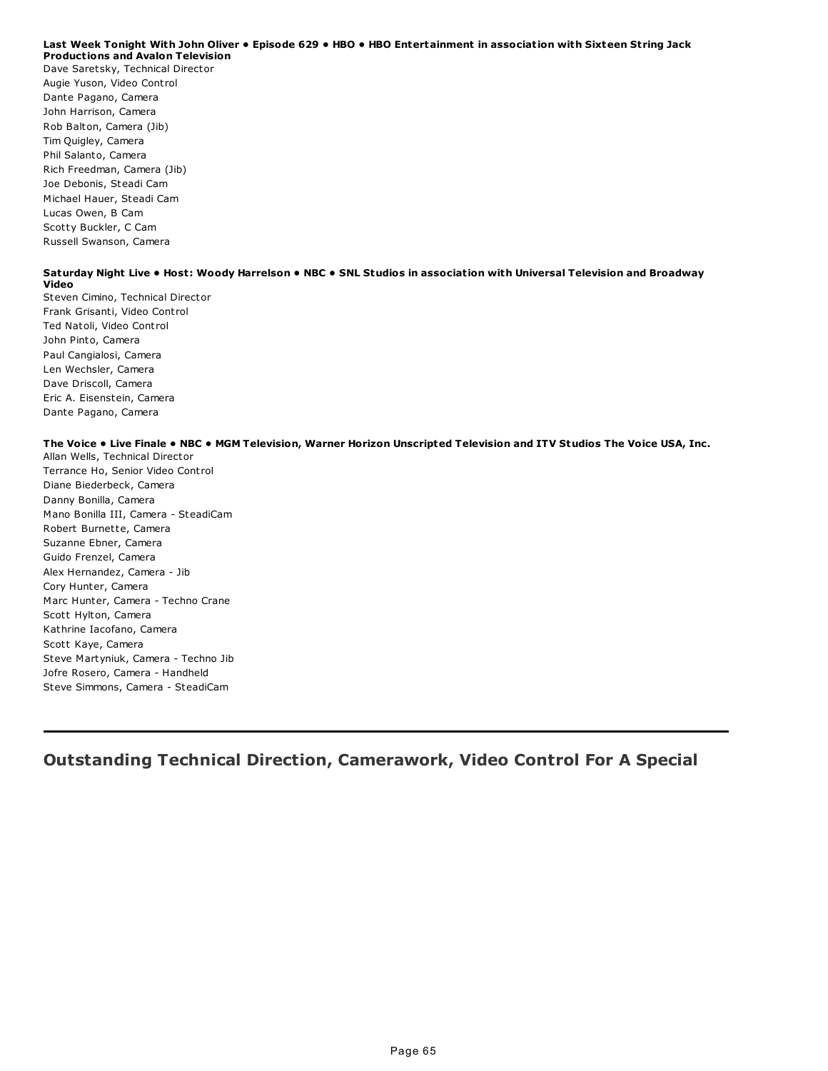**Last Week Tonight With John Oliver • Episode 629 • HBO • HBO Entertainment in association with Sixteen String Jack Productions and Avalon Television**

Dave Saretsky, Technical Director
Augie Yuson, Video Control
Dante Pagano, Camera
John Harrison, Camera
Rob Balton, Camera (Jib)
Tim Quigley, Camera
Phil Salanto, Camera
Rich Freedman, Camera (Jib)
Joe Debonis, Steadi Cam
Michael Hauer, Steadi Cam
Lucas Owen, B Cam
Scotty Buckler, C Cam
Russell Swanson, Camera

**Saturday Night Live • Host: Woody Harrelson • NBC • SNL Studios in association with Universal Television and Broadway Video**

Steven Cimino, Technical Director
Frank Grisanti, Video Control
Ted Natoli, Video Control
John Pinto, Camera
Paul Cangialosi, Camera
Len Wechsler, Camera
Dave Driscoll, Camera
Eric A. Eisenstein, Camera
Dante Pagano, Camera

**The Voice • Live Finale • NBC • MGM Television, Warner Horizon Unscripted Television and ITV Studios The Voice USA, Inc.**

Allan Wells, Technical Director
Terrance Ho, Senior Video Control
Diane Biederbeck, Camera
Danny Bonilla, Camera
Mano Bonilla III, Camera - SteadiCam
Robert Burnette, Camera
Suzanne Ebner, Camera
Guido Frenzel, Camera
Alex Hernandez, Camera - Jib
Cory Hunter, Camera
Marc Hunter, Camera - Techno Crane
Scott Hylton, Camera
Kathrine Iacofano, Camera
Scott Kaye, Camera
Steve Martyniuk, Camera - Techno Jib
Jofre Rosero, Camera - Handheld
Steve Simmons, Camera - SteadiCam

---

## Outstanding Technical Direction, Camerawork, Video Control For A Special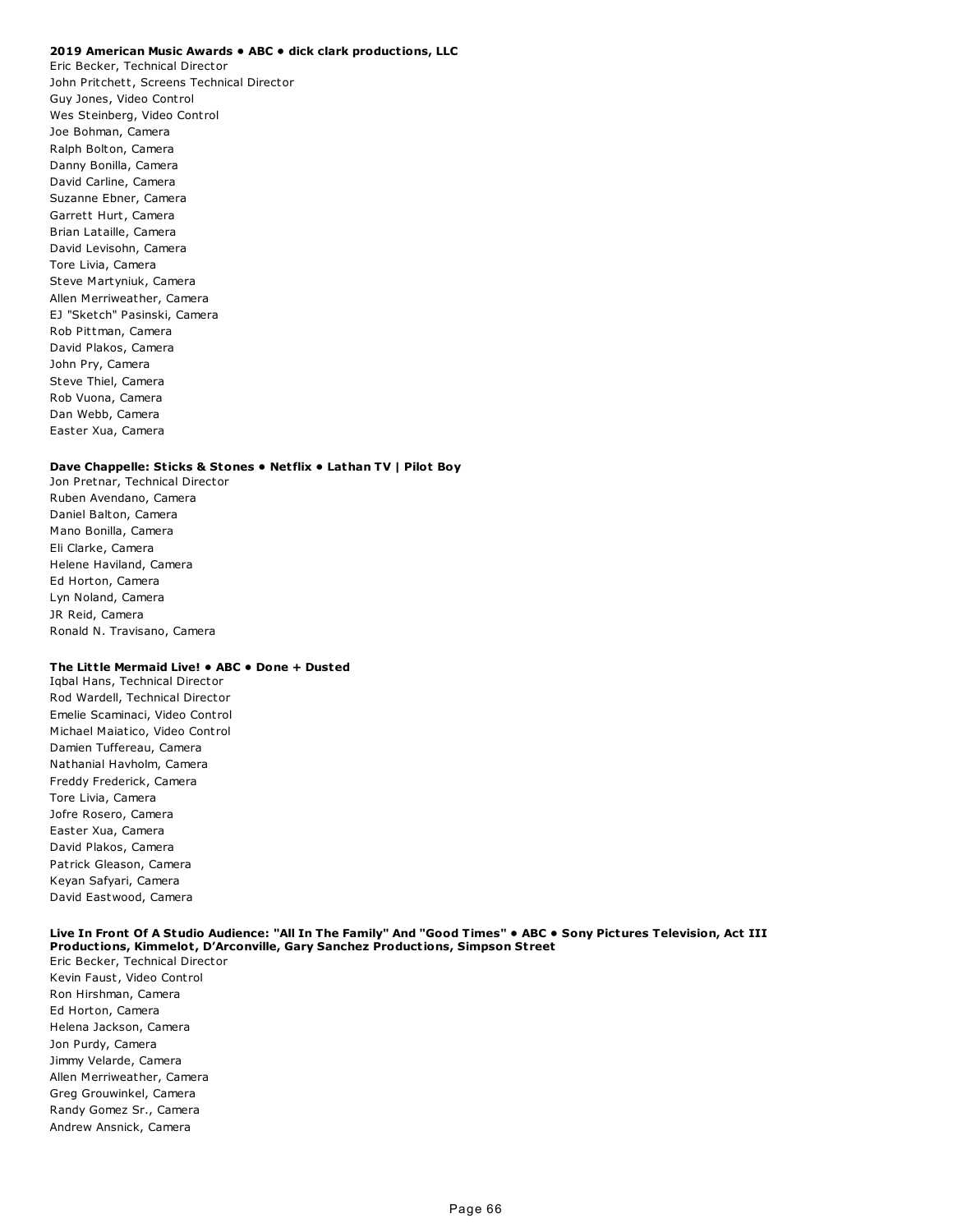**2019 American Music Awards • ABC • dick clark productions, LLC**

Eric Becker, Technical Director
John Pritchett, Screens Technical Director
Guy Jones, Video Control
Wes Steinberg, Video Control
Joe Bohman, Camera
Ralph Bolton, Camera
Danny Bonilla, Camera
David Carline, Camera
Suzanne Ebner, Camera
Garrett Hurt, Camera
Brian Lataille, Camera
David Levisohn, Camera
Tore Livia, Camera
Steve Martyniuk, Camera
Allen Merriweather, Camera
EJ "Sketch" Pasinski, Camera
Rob Pittman, Camera
David Plakos, Camera
John Pry, Camera
Steve Thiel, Camera
Rob Vuona, Camera
Dan Webb, Camera
Easter Xua, Camera

**Dave Chappelle: Sticks & Stones • Netflix • Lathan TV | Pilot Boy**

Jon Pretnar, Technical Director
Ruben Avendano, Camera
Daniel Balton, Camera
Mano Bonilla, Camera
Eli Clarke, Camera
Helene Haviland, Camera
Ed Horton, Camera
Lyn Noland, Camera
JR Reid, Camera
Ronald N. Travisano, Camera

**The Little Mermaid Live! • ABC • Done + Dusted**

Iqbal Hans, Technical Director
Rod Wardell, Technical Director
Emelie Scaminaci, Video Control
Michael Maiatico, Video Control
Damien Tuffereau, Camera
Nathanial Havholm, Camera
Freddy Frederick, Camera
Tore Livia, Camera
Jofre Rosero, Camera
Easter Xua, Camera
David Plakos, Camera
Patrick Gleason, Camera
Keyan Safyari, Camera
David Eastwood, Camera

**Live In Front Of A Studio Audience: "All In The Family" And "Good Times" • ABC • Sony Pictures Television, Act III Productions, Kimmelot, D'Arconville, Gary Sanchez Productions, Simpson Street**

Eric Becker, Technical Director
Kevin Faust, Video Control
Ron Hirshman, Camera
Ed Horton, Camera
Helena Jackson, Camera
Jon Purdy, Camera
Jimmy Velarde, Camera
Allen Merriweather, Camera
Greg Grouwinkel, Camera
Randy Gomez Sr., Camera
Andrew Ansnick, Camera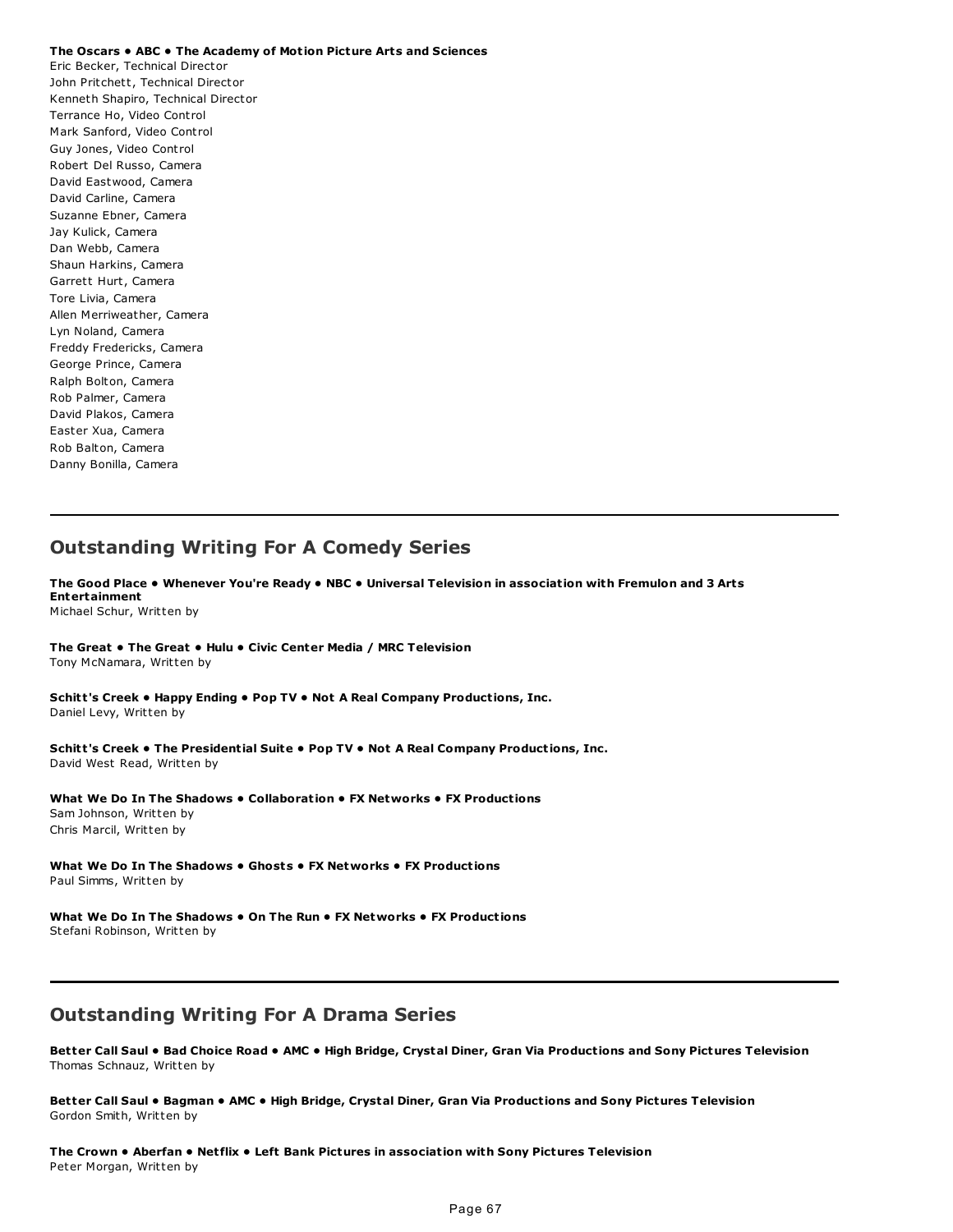**The Oscars • ABC • The Academy of Motion Picture Arts and Sciences**
Eric Becker, Technical Director
John Pritchett, Technical Director
Kenneth Shapiro, Technical Director
Terrance Ho, Video Control
Mark Sanford, Video Control
Guy Jones, Video Control
Robert Del Russo, Camera
David Eastwood, Camera
David Carline, Camera
Suzanne Ebner, Camera
Jay Kulick, Camera
Dan Webb, Camera
Shaun Harkins, Camera
Garrett Hurt, Camera
Tore Livia, Camera
Allen Merriweather, Camera
Lyn Noland, Camera
Freddy Fredericks, Camera
George Prince, Camera
Ralph Bolton, Camera
Rob Palmer, Camera
David Plakos, Camera
Easter Xua, Camera
Rob Balton, Camera
Danny Bonilla, Camera

---

## Outstanding Writing For A Comedy Series

**The Good Place • Whenever You're Ready • NBC • Universal Television in association with Fremulon and 3 Arts Entertainment**
Michael Schur, Written by

**The Great • The Great • Hulu • Civic Center Media / MRC Television**
Tony McNamara, Written by

**Schitt's Creek • Happy Ending • Pop TV • Not A Real Company Productions, Inc.**
Daniel Levy, Written by

**Schitt's Creek • The Presidential Suite • Pop TV • Not A Real Company Productions, Inc.**
David West Read, Written by

**What We Do In The Shadows • Collaboration • FX Networks • FX Productions**
Sam Johnson, Written by
Chris Marcil, Written by

**What We Do In The Shadows • Ghosts • FX Networks • FX Productions**
Paul Simms, Written by

**What We Do In The Shadows • On The Run • FX Networks • FX Productions**
Stefani Robinson, Written by

---

## Outstanding Writing For A Drama Series

**Better Call Saul • Bad Choice Road • AMC • High Bridge, Crystal Diner, Gran Via Productions and Sony Pictures Television**
Thomas Schnauz, Written by

**Better Call Saul • Bagman • AMC • High Bridge, Crystal Diner, Gran Via Productions and Sony Pictures Television**
Gordon Smith, Written by

**The Crown • Aberfan • Netflix • Left Bank Pictures in association with Sony Pictures Television**
Peter Morgan, Written by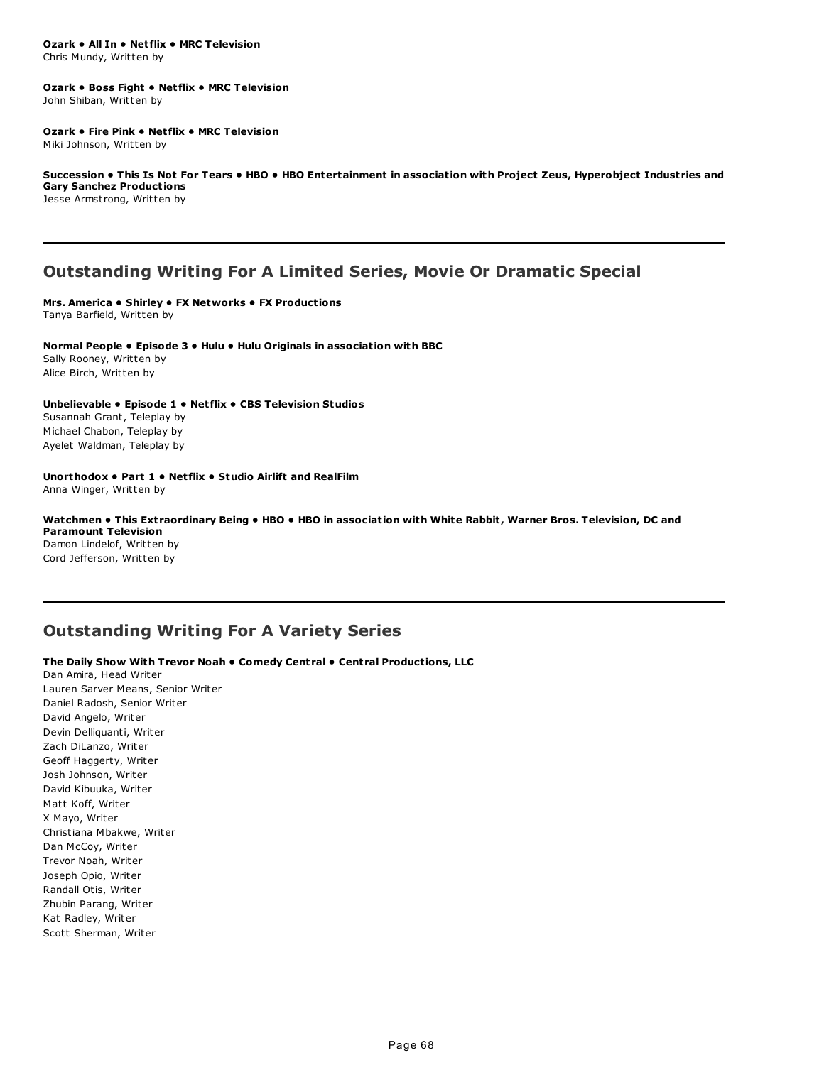**Ozark • All In • Netflix • MRC Television**
Chris Mundy, Written by

**Ozark • Boss Fight • Netflix • MRC Television**
John Shiban, Written by

**Ozark • Fire Pink • Netflix • MRC Television**
Miki Johnson, Written by

**Succession • This Is Not For Tears • HBO • HBO Entertainment in association with Project Zeus, Hyperobject Industries and Gary Sanchez Productions**
Jesse Armstrong, Written by

---

## Outstanding Writing For A Limited Series, Movie Or Dramatic Special

**Mrs. America • Shirley • FX Networks • FX Productions**
Tanya Barfield, Written by

**Normal People • Episode 3 • Hulu • Hulu Originals in association with BBC**
Sally Rooney, Written by
Alice Birch, Written by

**Unbelievable • Episode 1 • Netflix • CBS Television Studios**
Susannah Grant, Teleplay by
Michael Chabon, Teleplay by
Ayelet Waldman, Teleplay by

**Unorthodox • Part 1 • Netflix • Studio Airlift and RealFilm**
Anna Winger, Written by

**Watchmen • This Extraordinary Being • HBO • HBO in association with White Rabbit, Warner Bros. Television, DC and Paramount Television**
Damon Lindelof, Written by
Cord Jefferson, Written by

---

## Outstanding Writing For A Variety Series

**The Daily Show With Trevor Noah • Comedy Central • Central Productions, LLC**
Dan Amira, Head Writer
Lauren Sarver Means, Senior Writer
Daniel Radosh, Senior Writer
David Angelo, Writer
Devin Delliquanti, Writer
Zach DiLanzo, Writer
Geoff Haggerty, Writer
Josh Johnson, Writer
David Kibuuka, Writer
Matt Koff, Writer
X Mayo, Writer
Christiana Mbakwe, Writer
Dan McCoy, Writer
Trevor Noah, Writer
Joseph Opio, Writer
Randall Otis, Writer
Zhubin Parang, Writer
Kat Radley, Writer
Scott Sherman, Writer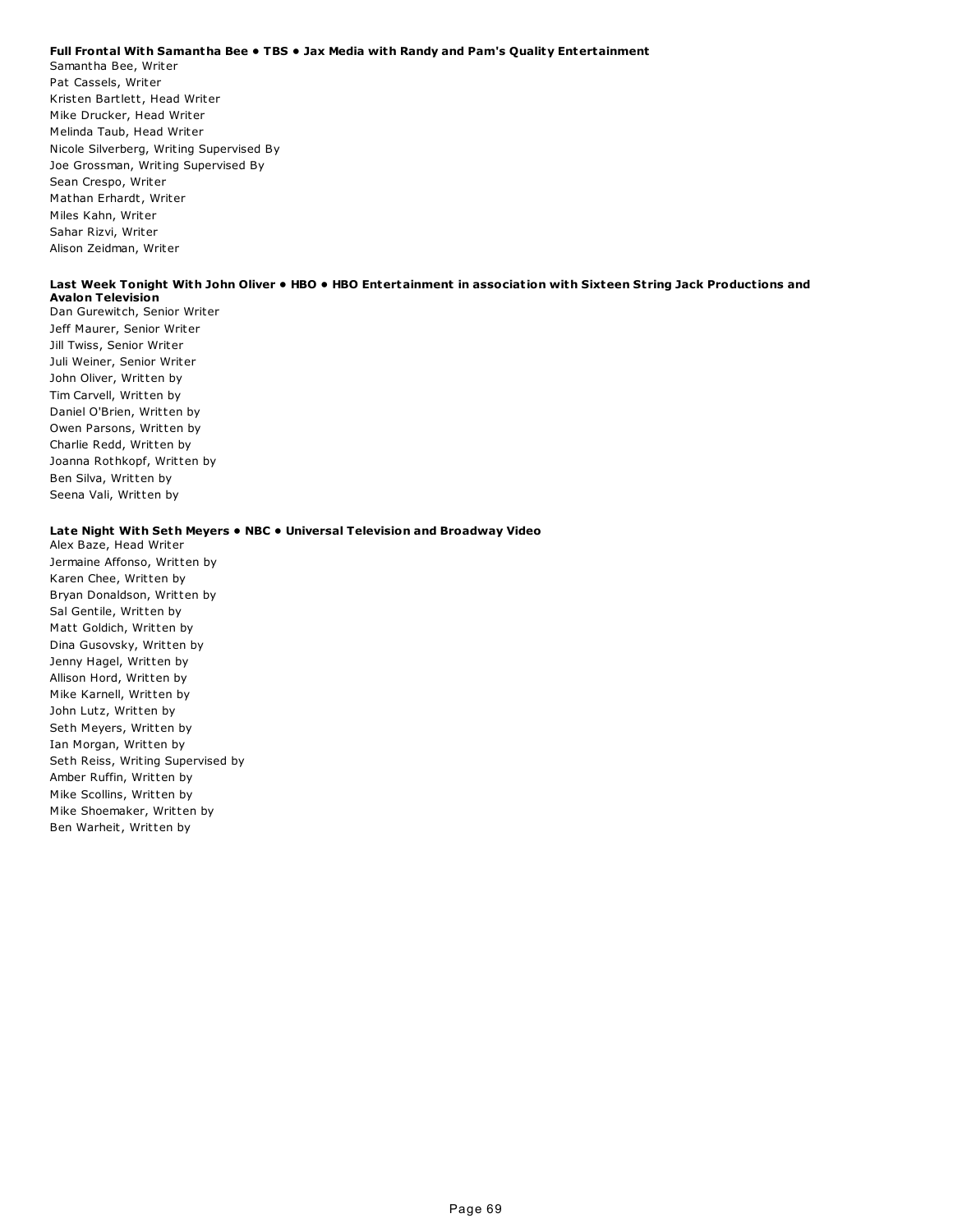**Full Frontal With Samantha Bee • TBS • Jax Media with Randy and Pam's Quality Entertainment**

Samantha Bee, Writer
Pat Cassels, Writer
Kristen Bartlett, Head Writer
Mike Drucker, Head Writer
Melinda Taub, Head Writer
Nicole Silverberg, Writing Supervised By
Joe Grossman, Writing Supervised By
Sean Crespo, Writer
Mathan Erhardt, Writer
Miles Kahn, Writer
Sahar Rizvi, Writer
Alison Zeidman, Writer

**Last Week Tonight With John Oliver • HBO • HBO Entertainment in association with Sixteen String Jack Productions and Avalon Television**

Dan Gurewitch, Senior Writer
Jeff Maurer, Senior Writer
Jill Twiss, Senior Writer
Juli Weiner, Senior Writer
John Oliver, Written by
Tim Carvell, Written by
Daniel O'Brien, Written by
Owen Parsons, Written by
Charlie Redd, Written by
Joanna Rothkopf, Written by
Ben Silva, Written by
Seena Vali, Written by

**Late Night With Seth Meyers • NBC • Universal Television and Broadway Video**

Alex Baze, Head Writer
Jermaine Affonso, Written by
Karen Chee, Written by
Bryan Donaldson, Written by
Sal Gentile, Written by
Matt Goldich, Written by
Dina Gusovsky, Written by
Jenny Hagel, Written by
Allison Hord, Written by
Mike Karnell, Written by
John Lutz, Written by
Seth Meyers, Written by
Ian Morgan, Written by
Seth Reiss, Writing Supervised by
Amber Ruffin, Written by
Mike Scollins, Written by
Mike Shoemaker, Written by
Ben Warheit, Written by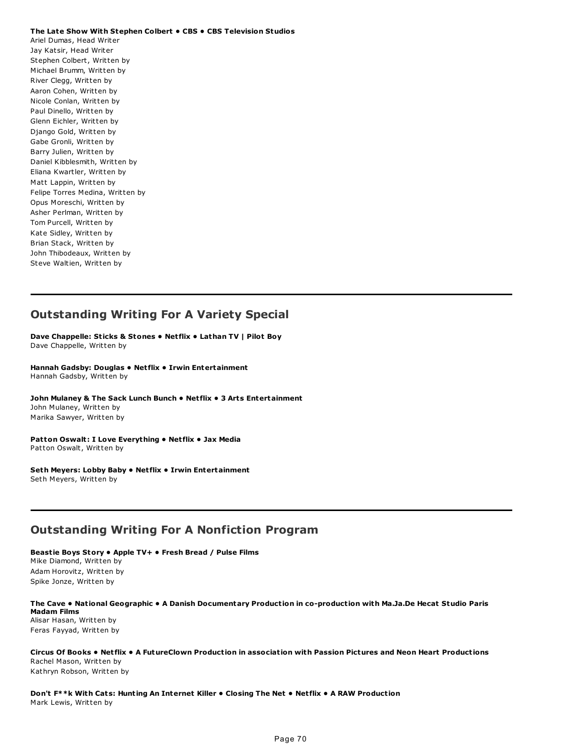**The Late Show With Stephen Colbert • CBS • CBS Television Studios**
Ariel Dumas, Head Writer
Jay Katsir, Head Writer
Stephen Colbert, Written by
Michael Brumm, Written by
River Clegg, Written by
Aaron Cohen, Written by
Nicole Conlan, Written by
Paul Dinello, Written by
Glenn Eichler, Written by
Django Gold, Written by
Gabe Gronli, Written by
Barry Julien, Written by
Daniel Kibblesmith, Written by
Eliana Kwartler, Written by
Matt Lappin, Written by
Felipe Torres Medina, Written by
Opus Moreschi, Written by
Asher Perlman, Written by
Tom Purcell, Written by
Kate Sidley, Written by
Brian Stack, Written by
John Thibodeaux, Written by
Steve Waltien, Written by

---

## Outstanding Writing For A Variety Special

**Dave Chappelle: Sticks & Stones • Netflix • Lathan TV | Pilot Boy**
Dave Chappelle, Written by

**Hannah Gadsby: Douglas • Netflix • Irwin Entertainment**
Hannah Gadsby, Written by

**John Mulaney & The Sack Lunch Bunch • Netflix • 3 Arts Entertainment**
John Mulaney, Written by
Marika Sawyer, Written by

**Patton Oswalt: I Love Everything • Netflix • Jax Media**
Patton Oswalt, Written by

**Seth Meyers: Lobby Baby • Netflix • Irwin Entertainment**
Seth Meyers, Written by

---

## Outstanding Writing For A Nonfiction Program

**Beastie Boys Story • Apple TV+ • Fresh Bread / Pulse Films**
Mike Diamond, Written by
Adam Horovitz, Written by
Spike Jonze, Written by

**The Cave • National Geographic • A Danish Documentary Production in co-production with Ma.Ja.De Hecat Studio Paris Madam Films**
Alisar Hasan, Written by
Feras Fayyad, Written by

**Circus Of Books • Netflix • A FutureClown Production in association with Passion Pictures and Neon Heart Productions**
Rachel Mason, Written by
Kathryn Robson, Written by

**Don't F**k With Cats: Hunting An Internet Killer • Closing The Net • Netflix • A RAW Production**
Mark Lewis, Written by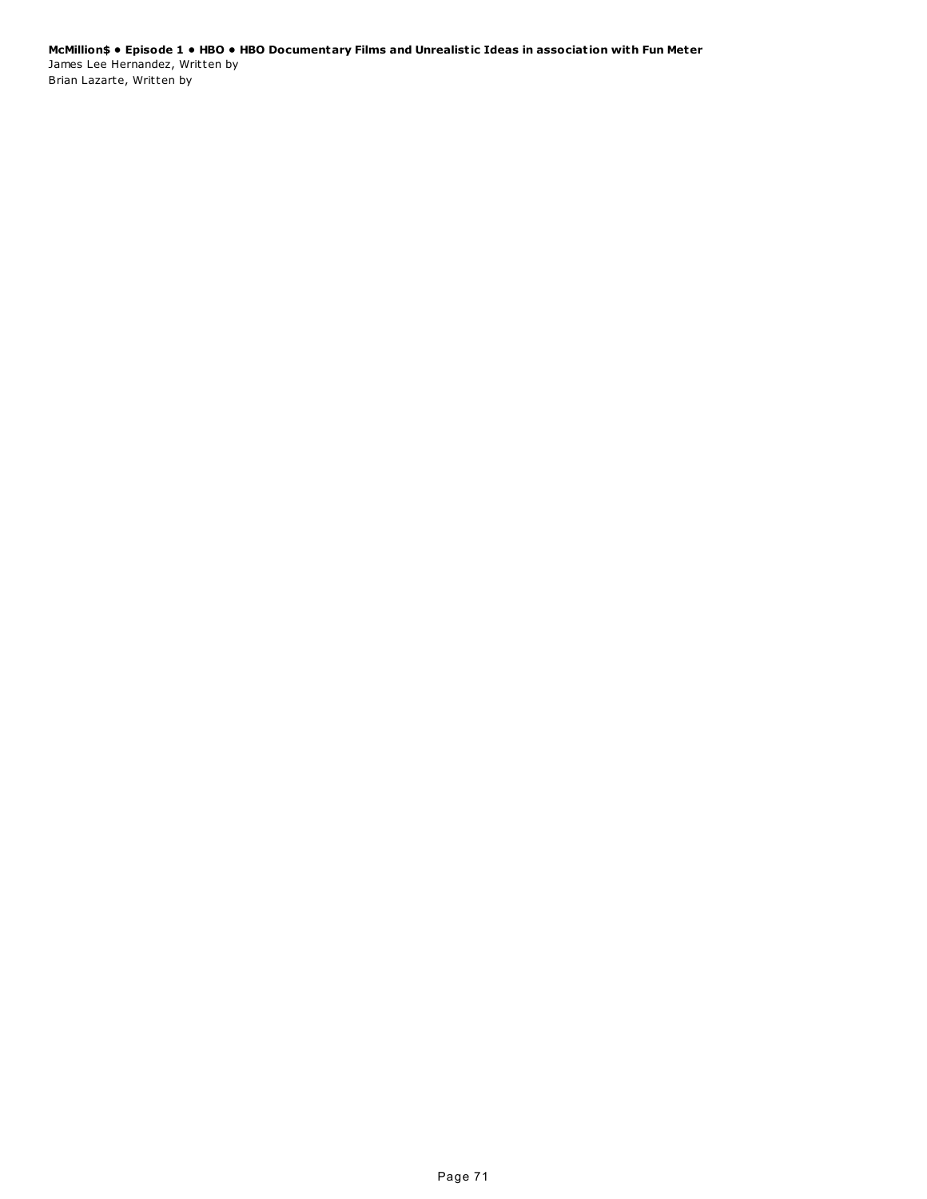**McMillion$ • Episode 1 • HBO • HBO Documentary Films and Unrealistic Ideas in association with Fun Meter**
James Lee Hernandez, Written by
Brian Lazarte, Written by